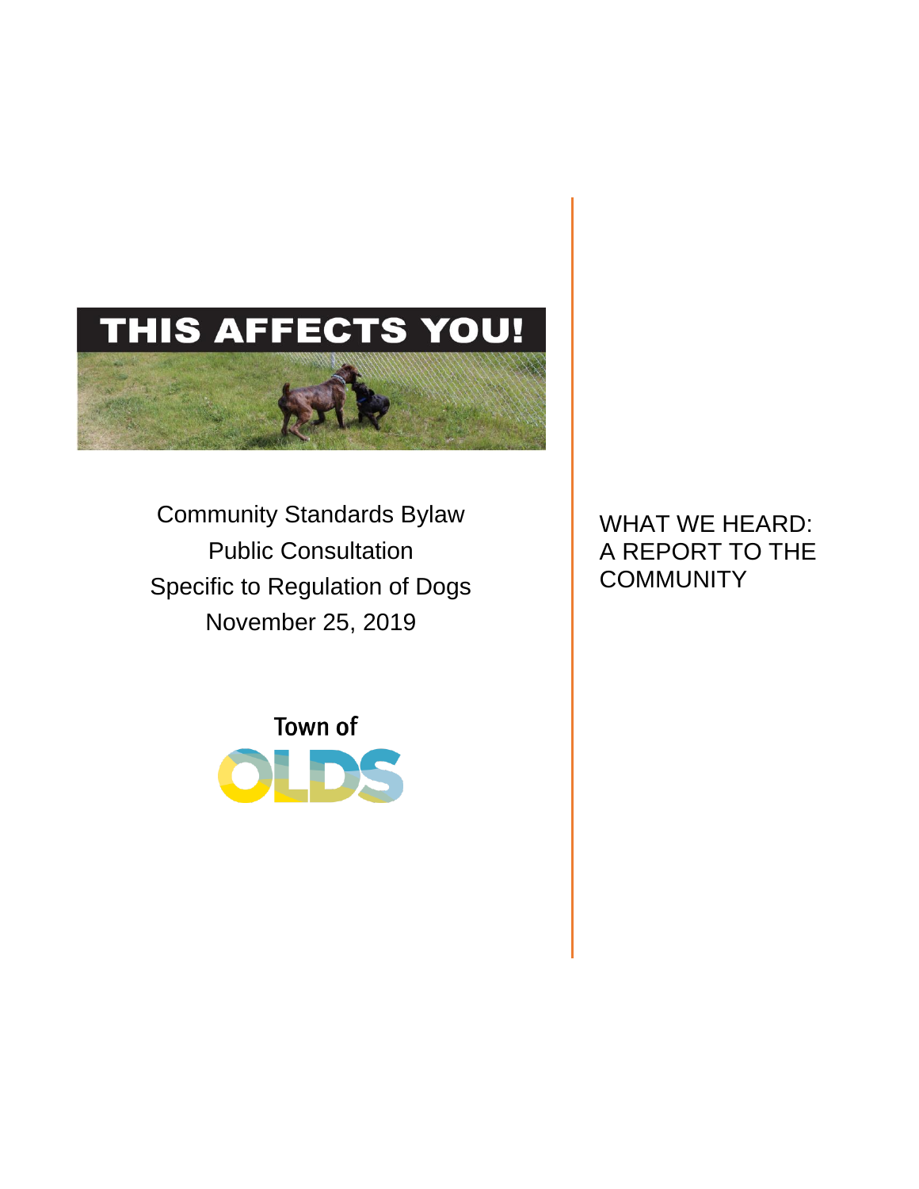THIS AFFECTS YOU!

Community Standards Bylaw
Public Consultation
Specific to Regulation of Dogs
November 25, 2019

Town of OLDS

# WHAT WE HEARD: A REPORT TO THE COMMUNITY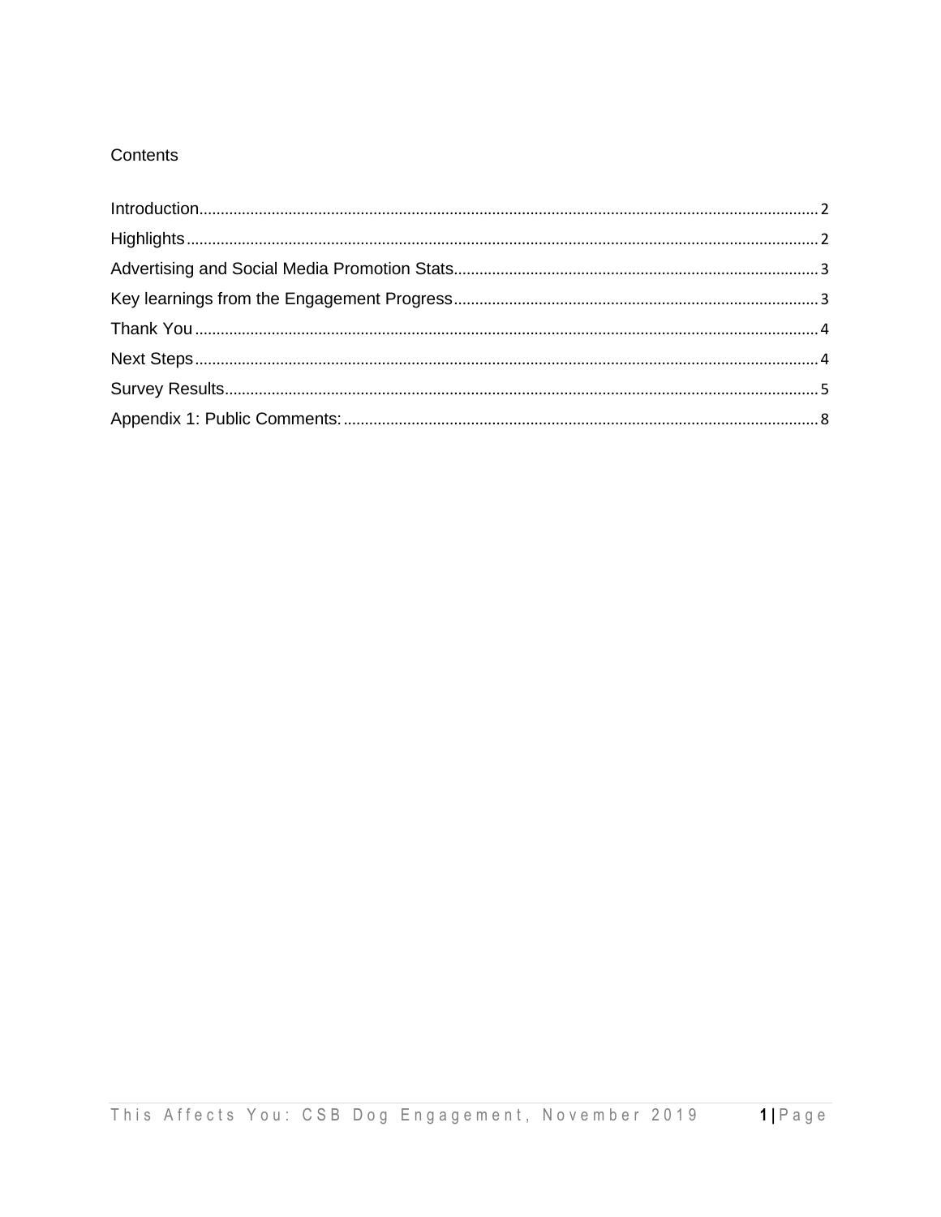Contents

Introduction .......... 2
Highlights .......... 2
Advertising and Social Media Promotion Stats .......... 3
Key learnings from the Engagement Progress .......... 3
Thank You .......... 4
Next Steps .......... 4
Survey Results .......... 5
Appendix 1: Public Comments: .......... 8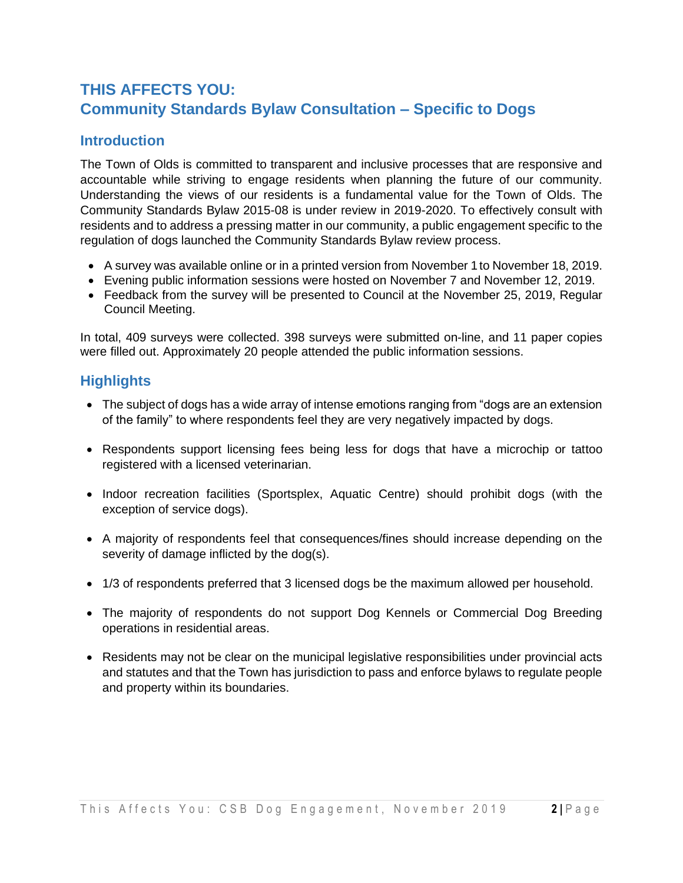# THIS AFFECTS YOU:
# Community Standards Bylaw Consultation – Specific to Dogs

## Introduction

The Town of Olds is committed to transparent and inclusive processes that are responsive and accountable while striving to engage residents when planning the future of our community. Understanding the views of our residents is a fundamental value for the Town of Olds. The Community Standards Bylaw 2015-08 is under review in 2019-2020. To effectively consult with residents and to address a pressing matter in our community, a public engagement specific to the regulation of dogs launched the Community Standards Bylaw review process.

- A survey was available online or in a printed version from November 1 to November 18, 2019.
- Evening public information sessions were hosted on November 7 and November 12, 2019.
- Feedback from the survey will be presented to Council at the November 25, 2019, Regular Council Meeting.

In total, 409 surveys were collected. 398 surveys were submitted on-line, and 11 paper copies were filled out. Approximately 20 people attended the public information sessions.

## Highlights

- The subject of dogs has a wide array of intense emotions ranging from "dogs are an extension of the family" to where respondents feel they are very negatively impacted by dogs.
- Respondents support licensing fees being less for dogs that have a microchip or tattoo registered with a licensed veterinarian.
- Indoor recreation facilities (Sportsplex, Aquatic Centre) should prohibit dogs (with the exception of service dogs).
- A majority of respondents feel that consequences/fines should increase depending on the severity of damage inflicted by the dog(s).
- 1/3 of respondents preferred that 3 licensed dogs be the maximum allowed per household.
- The majority of respondents do not support Dog Kennels or Commercial Dog Breeding operations in residential areas.
- Residents may not be clear on the municipal legislative responsibilities under provincial acts and statutes and that the Town has jurisdiction to pass and enforce bylaws to regulate people and property within its boundaries.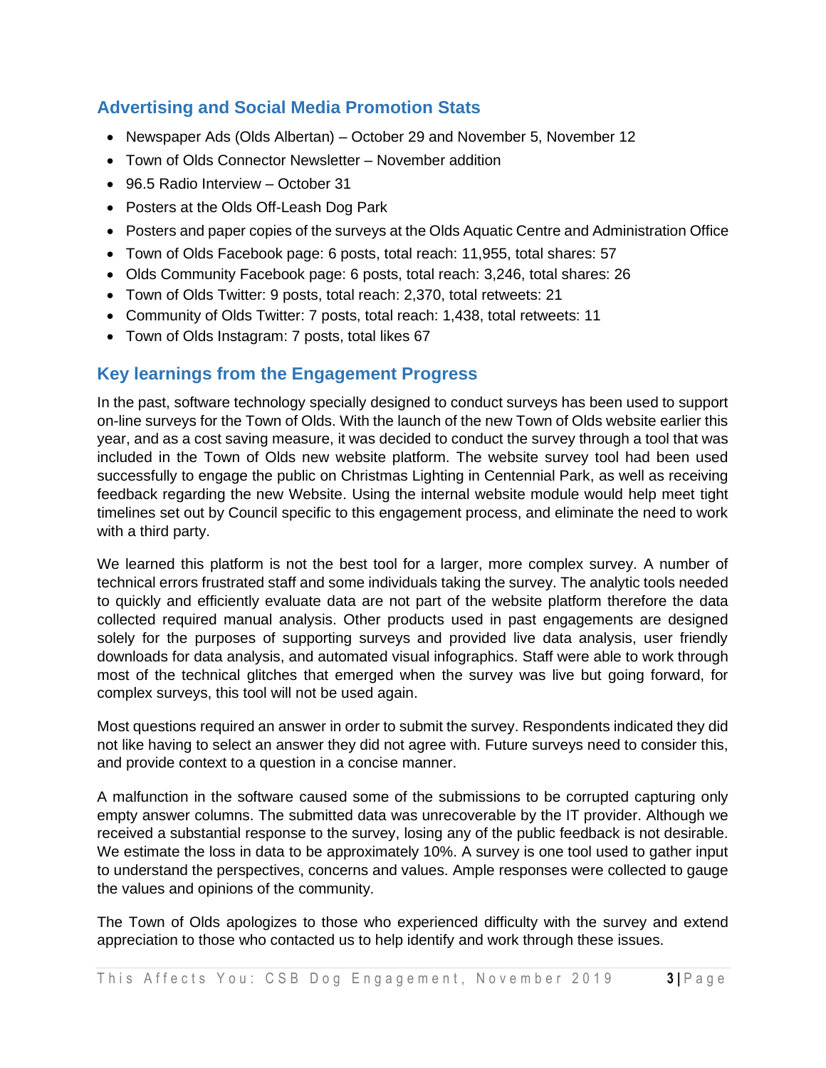## Advertising and Social Media Promotion Stats

- Newspaper Ads (Olds Albertan) – October 29 and November 5, November 12
- Town of Olds Connector Newsletter – November addition
- 96.5 Radio Interview – October 31
- Posters at the Olds Off-Leash Dog Park
- Posters and paper copies of the surveys at the Olds Aquatic Centre and Administration Office
- Town of Olds Facebook page: 6 posts, total reach: 11,955, total shares: 57
- Olds Community Facebook page: 6 posts, total reach: 3,246, total shares: 26
- Town of Olds Twitter: 9 posts, total reach: 2,370, total retweets: 21
- Community of Olds Twitter: 7 posts, total reach: 1,438, total retweets: 11
- Town of Olds Instagram: 7 posts, total likes 67

## Key learnings from the Engagement Progress

In the past, software technology specially designed to conduct surveys has been used to support on-line surveys for the Town of Olds. With the launch of the new Town of Olds website earlier this year, and as a cost saving measure, it was decided to conduct the survey through a tool that was included in the Town of Olds new website platform. The website survey tool had been used successfully to engage the public on Christmas Lighting in Centennial Park, as well as receiving feedback regarding the new Website. Using the internal website module would help meet tight timelines set out by Council specific to this engagement process, and eliminate the need to work with a third party.

We learned this platform is not the best tool for a larger, more complex survey. A number of technical errors frustrated staff and some individuals taking the survey. The analytic tools needed to quickly and efficiently evaluate data are not part of the website platform therefore the data collected required manual analysis. Other products used in past engagements are designed solely for the purposes of supporting surveys and provided live data analysis, user friendly downloads for data analysis, and automated visual infographics. Staff were able to work through most of the technical glitches that emerged when the survey was live but going forward, for complex surveys, this tool will not be used again.

Most questions required an answer in order to submit the survey. Respondents indicated they did not like having to select an answer they did not agree with. Future surveys need to consider this, and provide context to a question in a concise manner.

A malfunction in the software caused some of the submissions to be corrupted capturing only empty answer columns. The submitted data was unrecoverable by the IT provider. Although we received a substantial response to the survey, losing any of the public feedback is not desirable. We estimate the loss in data to be approximately 10%. A survey is one tool used to gather input to understand the perspectives, concerns and values. Ample responses were collected to gauge the values and opinions of the community.

The Town of Olds apologizes to those who experienced difficulty with the survey and extend appreciation to those who contacted us to help identify and work through these issues.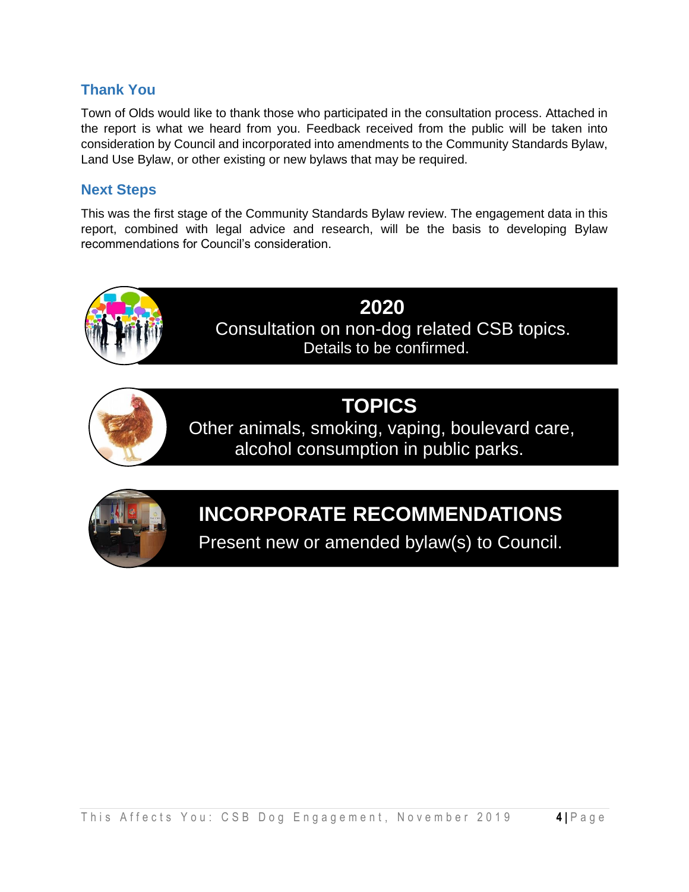## Thank You

Town of Olds would like to thank those who participated in the consultation process. Attached in the report is what we heard from you. Feedback received from the public will be taken into consideration by Council and incorporated into amendments to the Community Standards Bylaw, Land Use Bylaw, or other existing or new bylaws that may be required.

## Next Steps

This was the first stage of the Community Standards Bylaw review. The engagement data in this report, combined with legal advice and research, will be the basis to developing Bylaw recommendations for Council's consideration.

**2020**

Consultation on non-dog related CSB topics.
Details to be confirmed.

**TOPICS**

Other animals, smoking, vaping, boulevard care, alcohol consumption in public parks.

**INCORPORATE RECOMMENDATIONS**

Present new or amended bylaw(s) to Council.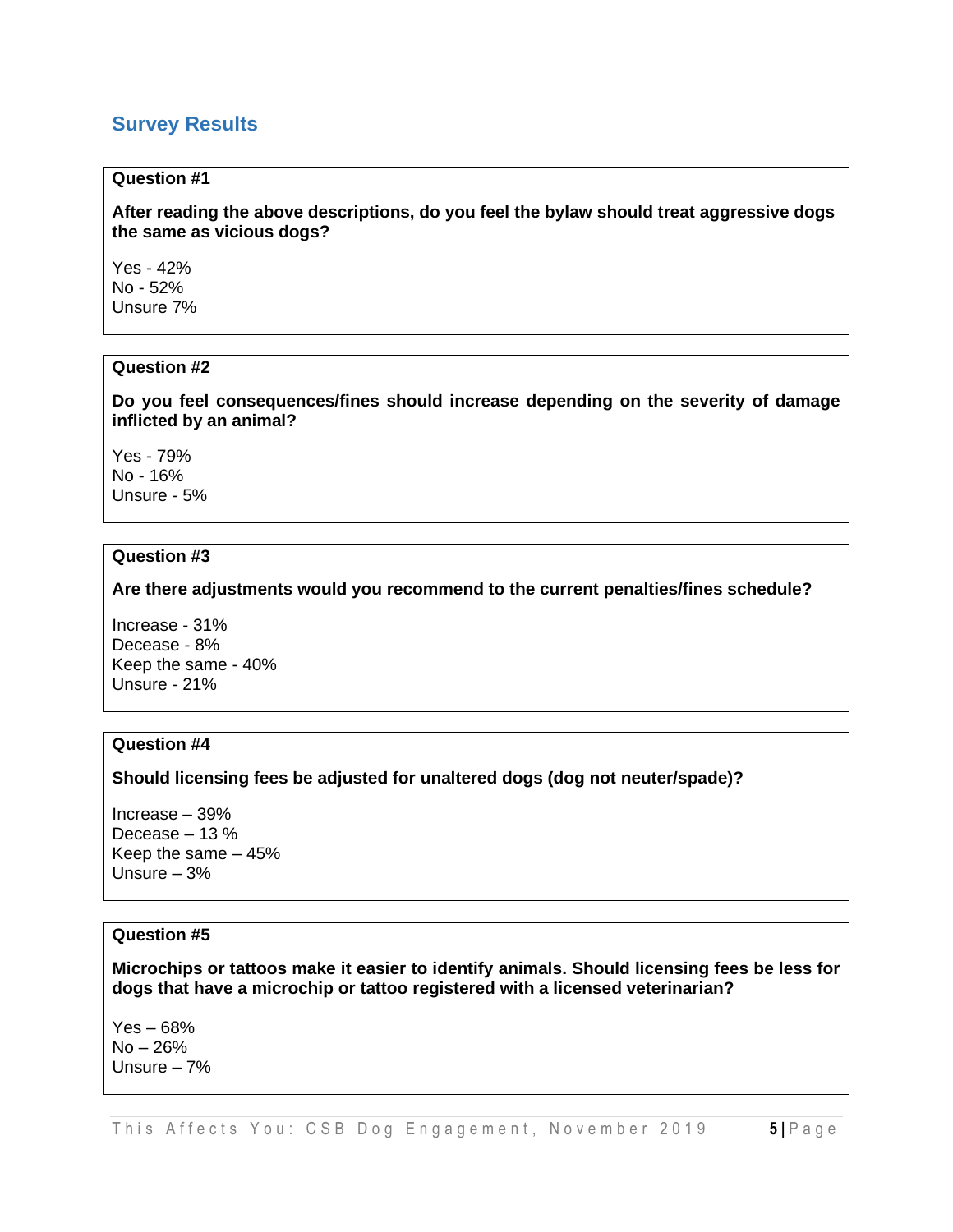## Survey Results

**Question #1**

**After reading the above descriptions, do you feel the bylaw should treat aggressive dogs the same as vicious dogs?**

Yes - 42%
No - 52%
Unsure 7%

**Question #2**

**Do you feel consequences/fines should increase depending on the severity of damage inflicted by an animal?**

Yes - 79%
No - 16%
Unsure - 5%

**Question #3**

**Are there adjustments would you recommend to the current penalties/fines schedule?**

Increase - 31%
Decease - 8%
Keep the same - 40%
Unsure - 21%

**Question #4**

**Should licensing fees be adjusted for unaltered dogs (dog not neuter/spade)?**

Increase – 39%
Decease – 13 %
Keep the same – 45%
Unsure – 3%

**Question #5**

**Microchips or tattoos make it easier to identify animals. Should licensing fees be less for dogs that have a microchip or tattoo registered with a licensed veterinarian?**

Yes – 68%
No – 26%
Unsure – 7%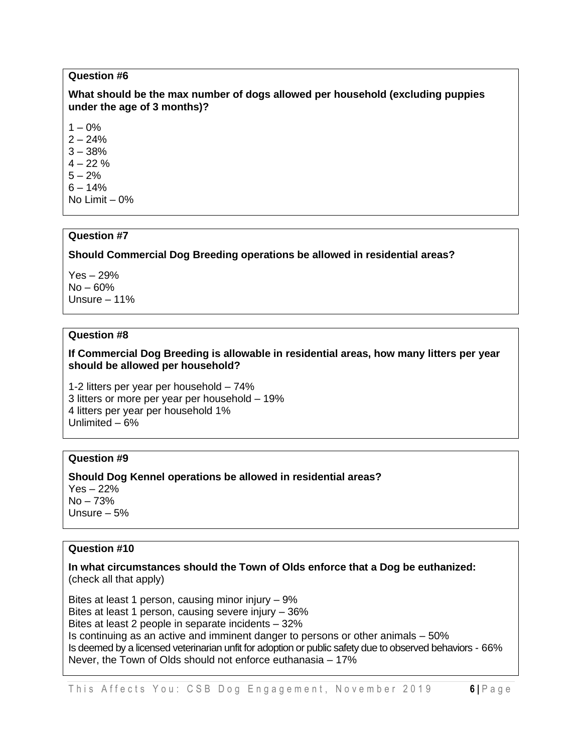**Question #6**

**What should be the max number of dogs allowed per household (excluding puppies under the age of 3 months)?**

1 – 0%
2 – 24%
3 – 38%
4 – 22 %
5 – 2%
6 – 14%
No Limit – 0%

**Question #7**

**Should Commercial Dog Breeding operations be allowed in residential areas?**

Yes – 29%
No – 60%
Unsure – 11%

**Question #8**

**If Commercial Dog Breeding is allowable in residential areas, how many litters per year should be allowed per household?**

1-2 litters per year per household – 74%
3 litters or more per year per household – 19%
4 litters per year per household 1%
Unlimited – 6%

**Question #9**

**Should Dog Kennel operations be allowed in residential areas?**
Yes – 22%
No – 73%
Unsure – 5%

**Question #10**

**In what circumstances should the Town of Olds enforce that a Dog be euthanized:** (check all that apply)

Bites at least 1 person, causing minor injury – 9%
Bites at least 1 person, causing severe injury – 36%
Bites at least 2 people in separate incidents – 32%
Is continuing as an active and imminent danger to persons or other animals – 50%
Is deemed by a licensed veterinarian unfit for adoption or public safety due to observed behaviors - 66%
Never, the Town of Olds should not enforce euthanasia – 17%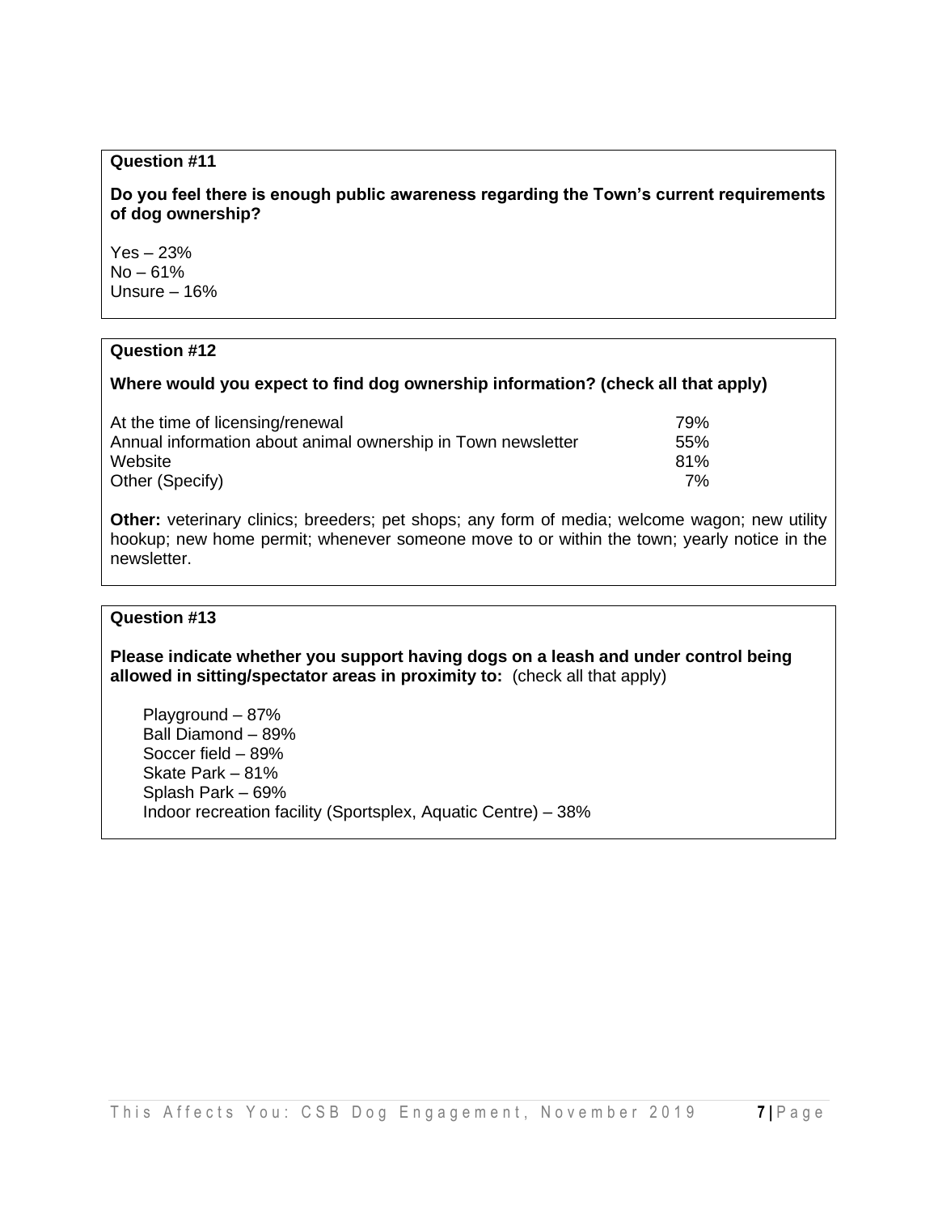**Question #11**

**Do you feel there is enough public awareness regarding the Town's current requirements of dog ownership?**

Yes – 23%
No – 61%
Unsure – 16%

**Question #12**

**Where would you expect to find dog ownership information? (check all that apply)**

| | |
|---|---|
| At the time of licensing/renewal | 79% |
| Annual information about animal ownership in Town newsletter | 55% |
| Website | 81% |
| Other (Specify) | 7% |

**Other:** veterinary clinics; breeders; pet shops; any form of media; welcome wagon; new utility hookup; new home permit; whenever someone move to or within the town; yearly notice in the newsletter.

**Question #13**

**Please indicate whether you support having dogs on a leash and under control being allowed in sitting/spectator areas in proximity to:** (check all that apply)

Playground – 87%
Ball Diamond – 89%
Soccer field – 89%
Skate Park – 81%
Splash Park – 69%
Indoor recreation facility (Sportsplex, Aquatic Centre) – 38%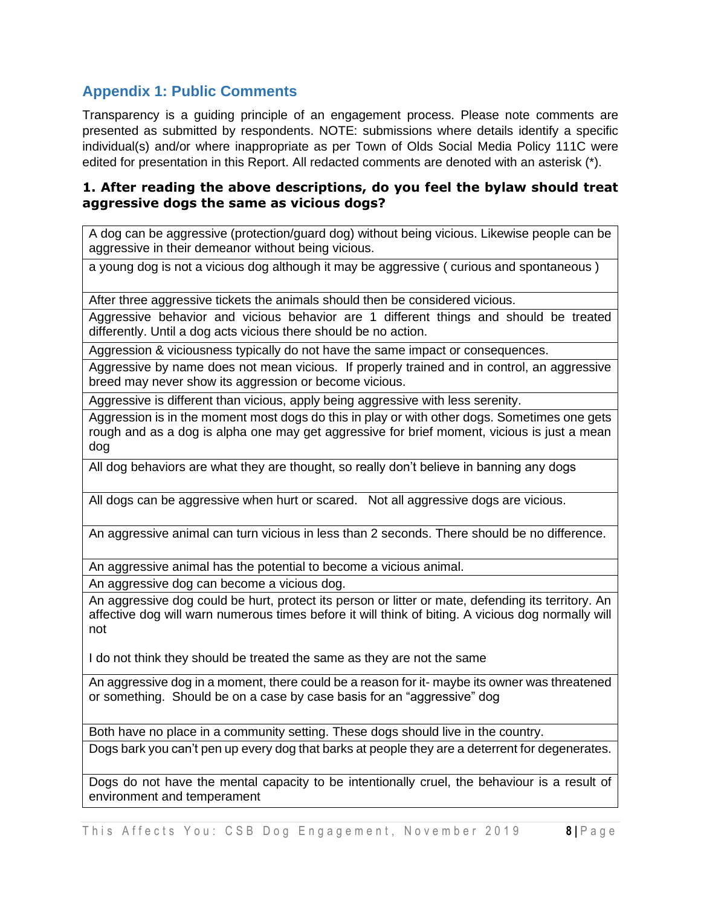## Appendix 1: Public Comments

Transparency is a guiding principle of an engagement process. Please note comments are presented as submitted by respondents. NOTE: submissions where details identify a specific individual(s) and/or where inappropriate as per Town of Olds Social Media Policy 111C were edited for presentation in this Report. All redacted comments are denoted with an asterisk (*).

### 1. After reading the above descriptions, do you feel the bylaw should treat aggressive dogs the same as vicious dogs?

| |
|---|
| A dog can be aggressive (protection/guard dog) without being vicious. Likewise people can be aggressive in their demeanor without being vicious. |
| a young dog is not a vicious dog although it may be aggressive ( curious and spontaneous ) |
| After three aggressive tickets the animals should then be considered vicious. |
| Aggressive behavior and vicious behavior are 1 different things and should be treated differently. Until a dog acts vicious there should be no action. |
| Aggression & viciousness typically do not have the same impact or consequences. |
| Aggressive by name does not mean vicious. If properly trained and in control, an aggressive breed may never show its aggression or become vicious. |
| Aggressive is different than vicious, apply being aggressive with less serenity. |
| Aggression is in the moment most dogs do this in play or with other dogs. Sometimes one gets rough and as a dog is alpha one may get aggressive for brief moment, vicious is just a mean dog |
| All dog behaviors are what they are thought, so really don't believe in banning any dogs |
| All dogs can be aggressive when hurt or scared. Not all aggressive dogs are vicious. |
| An aggressive animal can turn vicious in less than 2 seconds. There should be no difference. |
| An aggressive animal has the potential to become a vicious animal. |
| An aggressive dog can become a vicious dog. |
| An aggressive dog could be hurt, protect its person or litter or mate, defending its territory. An affective dog will warn numerous times before it will think of biting. A vicious dog normally will not<br><br>I do not think they should be treated the same as they are not the same |
| An aggressive dog in a moment, there could be a reason for it- maybe its owner was threatened or something. Should be on a case by case basis for an "aggressive" dog |
| Both have no place in a community setting. These dogs should live in the country. |
| Dogs bark you can't pen up every dog that barks at people they are a deterrent for degenerates. |
| Dogs do not have the mental capacity to be intentionally cruel, the behaviour is a result of environment and temperament |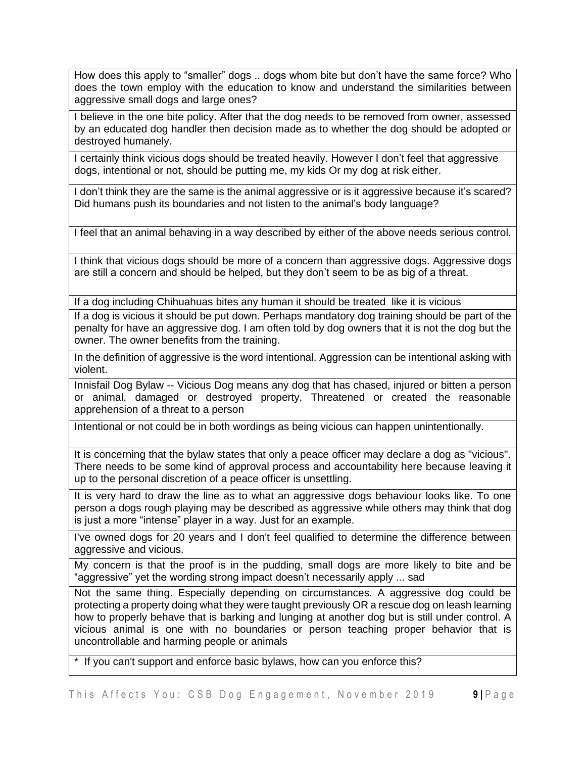| How does this apply to "smaller" dogs .. dogs whom bite but don't have the same force? Who does the town employ with the education to know and understand the similarities between aggressive small dogs and large ones? |
| --- |
| I believe in the one bite policy. After that the dog needs to be removed from owner, assessed by an educated dog handler then decision made as to whether the dog should be adopted or destroyed humanely. |
| I certainly think vicious dogs should be treated heavily. However I don't feel that aggressive dogs, intentional or not, should be putting me, my kids Or my dog at risk either. |
| I don't think they are the same is the animal aggressive or is it aggressive because it's scared? Did humans push its boundaries and not listen to the animal's body language? |
| I feel that an animal behaving in a way described by either of the above needs serious control. |
| I think that vicious dogs should be more of a concern than aggressive dogs. Aggressive dogs are still a concern and should be helped, but they don't seem to be as big of a threat. |
| If a dog including Chihuahuas bites any human it should be treated like it is vicious |
| If a dog is vicious it should be put down. Perhaps mandatory dog training should be part of the penalty for have an aggressive dog. I am often told by dog owners that it is not the dog but the owner. The owner benefits from the training. |
| In the definition of aggressive is the word intentional. Aggression can be intentional asking with violent. |
| Innisfail Dog Bylaw -- Vicious Dog means any dog that has chased, injured or bitten a person or animal, damaged or destroyed property, Threatened or created the reasonable apprehension of a threat to a person |
| Intentional or not could be in both wordings as being vicious can happen unintentionally. |
| It is concerning that the bylaw states that only a peace officer may declare a dog as "vicious". There needs to be some kind of approval process and accountability here because leaving it up to the personal discretion of a peace officer is unsettling. |
| It is very hard to draw the line as to what an aggressive dogs behaviour looks like. To one person a dogs rough playing may be described as aggressive while others may think that dog is just a more "intense" player in a way. Just for an example. |
| I've owned dogs for 20 years and I don't feel qualified to determine the difference between aggressive and vicious. |
| My concern is that the proof is in the pudding, small dogs are more likely to bite and be "aggressive" yet the wording strong impact doesn't necessarily apply ... sad |
| Not the same thing. Especially depending on circumstances. A aggressive dog could be protecting a property doing what they were taught previously OR a rescue dog on leash learning how to properly behave that is barking and lunging at another dog but is still under control. A vicious animal is one with no boundaries or person teaching proper behavior that is uncontrollable and harming people or animals |
| * If you can't support and enforce basic bylaws, how can you enforce this? |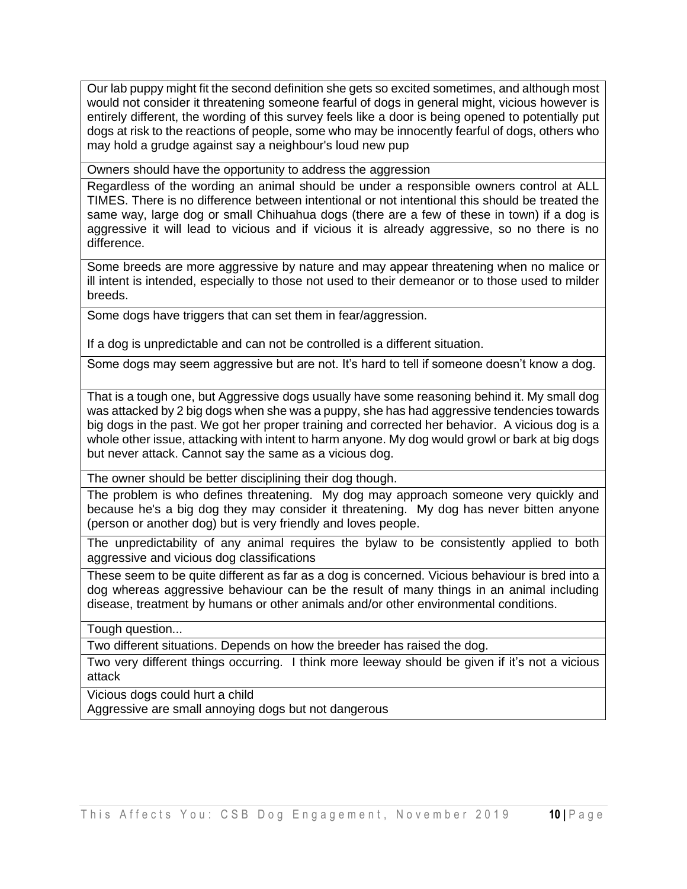| |
|---|
| Our lab puppy might fit the second definition she gets so excited sometimes, and although most would not consider it threatening someone fearful of dogs in general might, vicious however is entirely different, the wording of this survey feels like a door is being opened to potentially put dogs at risk to the reactions of people, some who may be innocently fearful of dogs, others who may hold a grudge against say a neighbour's loud new pup |
| Owners should have the opportunity to address the aggression |
| Regardless of the wording an animal should be under a responsible owners control at ALL TIMES. There is no difference between intentional or not intentional this should be treated the same way, large dog or small Chihuahua dogs (there are a few of these in town) if a dog is aggressive it will lead to vicious and if vicious it is already aggressive, so no there is no difference. |
| Some breeds are more aggressive by nature and may appear threatening when no malice or ill intent is intended, especially to those not used to their demeanor or to those used to milder breeds. |
| Some dogs have triggers that can set them in fear/aggression.<br><br>If a dog is unpredictable and can not be controlled is a different situation. |
| Some dogs may seem aggressive but are not. It's hard to tell if someone doesn't know a dog. |
| That is a tough one, but Aggressive dogs usually have some reasoning behind it. My small dog was attacked by 2 big dogs when she was a puppy, she has had aggressive tendencies towards big dogs in the past. We got her proper training and corrected her behavior. A vicious dog is a whole other issue, attacking with intent to harm anyone. My dog would growl or bark at big dogs but never attack. Cannot say the same as a vicious dog. |
| The owner should be better disciplining their dog though. |
| The problem is who defines threatening. My dog may approach someone very quickly and because he's a big dog they may consider it threatening. My dog has never bitten anyone (person or another dog) but is very friendly and loves people. |
| The unpredictability of any animal requires the bylaw to be consistently applied to both aggressive and vicious dog classifications |
| These seem to be quite different as far as a dog is concerned. Vicious behaviour is bred into a dog whereas aggressive behaviour can be the result of many things in an animal including disease, treatment by humans or other animals and/or other environmental conditions. |
| Tough question... |
| Two different situations. Depends on how the breeder has raised the dog. |
| Two very different things occurring. I think more leeway should be given if it's not a vicious attack |
| Vicious dogs could hurt a child<br>Aggressive are small annoying dogs but not dangerous |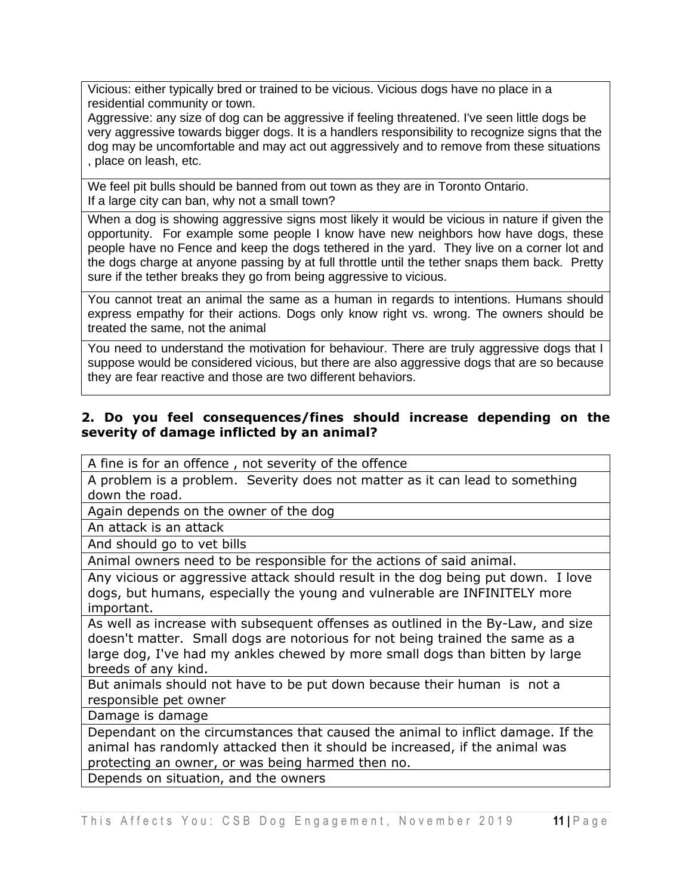| |
|---|
| Vicious: either typically bred or trained to be vicious. Vicious dogs have no place in a residential community or town.<br>Aggressive: any size of dog can be aggressive if feeling threatened. I've seen little dogs be very aggressive towards bigger dogs. It is a handlers responsibility to recognize signs that the dog may be uncomfortable and may act out aggressively and to remove from these situations , place on leash, etc. |
| We feel pit bulls should be banned from out town as they are in Toronto Ontario.<br>If a large city can ban, why not a small town? |
| When a dog is showing aggressive signs most likely it would be vicious in nature if given the opportunity. For example some people I know have new neighbors how have dogs, these people have no Fence and keep the dogs tethered in the yard. They live on a corner lot and the dogs charge at anyone passing by at full throttle until the tether snaps them back. Pretty sure if the tether breaks they go from being aggressive to vicious. |
| You cannot treat an animal the same as a human in regards to intentions. Humans should express empathy for their actions. Dogs only know right vs. wrong. The owners should be treated the same, not the animal |
| You need to understand the motivation for behaviour. There are truly aggressive dogs that I suppose would be considered vicious, but there are also aggressive dogs that are so because they are fear reactive and those are two different behaviors. |

**2. Do you feel consequences/fines should increase depending on the severity of damage inflicted by an animal?**

| |
|---|
| A fine is for an offence , not severity of the offence |
| A problem is a problem. Severity does not matter as it can lead to something down the road. |
| Again depends on the owner of the dog |
| An attack is an attack |
| And should go to vet bills |
| Animal owners need to be responsible for the actions of said animal. |
| Any vicious or aggressive attack should result in the dog being put down. I love dogs, but humans, especially the young and vulnerable are INFINITELY more important. |
| As well as increase with subsequent offenses as outlined in the By-Law, and size doesn't matter. Small dogs are notorious for not being trained the same as a large dog, I've had my ankles chewed by more small dogs than bitten by large breeds of any kind. |
| But animals should not have to be put down because their human is not a responsible pet owner |
| Damage is damage |
| Dependant on the circumstances that caused the animal to inflict damage. If the animal has randomly attacked then it should be increased, if the animal was protecting an owner, or was being harmed then no. |
| Depends on situation, and the owners |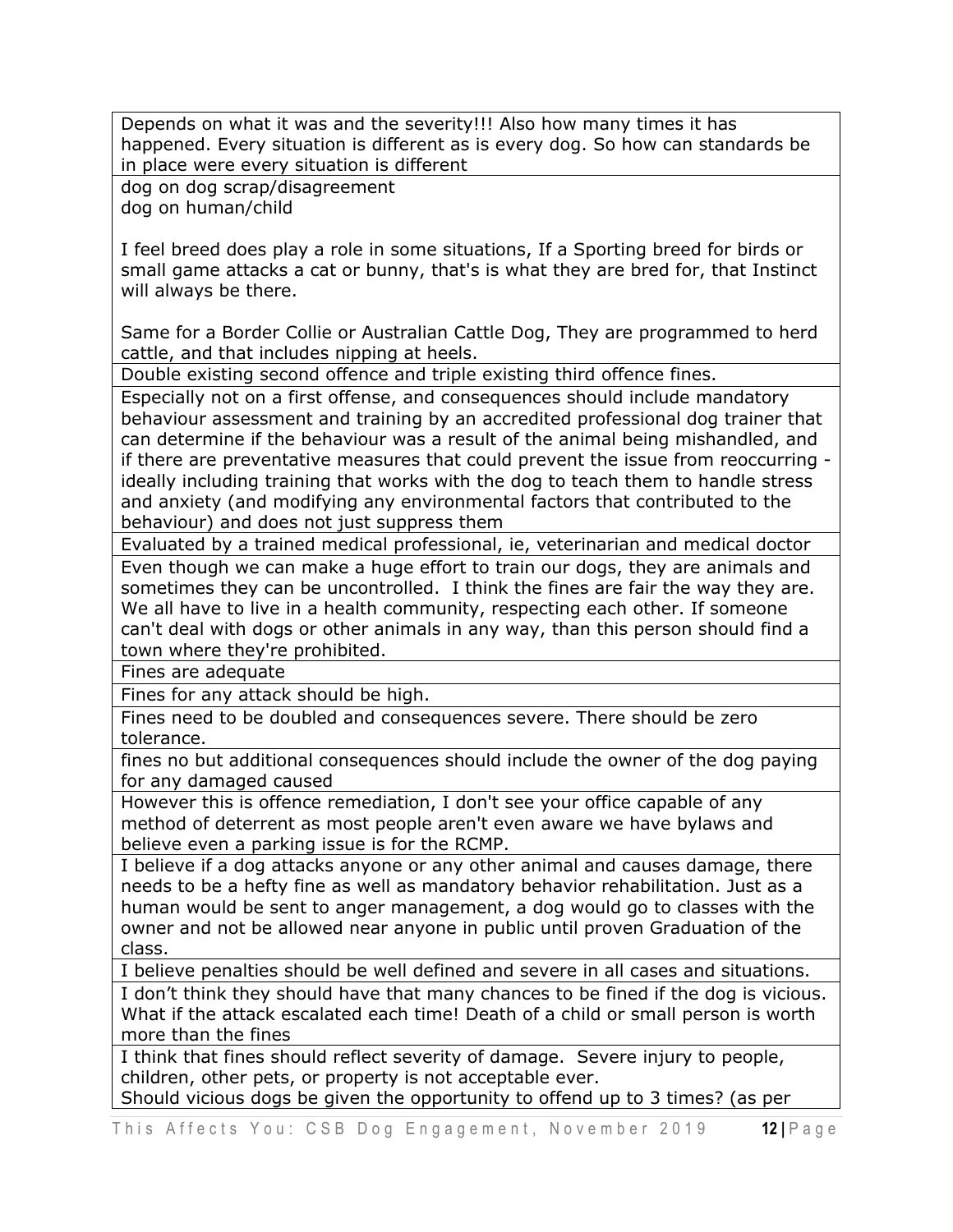| |
|---|
| Depends on what it was and the severity!!! Also how many times it has happened. Every situation is different as is every dog. So how can standards be in place were every situation is different |
| dog on dog scrap/disagreement<br>dog on human/child<br><br>I feel breed does play a role in some situations, If a Sporting breed for birds or small game attacks a cat or bunny, that's is what they are bred for, that Instinct will always be there.<br><br>Same for a Border Collie or Australian Cattle Dog, They are programmed to herd cattle, and that includes nipping at heels. |
| Double existing second offence and triple existing third offence fines. |
| Especially not on a first offense, and consequences should include mandatory behaviour assessment and training by an accredited professional dog trainer that can determine if the behaviour was a result of the animal being mishandled, and if there are preventative measures that could prevent the issue from reoccurring - ideally including training that works with the dog to teach them to handle stress and anxiety (and modifying any environmental factors that contributed to the behaviour) and does not just suppress them |
| Evaluated by a trained medical professional, ie, veterinarian and medical doctor |
| Even though we can make a huge effort to train our dogs, they are animals and sometimes they can be uncontrolled. I think the fines are fair the way they are. We all have to live in a health community, respecting each other. If someone can't deal with dogs or other animals in any way, than this person should find a town where they're prohibited. |
| Fines are adequate |
| Fines for any attack should be high. |
| Fines need to be doubled and consequences severe. There should be zero tolerance. |
| fines no but additional consequences should include the owner of the dog paying for any damaged caused |
| However this is offence remediation, I don't see your office capable of any method of deterrent as most people aren't even aware we have bylaws and believe even a parking issue is for the RCMP. |
| I believe if a dog attacks anyone or any other animal and causes damage, there needs to be a hefty fine as well as mandatory behavior rehabilitation. Just as a human would be sent to anger management, a dog would go to classes with the owner and not be allowed near anyone in public until proven Graduation of the class. |
| I believe penalties should be well defined and severe in all cases and situations. |
| I don't think they should have that many chances to be fined if the dog is vicious. What if the attack escalated each time! Death of a child or small person is worth more than the fines |
| I think that fines should reflect severity of damage. Severe injury to people, children, other pets, or property is not acceptable ever.<br>Should vicious dogs be given the opportunity to offend up to 3 times? (as per |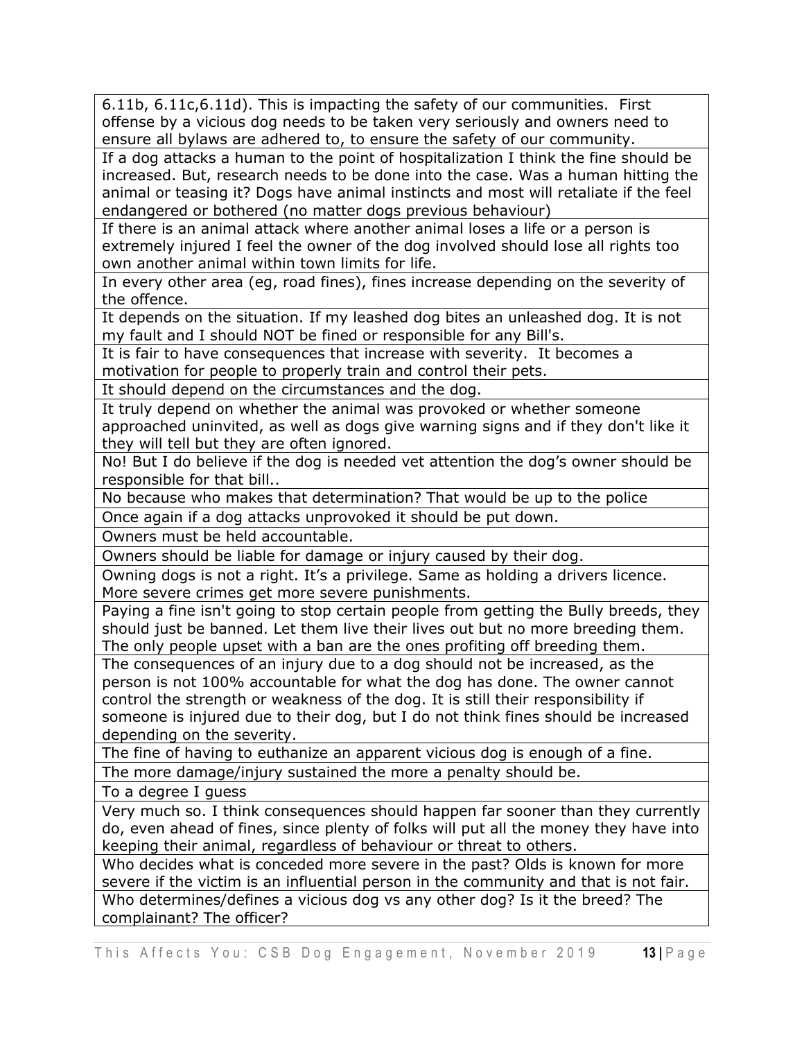| |
|---|
| 6.11b, 6.11c,6.11d). This is impacting the safety of our communities. First offense by a vicious dog needs to be taken very seriously and owners need to ensure all bylaws are adhered to, to ensure the safety of our community. |
| If a dog attacks a human to the point of hospitalization I think the fine should be increased. But, research needs to be done into the case. Was a human hitting the animal or teasing it? Dogs have animal instincts and most will retaliate if the feel endangered or bothered (no matter dogs previous behaviour) |
| If there is an animal attack where another animal loses a life or a person is extremely injured I feel the owner of the dog involved should lose all rights too own another animal within town limits for life. |
| In every other area (eg, road fines), fines increase depending on the severity of the offence. |
| It depends on the situation. If my leashed dog bites an unleashed dog. It is not my fault and I should NOT be fined or responsible for any Bill's. |
| It is fair to have consequences that increase with severity. It becomes a motivation for people to properly train and control their pets. |
| It should depend on the circumstances and the dog. |
| It truly depend on whether the animal was provoked or whether someone approached uninvited, as well as dogs give warning signs and if they don't like it they will tell but they are often ignored. |
| No! But I do believe if the dog is needed vet attention the dog's owner should be responsible for that bill.. |
| No because who makes that determination? That would be up to the police |
| Once again if a dog attacks unprovoked it should be put down. |
| Owners must be held accountable. |
| Owners should be liable for damage or injury caused by their dog. |
| Owning dogs is not a right. It's a privilege. Same as holding a drivers licence. More severe crimes get more severe punishments. |
| Paying a fine isn't going to stop certain people from getting the Bully breeds, they should just be banned. Let them live their lives out but no more breeding them. The only people upset with a ban are the ones profiting off breeding them. |
| The consequences of an injury due to a dog should not be increased, as the person is not 100% accountable for what the dog has done. The owner cannot control the strength or weakness of the dog. It is still their responsibility if someone is injured due to their dog, but I do not think fines should be increased depending on the severity. |
| The fine of having to euthanize an apparent vicious dog is enough of a fine. |
| The more damage/injury sustained the more a penalty should be. |
| To a degree I guess |
| Very much so. I think consequences should happen far sooner than they currently do, even ahead of fines, since plenty of folks will put all the money they have into keeping their animal, regardless of behaviour or threat to others. |
| Who decides what is conceded more severe in the past? Olds is known for more severe if the victim is an influential person in the community and that is not fair. |
| Who determines/defines a vicious dog vs any other dog? Is it the breed? The complainant? The officer? |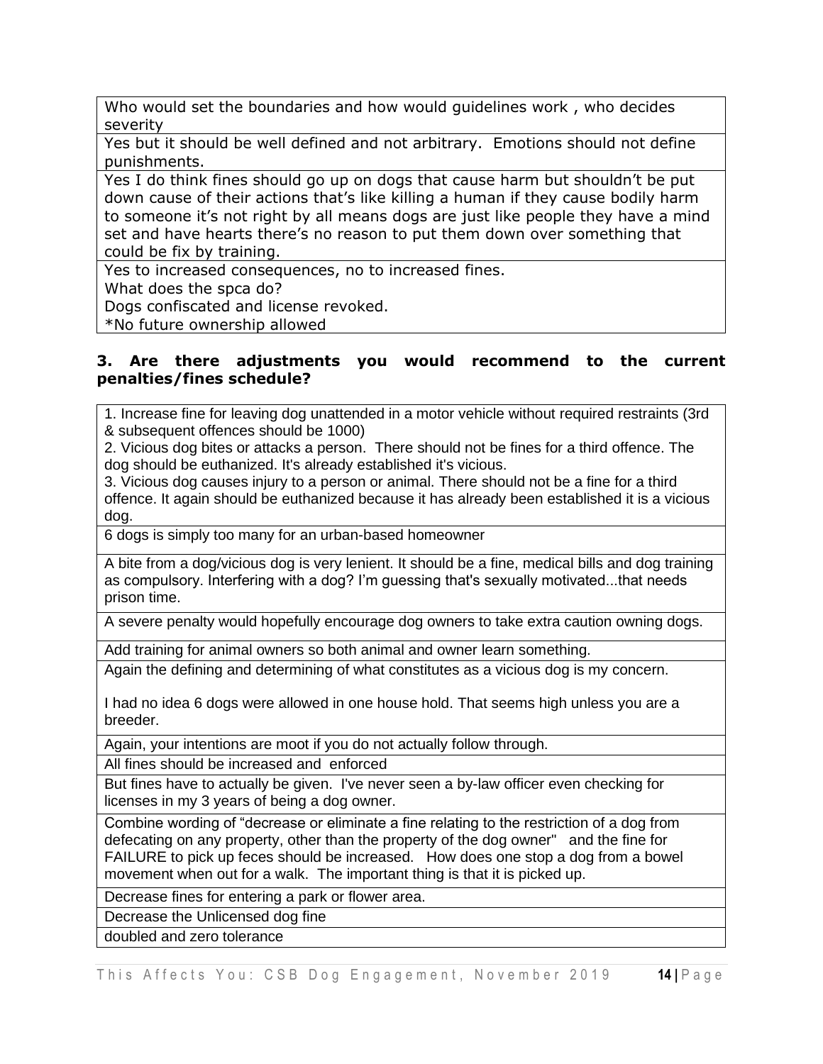| |
|---|
| Who would set the boundaries and how would guidelines work , who decides severity |
| Yes but it should be well defined and not arbitrary. Emotions should not define punishments. |
| Yes I do think fines should go up on dogs that cause harm but shouldn't be put down cause of their actions that's like killing a human if they cause bodily harm to someone it's not right by all means dogs are just like people they have a mind set and have hearts there's no reason to put them down over something that could be fix by training. |
| Yes to increased consequences, no to increased fines.<br>What does the spca do?<br>Dogs confiscated and license revoked.<br>*No future ownership allowed |

### 3. Are there adjustments you would recommend to the current penalties/fines schedule?

| |
|---|
| 1. Increase fine for leaving dog unattended in a motor vehicle without required restraints (3rd & subsequent offences should be 1000)<br>2. Vicious dog bites or attacks a person. There should not be fines for a third offence. The dog should be euthanized. It's already established it's vicious.<br>3. Vicious dog causes injury to a person or animal. There should not be a fine for a third offence. It again should be euthanized because it has already been established it is a vicious dog. |
| 6 dogs is simply too many for an urban-based homeowner |
| A bite from a dog/vicious dog is very lenient. It should be a fine, medical bills and dog training as compulsory. Interfering with a dog? I'm guessing that's sexually motivated...that needs prison time. |
| A severe penalty would hopefully encourage dog owners to take extra caution owning dogs. |
| Add training for animal owners so both animal and owner learn something. |
| Again the defining and determining of what constitutes as a vicious dog is my concern.<br><br>I had no idea 6 dogs were allowed in one house hold. That seems high unless you are a breeder. |
| Again, your intentions are moot if you do not actually follow through. |
| All fines should be increased and enforced |
| But fines have to actually be given. I've never seen a by-law officer even checking for licenses in my 3 years of being a dog owner. |
| Combine wording of "decrease or eliminate a fine relating to the restriction of a dog from defecating on any property, other than the property of the dog owner" and the fine for FAILURE to pick up feces should be increased. How does one stop a dog from a bowel movement when out for a walk. The important thing is that it is picked up. |
| Decrease fines for entering a park or flower area. |
| Decrease the Unlicensed dog fine |
| doubled and zero tolerance |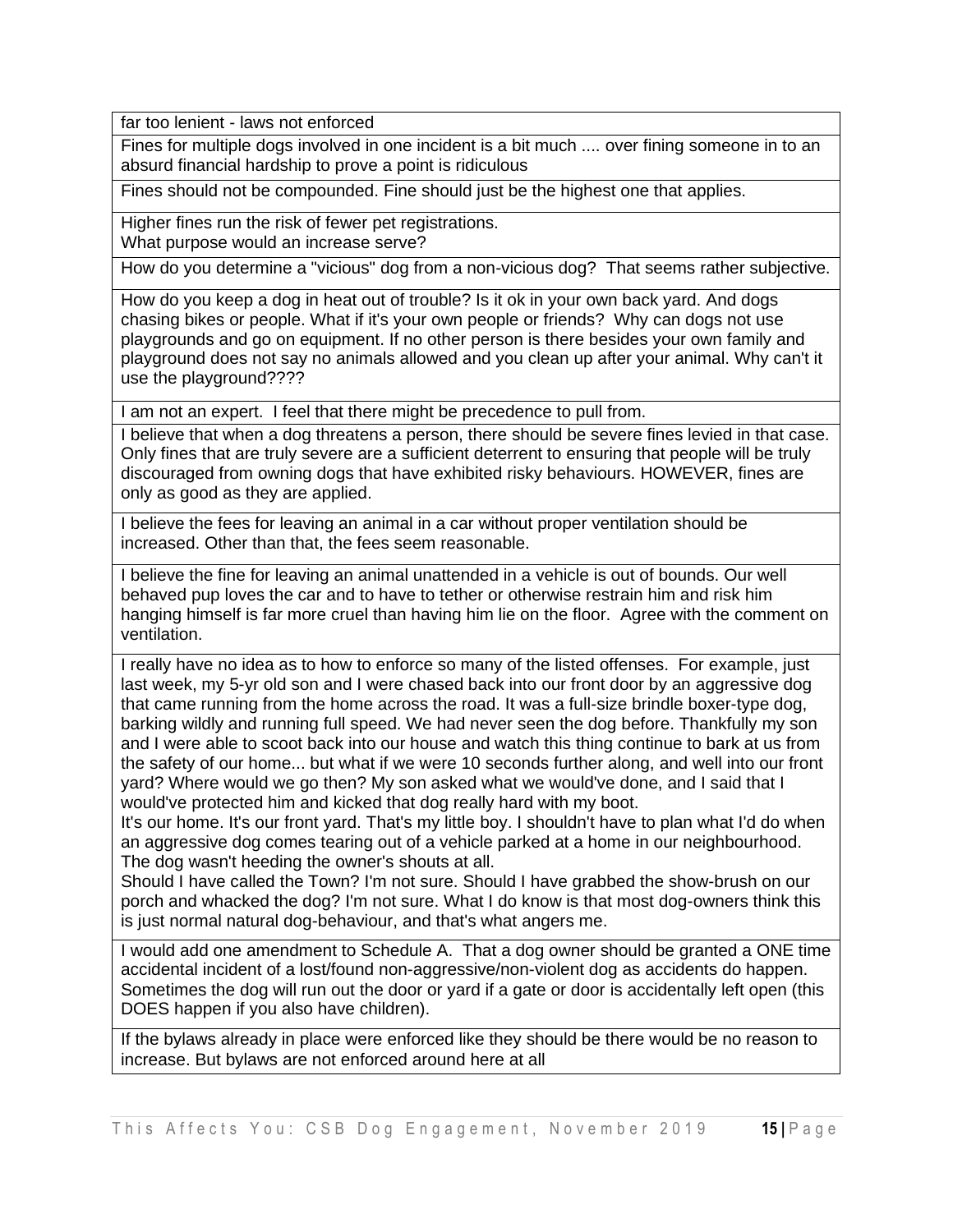| |
|---|
| far too lenient - laws not enforced |
| Fines for multiple dogs involved in one incident is a bit much .... over fining someone in to an absurd financial hardship to prove a point is ridiculous |
| Fines should not be compounded. Fine should just be the highest one that applies. |
| Higher fines run the risk of fewer pet registrations.<br>What purpose would an increase serve? |
| How do you determine a "vicious" dog from a non-vicious dog? That seems rather subjective. |
| How do you keep a dog in heat out of trouble? Is it ok in your own back yard. And dogs chasing bikes or people. What if it's your own people or friends? Why can dogs not use playgrounds and go on equipment. If no other person is there besides your own family and playground does not say no animals allowed and you clean up after your animal. Why can't it use the playground???? |
| I am not an expert. I feel that there might be precedence to pull from. |
| I believe that when a dog threatens a person, there should be severe fines levied in that case. Only fines that are truly severe are a sufficient deterrent to ensuring that people will be truly discouraged from owning dogs that have exhibited risky behaviours. HOWEVER, fines are only as good as they are applied. |
| I believe the fees for leaving an animal in a car without proper ventilation should be increased. Other than that, the fees seem reasonable. |
| I believe the fine for leaving an animal unattended in a vehicle is out of bounds. Our well behaved pup loves the car and to have to tether or otherwise restrain him and risk him hanging himself is far more cruel than having him lie on the floor. Agree with the comment on ventilation. |
| I really have no idea as to how to enforce so many of the listed offenses. For example, just last week, my 5-yr old son and I were chased back into our front door by an aggressive dog that came running from the home across the road. It was a full-size brindle boxer-type dog, barking wildly and running full speed. We had never seen the dog before. Thankfully my son and I were able to scoot back into our house and watch this thing continue to bark at us from the safety of our home... but what if we were 10 seconds further along, and well into our front yard? Where would we go then? My son asked what we would've done, and I said that I would've protected him and kicked that dog really hard with my boot.<br>It's our home. It's our front yard. That's my little boy. I shouldn't have to plan what I'd do when an aggressive dog comes tearing out of a vehicle parked at a home in our neighbourhood. The dog wasn't heeding the owner's shouts at all.<br>Should I have called the Town? I'm not sure. Should I have grabbed the show-brush on our porch and whacked the dog? I'm not sure. What I do know is that most dog-owners think this is just normal natural dog-behaviour, and that's what angers me. |
| I would add one amendment to Schedule A. That a dog owner should be granted a ONE time accidental incident of a lost/found non-aggressive/non-violent dog as accidents do happen. Sometimes the dog will run out the door or yard if a gate or door is accidentally left open (this DOES happen if you also have children). |
| If the bylaws already in place were enforced like they should be there would be no reason to increase. But bylaws are not enforced around here at all |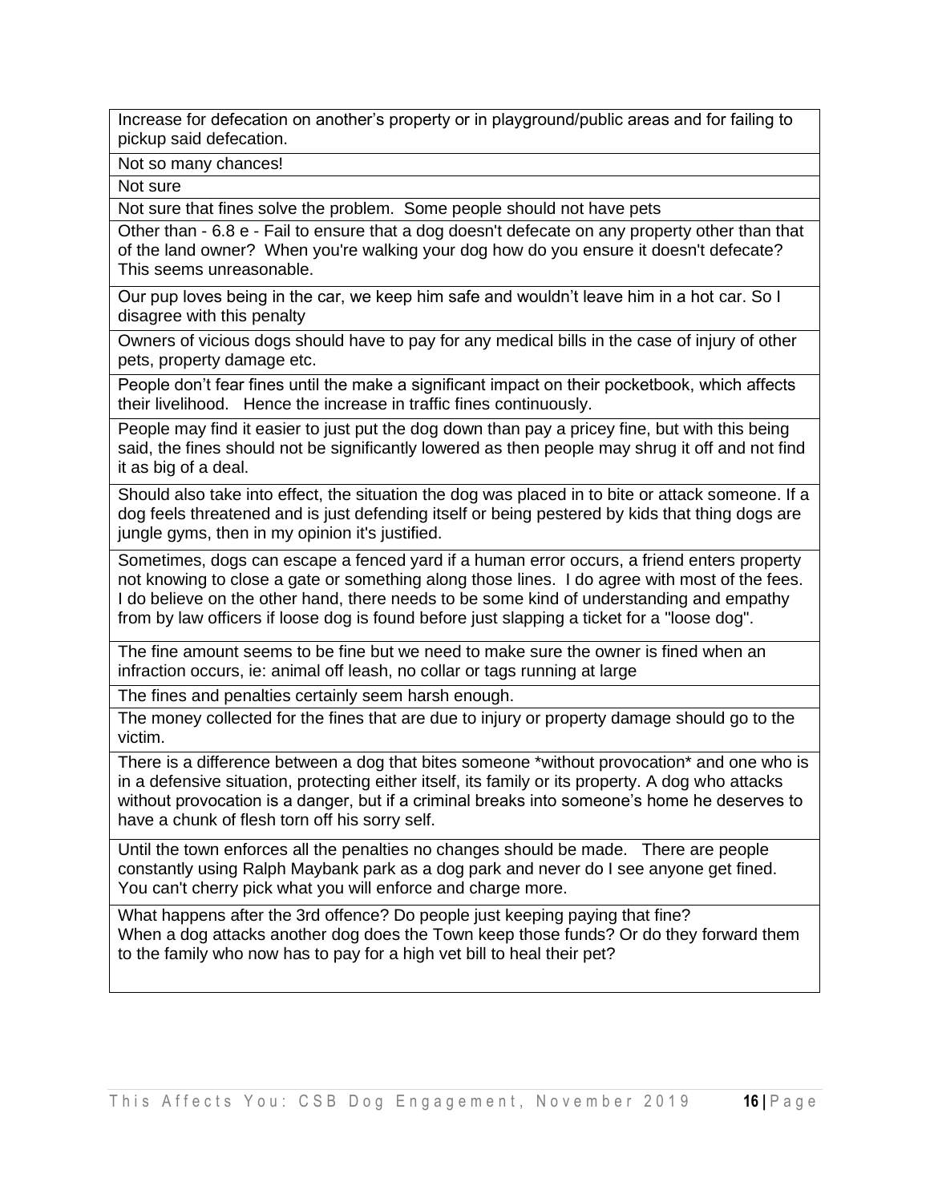| |
|---|
| Increase for defecation on another's property or in playground/public areas and for failing to pickup said defecation. |
| Not so many chances! |
| Not sure |
| Not sure that fines solve the problem. Some people should not have pets |
| Other than - 6.8 e - Fail to ensure that a dog doesn't defecate on any property other than that of the land owner? When you're walking your dog how do you ensure it doesn't defecate? This seems unreasonable. |
| Our pup loves being in the car, we keep him safe and wouldn't leave him in a hot car. So I disagree with this penalty |
| Owners of vicious dogs should have to pay for any medical bills in the case of injury of other pets, property damage etc. |
| People don't fear fines until the make a significant impact on their pocketbook, which affects their livelihood. Hence the increase in traffic fines continuously. |
| People may find it easier to just put the dog down than pay a pricey fine, but with this being said, the fines should not be significantly lowered as then people may shrug it off and not find it as big of a deal. |
| Should also take into effect, the situation the dog was placed in to bite or attack someone. If a dog feels threatened and is just defending itself or being pestered by kids that thing dogs are jungle gyms, then in my opinion it's justified. |
| Sometimes, dogs can escape a fenced yard if a human error occurs, a friend enters property not knowing to close a gate or something along those lines. I do agree with most of the fees. I do believe on the other hand, there needs to be some kind of understanding and empathy from by law officers if loose dog is found before just slapping a ticket for a "loose dog". |
| The fine amount seems to be fine but we need to make sure the owner is fined when an infraction occurs, ie: animal off leash, no collar or tags running at large |
| The fines and penalties certainly seem harsh enough. |
| The money collected for the fines that are due to injury or property damage should go to the victim. |
| There is a difference between a dog that bites someone *without provocation* and one who is in a defensive situation, protecting either itself, its family or its property. A dog who attacks without provocation is a danger, but if a criminal breaks into someone's home he deserves to have a chunk of flesh torn off his sorry self. |
| Until the town enforces all the penalties no changes should be made. There are people constantly using Ralph Maybank park as a dog park and never do I see anyone get fined. You can't cherry pick what you will enforce and charge more. |
| What happens after the 3rd offence? Do people just keeping paying that fine? When a dog attacks another dog does the Town keep those funds? Or do they forward them to the family who now has to pay for a high vet bill to heal their pet? |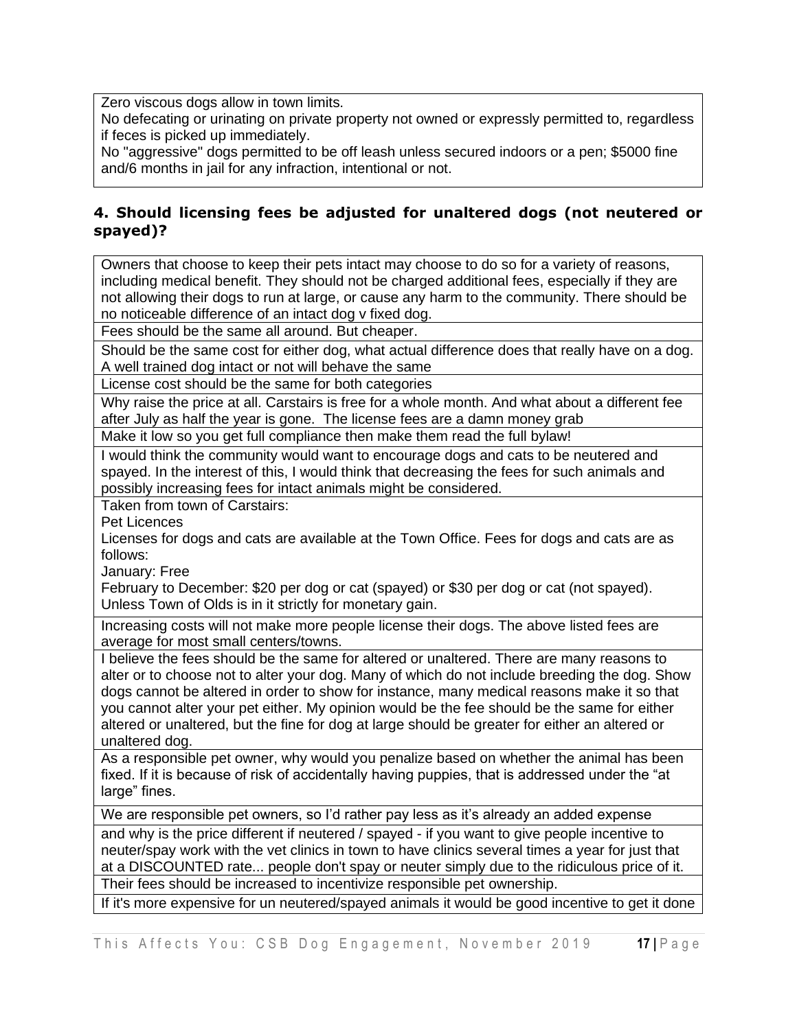| |
|---|
| Zero viscous dogs allow in town limits.<br>No defecating or urinating on private property not owned or expressly permitted to, regardless if feces is picked up immediately.<br>No "aggressive" dogs permitted to be off leash unless secured indoors or a pen; $5000 fine and/6 months in jail for any infraction, intentional or not. |

### 4. Should licensing fees be adjusted for unaltered dogs (not neutered or spayed)?

| |
|---|
| Owners that choose to keep their pets intact may choose to do so for a variety of reasons, including medical benefit. They should not be charged additional fees, especially if they are not allowing their dogs to run at large, or cause any harm to the community. There should be no noticeable difference of an intact dog v fixed dog. |
| Fees should be the same all around. But cheaper. |
| Should be the same cost for either dog, what actual difference does that really have on a dog. A well trained dog intact or not will behave the same |
| License cost should be the same for both categories |
| Why raise the price at all. Carstairs is free for a whole month. And what about a different fee after July as half the year is gone. The license fees are a damn money grab |
| Make it low so you get full compliance then make them read the full bylaw! |
| I would think the community would want to encourage dogs and cats to be neutered and spayed. In the interest of this, I would think that decreasing the fees for such animals and possibly increasing fees for intact animals might be considered. |
| Taken from town of Carstairs:<br>Pet Licences<br>Licenses for dogs and cats are available at the Town Office. Fees for dogs and cats are as follows:<br>January: Free<br>February to December: $20 per dog or cat (spayed) or $30 per dog or cat (not spayed).<br>Unless Town of Olds is in it strictly for monetary gain. |
| Increasing costs will not make more people license their dogs. The above listed fees are average for most small centers/towns. |
| I believe the fees should be the same for altered or unaltered. There are many reasons to alter or to choose not to alter your dog. Many of which do not include breeding the dog. Show dogs cannot be altered in order to show for instance, many medical reasons make it so that you cannot alter your pet either. My opinion would be the fee should be the same for either altered or unaltered, but the fine for dog at large should be greater for either an altered or unaltered dog. |
| As a responsible pet owner, why would you penalize based on whether the animal has been fixed. If it is because of risk of accidentally having puppies, that is addressed under the "at large" fines. |
| We are responsible pet owners, so I'd rather pay less as it's already an added expense |
| and why is the price different if neutered / spayed - if you want to give people incentive to neuter/spay work with the vet clinics in town to have clinics several times a year for just that at a DISCOUNTED rate... people don't spay or neuter simply due to the ridiculous price of it. |
| Their fees should be increased to incentivize responsible pet ownership. |
| If it's more expensive for un neutered/spayed animals it would be good incentive to get it done |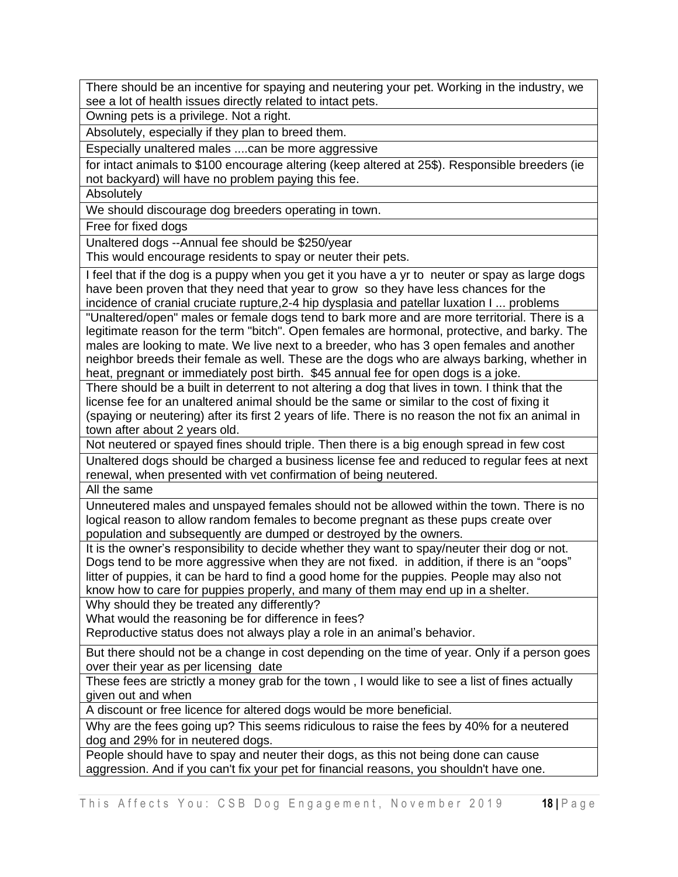| |
|---|
| There should be an incentive for spaying and neutering your pet. Working in the industry, we see a lot of health issues directly related to intact pets. |
| Owning pets is a privilege. Not a right. |
| Absolutely, especially if they plan to breed them. |
| Especially unaltered males ....can be more aggressive |
| for intact animals to $100 encourage altering (keep altered at 25$). Responsible breeders (ie not backyard) will have no problem paying this fee. |
| Absolutely |
| We should discourage dog breeders operating in town. |
| Free for fixed dogs |
| Unaltered dogs --Annual fee should be $250/year<br>This would encourage residents to spay or neuter their pets. |
| I feel that if the dog is a puppy when you get it you have a yr to neuter or spay as large dogs have been proven that they need that year to grow so they have less chances for the incidence of cranial cruciate rupture,2-4 hip dysplasia and patellar luxation I ... problems |
| "Unaltered/open" males or female dogs tend to bark more and are more territorial. There is a legitimate reason for the term "bitch". Open females are hormonal, protective, and barky. The males are looking to mate. We live next to a breeder, who has 3 open females and another neighbor breeds their female as well. These are the dogs who are always barking, whether in heat, pregnant or immediately post birth. $45 annual fee for open dogs is a joke. |
| There should be a built in deterrent to not altering a dog that lives in town. I think that the license fee for an unaltered animal should be the same or similar to the cost of fixing it (spaying or neutering) after its first 2 years of life. There is no reason the not fix an animal in town after about 2 years old. |
| Not neutered or spayed fines should triple. Then there is a big enough spread in few cost |
| Unaltered dogs should be charged a business license fee and reduced to regular fees at next renewal, when presented with vet confirmation of being neutered. |
| All the same |
| Unneutered males and unspayed females should not be allowed within the town. There is no logical reason to allow random females to become pregnant as these pups create over population and subsequently are dumped or destroyed by the owners. |
| It is the owner's responsibility to decide whether they want to spay/neuter their dog or not. Dogs tend to be more aggressive when they are not fixed. in addition, if there is an "oops" litter of puppies, it can be hard to find a good home for the puppies. People may also not know how to care for puppies properly, and many of them may end up in a shelter. |
| Why should they be treated any differently?<br>What would the reasoning be for difference in fees?<br>Reproductive status does not always play a role in an animal's behavior. |
| But there should not be a change in cost depending on the time of year. Only if a person goes over their year as per licensing date |
| These fees are strictly a money grab for the town , I would like to see a list of fines actually given out and when |
| A discount or free licence for altered dogs would be more beneficial. |
| Why are the fees going up? This seems ridiculous to raise the fees by 40% for a neutered dog and 29% for in neutered dogs. |
| People should have to spay and neuter their dogs, as this not being done can cause aggression. And if you can't fix your pet for financial reasons, you shouldn't have one. |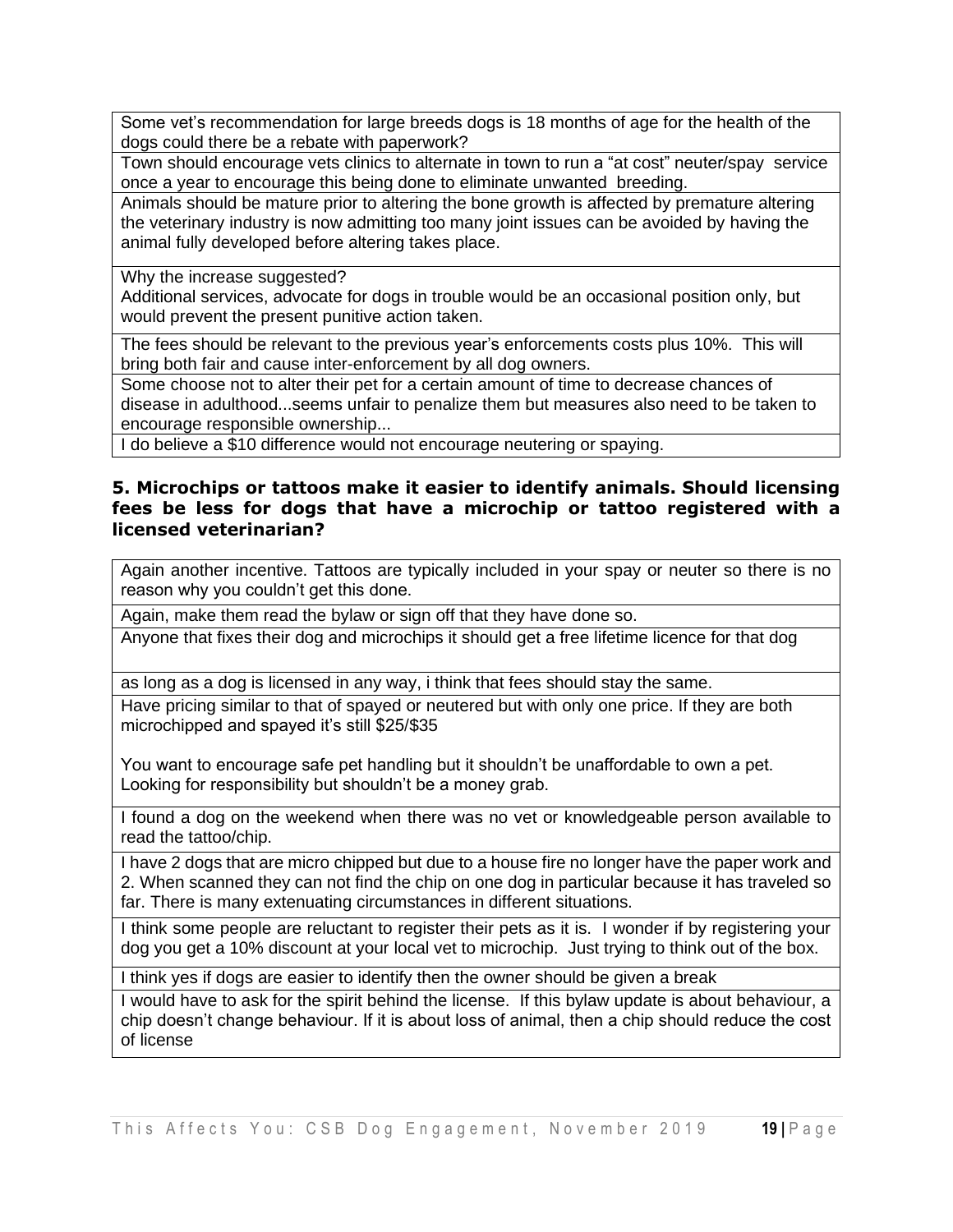| |
|---|
| Some vet's recommendation for large breeds dogs is 18 months of age for the health of the dogs could there be a rebate with paperwork? |
| Town should encourage vets clinics to alternate in town to run a "at cost" neuter/spay service once a year to encourage this being done to eliminate unwanted breeding. |
| Animals should be mature prior to altering the bone growth is affected by premature altering the veterinary industry is now admitting too many joint issues can be avoided by having the animal fully developed before altering takes place. |
| Why the increase suggested?<br>Additional services, advocate for dogs in trouble would be an occasional position only, but would prevent the present punitive action taken. |
| The fees should be relevant to the previous year's enforcements costs plus 10%. This will bring both fair and cause inter-enforcement by all dog owners. |
| Some choose not to alter their pet for a certain amount of time to decrease chances of disease in adulthood...seems unfair to penalize them but measures also need to be taken to encourage responsible ownership... |
| I do believe a $10 difference would not encourage neutering or spaying. |

### 5. Microchips or tattoos make it easier to identify animals. Should licensing fees be less for dogs that have a microchip or tattoo registered with a licensed veterinarian?

| |
|---|
| Again another incentive. Tattoos are typically included in your spay or neuter so there is no reason why you couldn't get this done. |
| Again, make them read the bylaw or sign off that they have done so. |
| Anyone that fixes their dog and microchips it should get a free lifetime licence for that dog |
| as long as a dog is licensed in any way, i think that fees should stay the same. |
| Have pricing similar to that of spayed or neutered but with only one price. If they are both microchipped and spayed it's still $25/$35<br><br>You want to encourage safe pet handling but it shouldn't be unaffordable to own a pet. Looking for responsibility but shouldn't be a money grab. |
| I found a dog on the weekend when there was no vet or knowledgeable person available to read the tattoo/chip. |
| I have 2 dogs that are micro chipped but due to a house fire no longer have the paper work and 2. When scanned they can not find the chip on one dog in particular because it has traveled so far. There is many extenuating circumstances in different situations. |
| I think some people are reluctant to register their pets as it is. I wonder if by registering your dog you get a 10% discount at your local vet to microchip. Just trying to think out of the box. |
| I think yes if dogs are easier to identify then the owner should be given a break |
| I would have to ask for the spirit behind the license. If this bylaw update is about behaviour, a chip doesn't change behaviour. If it is about loss of animal, then a chip should reduce the cost of license |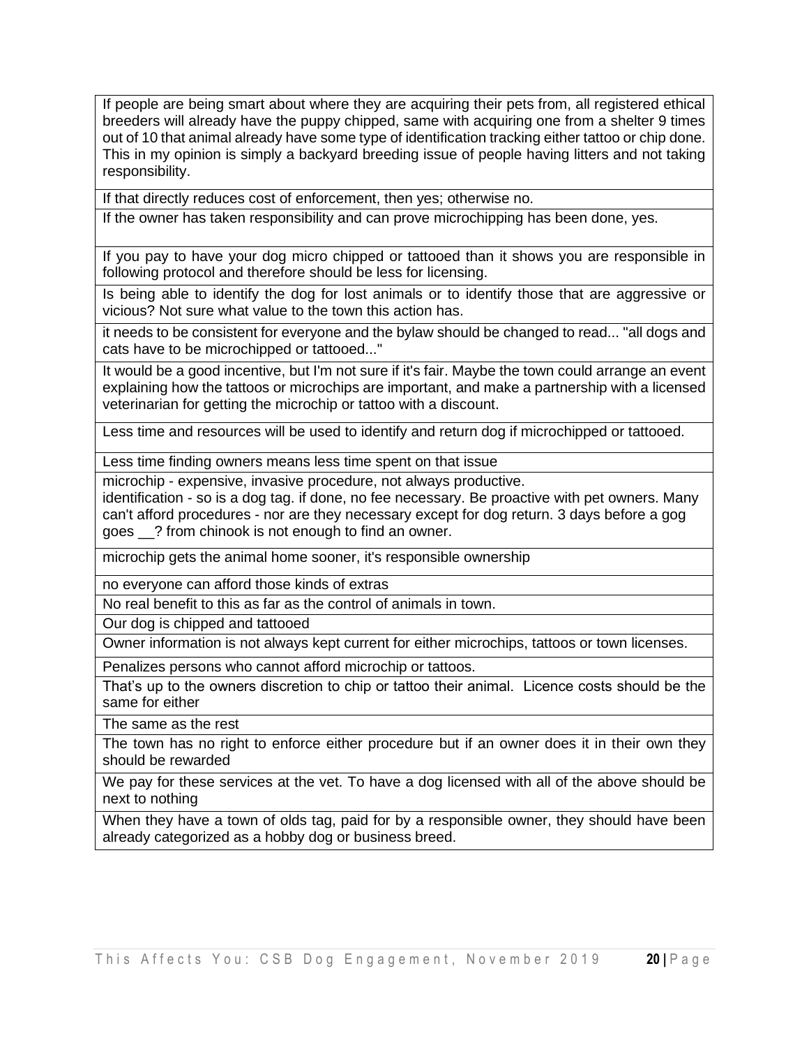| |
|---|
| If people are being smart about where they are acquiring their pets from, all registered ethical breeders will already have the puppy chipped, same with acquiring one from a shelter 9 times out of 10 that animal already have some type of identification tracking either tattoo or chip done. This in my opinion is simply a backyard breeding issue of people having litters and not taking responsibility. |
| If that directly reduces cost of enforcement, then yes; otherwise no. |
| If the owner has taken responsibility and can prove microchipping has been done, yes. |
| If you pay to have your dog micro chipped or tattooed than it shows you are responsible in following protocol and therefore should be less for licensing. |
| Is being able to identify the dog for lost animals or to identify those that are aggressive or vicious? Not sure what value to the town this action has. |
| it needs to be consistent for everyone and the bylaw should be changed to read... "all dogs and cats have to be microchipped or tattooed..." |
| It would be a good incentive, but I'm not sure if it's fair. Maybe the town could arrange an event explaining how the tattoos or microchips are important, and make a partnership with a licensed veterinarian for getting the microchip or tattoo with a discount. |
| Less time and resources will be used to identify and return dog if microchipped or tattooed. |
| Less time finding owners means less time spent on that issue |
| microchip - expensive, invasive procedure, not always productive.<br>identification - so is a dog tag. if done, no fee necessary. Be proactive with pet owners. Many can't afford procedures - nor are they necessary except for dog return. 3 days before a gog goes __? from chinook is not enough to find an owner. |
| microchip gets the animal home sooner, it's responsible ownership |
| no everyone can afford those kinds of extras |
| No real benefit to this as far as the control of animals in town. |
| Our dog is chipped and tattooed |
| Owner information is not always kept current for either microchips, tattoos or town licenses. |
| Penalizes persons who cannot afford microchip or tattoos. |
| That's up to the owners discretion to chip or tattoo their animal. Licence costs should be the same for either |
| The same as the rest |
| The town has no right to enforce either procedure but if an owner does it in their own they should be rewarded |
| We pay for these services at the vet. To have a dog licensed with all of the above should be next to nothing |
| When they have a town of olds tag, paid for by a responsible owner, they should have been already categorized as a hobby dog or business breed. |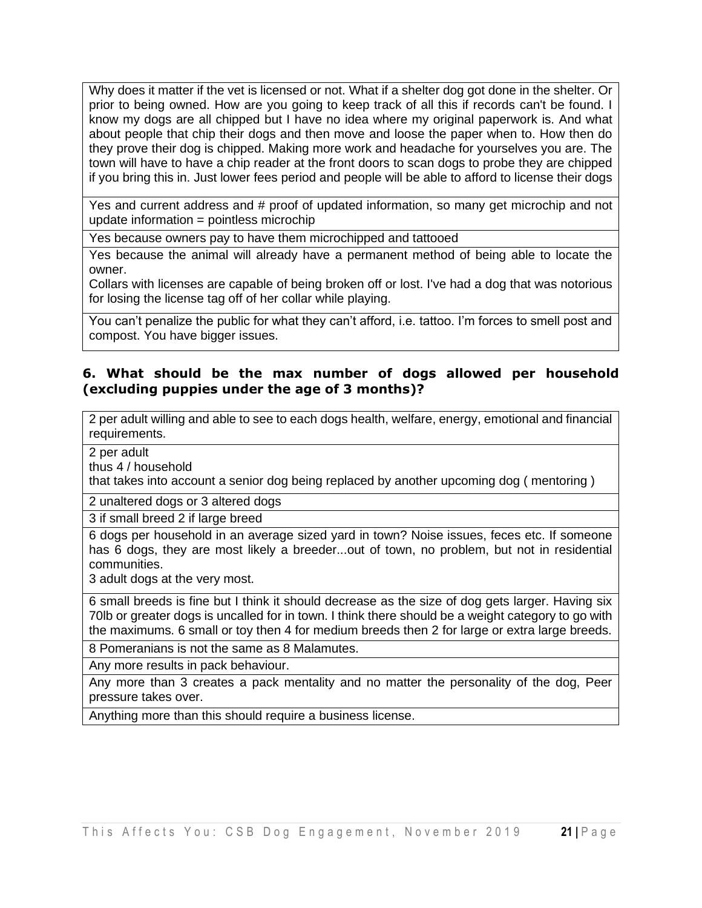| |
|---|
| Why does it matter if the vet is licensed or not. What if a shelter dog got done in the shelter. Or prior to being owned. How are you going to keep track of all this if records can't be found. I know my dogs are all chipped but I have no idea where my original paperwork is. And what about people that chip their dogs and then move and loose the paper when to. How then do they prove their dog is chipped. Making more work and headache for yourselves you are. The town will have to have a chip reader at the front doors to scan dogs to probe they are chipped if you bring this in. Just lower fees period and people will be able to afford to license their dogs |
| Yes and current address and # proof of updated information, so many get microchip and not update information = pointless microchip |
| Yes because owners pay to have them microchipped and tattooed |
| Yes because the animal will already have a permanent method of being able to locate the owner.<br>Collars with licenses are capable of being broken off or lost. I've had a dog that was notorious for losing the license tag off of her collar while playing. |
| You can't penalize the public for what they can't afford, i.e. tattoo. I'm forces to smell post and compost. You have bigger issues. |

### 6. What should be the max number of dogs allowed per household (excluding puppies under the age of 3 months)?

| |
|---|
| 2 per adult willing and able to see to each dogs health, welfare, energy, emotional and financial requirements. |
| 2 per adult<br>thus 4 / household<br>that takes into account a senior dog being replaced by another upcoming dog ( mentoring ) |
| 2 unaltered dogs or 3 altered dogs |
| 3 if small breed 2 if large breed |
| 6 dogs per household in an average sized yard in town? Noise issues, feces etc. If someone has 6 dogs, they are most likely a breeder...out of town, no problem, but not in residential communities.<br>3 adult dogs at the very most. |
| 6 small breeds is fine but I think it should decrease as the size of dog gets larger. Having six 70lb or greater dogs is uncalled for in town. I think there should be a weight category to go with the maximums. 6 small or toy then 4 for medium breeds then 2 for large or extra large breeds. |
| 8 Pomeranians is not the same as 8 Malamutes. |
| Any more results in pack behaviour. |
| Any more than 3 creates a pack mentality and no matter the personality of the dog, Peer pressure takes over. |
| Anything more than this should require a business license. |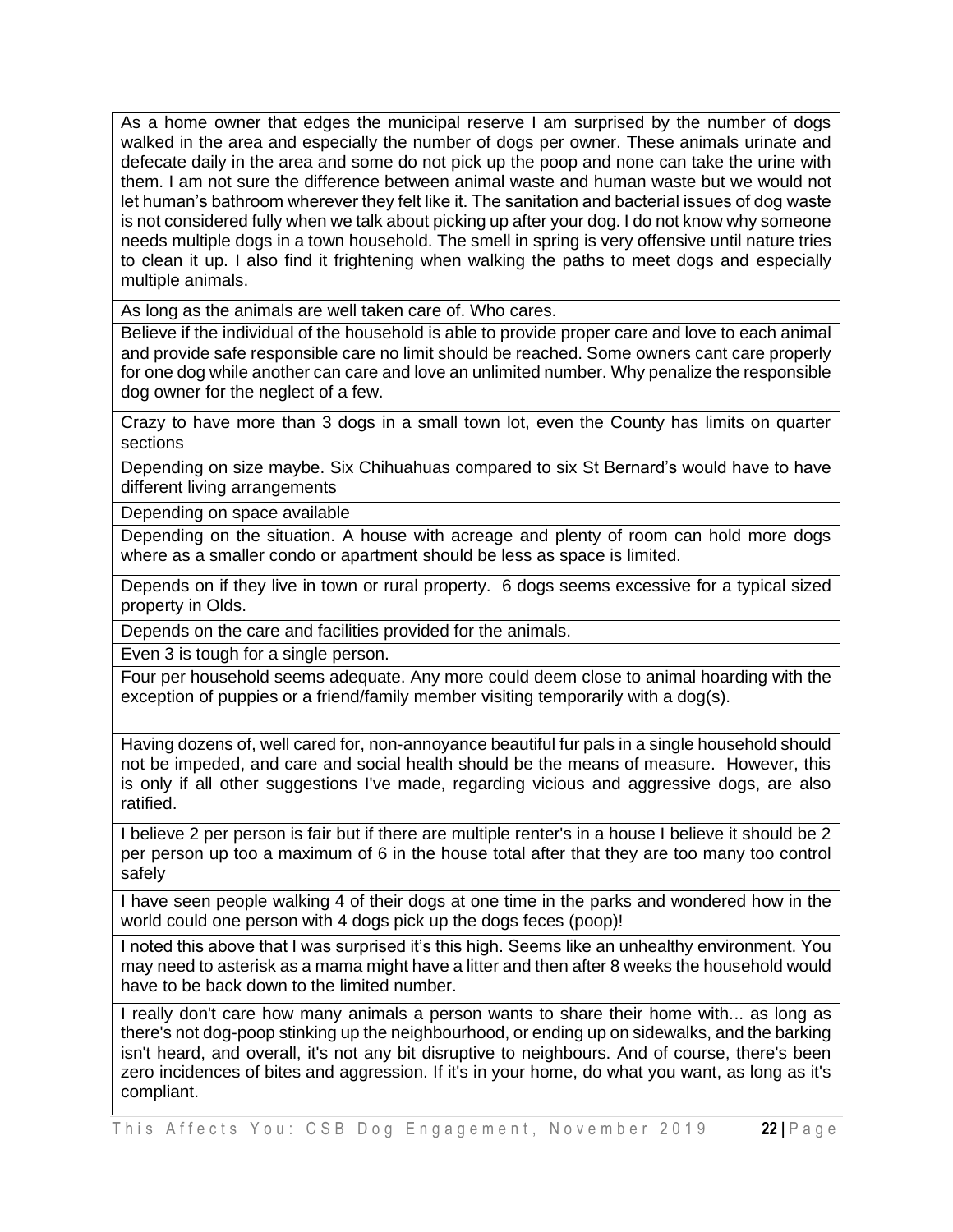| |
|---|
| As a home owner that edges the municipal reserve I am surprised by the number of dogs walked in the area and especially the number of dogs per owner. These animals urinate and defecate daily in the area and some do not pick up the poop and none can take the urine with them. I am not sure the difference between animal waste and human waste but we would not let human's bathroom wherever they felt like it. The sanitation and bacterial issues of dog waste is not considered fully when we talk about picking up after your dog. I do not know why someone needs multiple dogs in a town household. The smell in spring is very offensive until nature tries to clean it up. I also find it frightening when walking the paths to meet dogs and especially multiple animals. |
| As long as the animals are well taken care of. Who cares. |
| Believe if the individual of the household is able to provide proper care and love to each animal and provide safe responsible care no limit should be reached. Some owners cant care properly for one dog while another can care and love an unlimited number. Why penalize the responsible dog owner for the neglect of a few. |
| Crazy to have more than 3 dogs in a small town lot, even the County has limits on quarter sections |
| Depending on size maybe. Six Chihuahuas compared to six St Bernard's would have to have different living arrangements |
| Depending on space available |
| Depending on the situation. A house with acreage and plenty of room can hold more dogs where as a smaller condo or apartment should be less as space is limited. |
| Depends on if they live in town or rural property. 6 dogs seems excessive for a typical sized property in Olds. |
| Depends on the care and facilities provided for the animals. |
| Even 3 is tough for a single person. |
| Four per household seems adequate. Any more could deem close to animal hoarding with the exception of puppies or a friend/family member visiting temporarily with a dog(s). |
| Having dozens of, well cared for, non-annoyance beautiful fur pals in a single household should not be impeded, and care and social health should be the means of measure. However, this is only if all other suggestions I've made, regarding vicious and aggressive dogs, are also ratified. |
| I believe 2 per person is fair but if there are multiple renter's in a house I believe it should be 2 per person up too a maximum of 6 in the house total after that they are too many too control safely |
| I have seen people walking 4 of their dogs at one time in the parks and wondered how in the world could one person with 4 dogs pick up the dogs feces (poop)! |
| I noted this above that I was surprised it's this high. Seems like an unhealthy environment. You may need to asterisk as a mama might have a litter and then after 8 weeks the household would have to be back down to the limited number. |
| I really don't care how many animals a person wants to share their home with... as long as there's not dog-poop stinking up the neighbourhood, or ending up on sidewalks, and the barking isn't heard, and overall, it's not any bit disruptive to neighbours. And of course, there's been zero incidences of bites and aggression. If it's in your home, do what you want, as long as it's compliant. |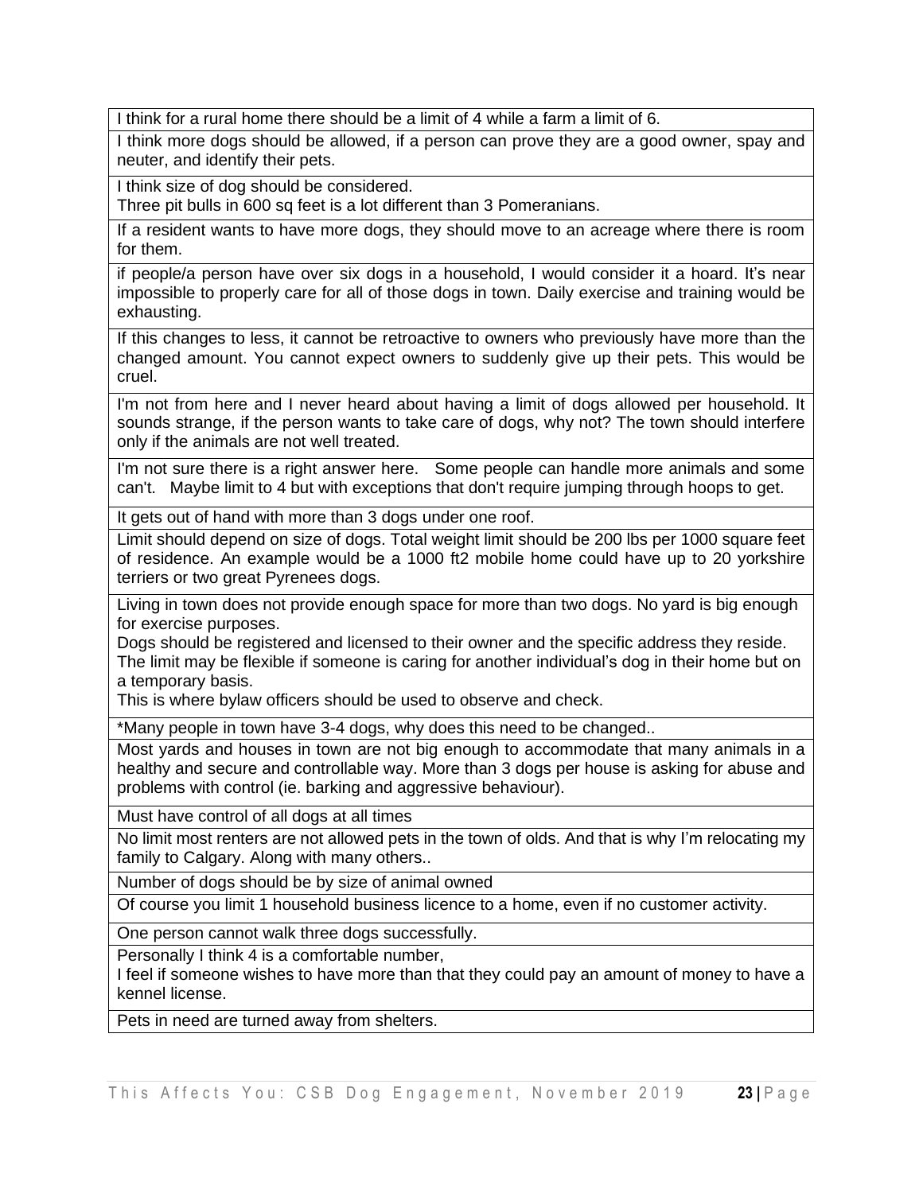| |
|---|
| I think for a rural home there should be a limit of 4 while a farm a limit of 6. |
| I think more dogs should be allowed, if a person can prove they are a good owner, spay and neuter, and identify their pets. |
| I think size of dog should be considered.<br>Three pit bulls in 600 sq feet is a lot different than 3 Pomeranians. |
| If a resident wants to have more dogs, they should move to an acreage where there is room for them. |
| if people/a person have over six dogs in a household, I would consider it a hoard. It's near impossible to properly care for all of those dogs in town. Daily exercise and training would be exhausting. |
| If this changes to less, it cannot be retroactive to owners who previously have more than the changed amount. You cannot expect owners to suddenly give up their pets. This would be cruel. |
| I'm not from here and I never heard about having a limit of dogs allowed per household. It sounds strange, if the person wants to take care of dogs, why not? The town should interfere only if the animals are not well treated. |
| I'm not sure there is a right answer here. Some people can handle more animals and some can't. Maybe limit to 4 but with exceptions that don't require jumping through hoops to get. |
| It gets out of hand with more than 3 dogs under one roof. |
| Limit should depend on size of dogs. Total weight limit should be 200 lbs per 1000 square feet of residence. An example would be a 1000 ft2 mobile home could have up to 20 yorkshire terriers or two great Pyrenees dogs. |
| Living in town does not provide enough space for more than two dogs. No yard is big enough for exercise purposes.<br>Dogs should be registered and licensed to their owner and the specific address they reside.<br>The limit may be flexible if someone is caring for another individual's dog in their home but on a temporary basis.<br>This is where bylaw officers should be used to observe and check. |
| *Many people in town have 3-4 dogs, why does this need to be changed.. |
| Most yards and houses in town are not big enough to accommodate that many animals in a healthy and secure and controllable way. More than 3 dogs per house is asking for abuse and problems with control (ie. barking and aggressive behaviour). |
| Must have control of all dogs at all times |
| No limit most renters are not allowed pets in the town of olds. And that is why I'm relocating my family to Calgary. Along with many others.. |
| Number of dogs should be by size of animal owned |
| Of course you limit 1 household business licence to a home, even if no customer activity. |
| One person cannot walk three dogs successfully. |
| Personally I think 4 is a comfortable number,<br>I feel if someone wishes to have more than that they could pay an amount of money to have a kennel license. |
| Pets in need are turned away from shelters. |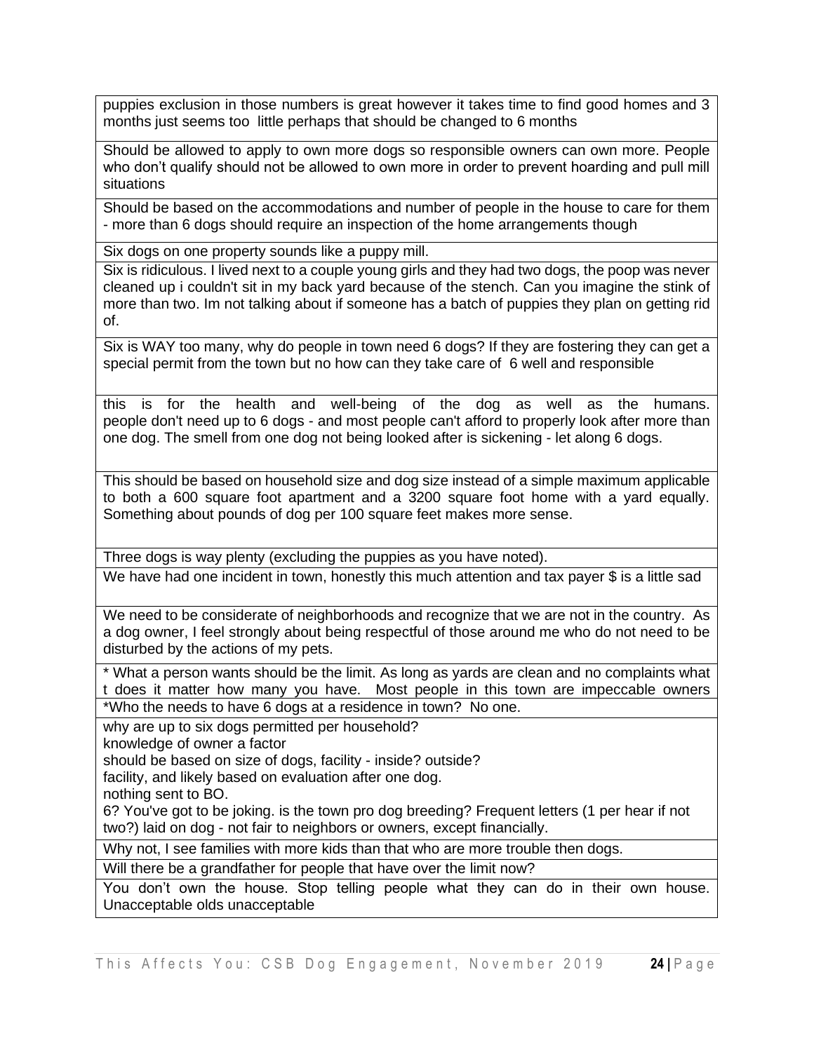| |
|---|
| puppies exclusion in those numbers is great however it takes time to find good homes and 3 months just seems too little perhaps that should be changed to 6 months |
| Should be allowed to apply to own more dogs so responsible owners can own more. People who don't qualify should not be allowed to own more in order to prevent hoarding and pull mill situations |
| Should be based on the accommodations and number of people in the house to care for them - more than 6 dogs should require an inspection of the home arrangements though |
| Six dogs on one property sounds like a puppy mill. |
| Six is ridiculous. I lived next to a couple young girls and they had two dogs, the poop was never cleaned up i couldn't sit in my back yard because of the stench. Can you imagine the stink of more than two. Im not talking about if someone has a batch of puppies they plan on getting rid of. |
| Six is WAY too many, why do people in town need 6 dogs? If they are fostering they can get a special permit from the town but no how can they take care of 6 well and responsible |
| this is for the health and well-being of the dog as well as the humans. people don't need up to 6 dogs - and most people can't afford to properly look after more than one dog. The smell from one dog not being looked after is sickening - let along 6 dogs. |
| This should be based on household size and dog size instead of a simple maximum applicable to both a 600 square foot apartment and a 3200 square foot home with a yard equally. Something about pounds of dog per 100 square feet makes more sense. |
| Three dogs is way plenty (excluding the puppies as you have noted). |
| We have had one incident in town, honestly this much attention and tax payer $ is a little sad |
| We need to be considerate of neighborhoods and recognize that we are not in the country. As a dog owner, I feel strongly about being respectful of those around me who do not need to be disturbed by the actions of my pets. |
| * What a person wants should be the limit. As long as yards are clean and no complaints what t does it matter how many you have. Most people in this town are impeccable owners |
| *Who the needs to have 6 dogs at a residence in town? No one. |
| why are up to six dogs permitted per household?<br>knowledge of owner a factor<br>should be based on size of dogs, facility - inside? outside?<br>facility, and likely based on evaluation after one dog.<br>nothing sent to BO.<br>6? You've got to be joking. is the town pro dog breeding? Frequent letters (1 per hear if not two?) laid on dog - not fair to neighbors or owners, except financially. |
| Why not, I see families with more kids than that who are more trouble then dogs. |
| Will there be a grandfather for people that have over the limit now? |
| You don't own the house. Stop telling people what they can do in their own house. Unacceptable olds unacceptable |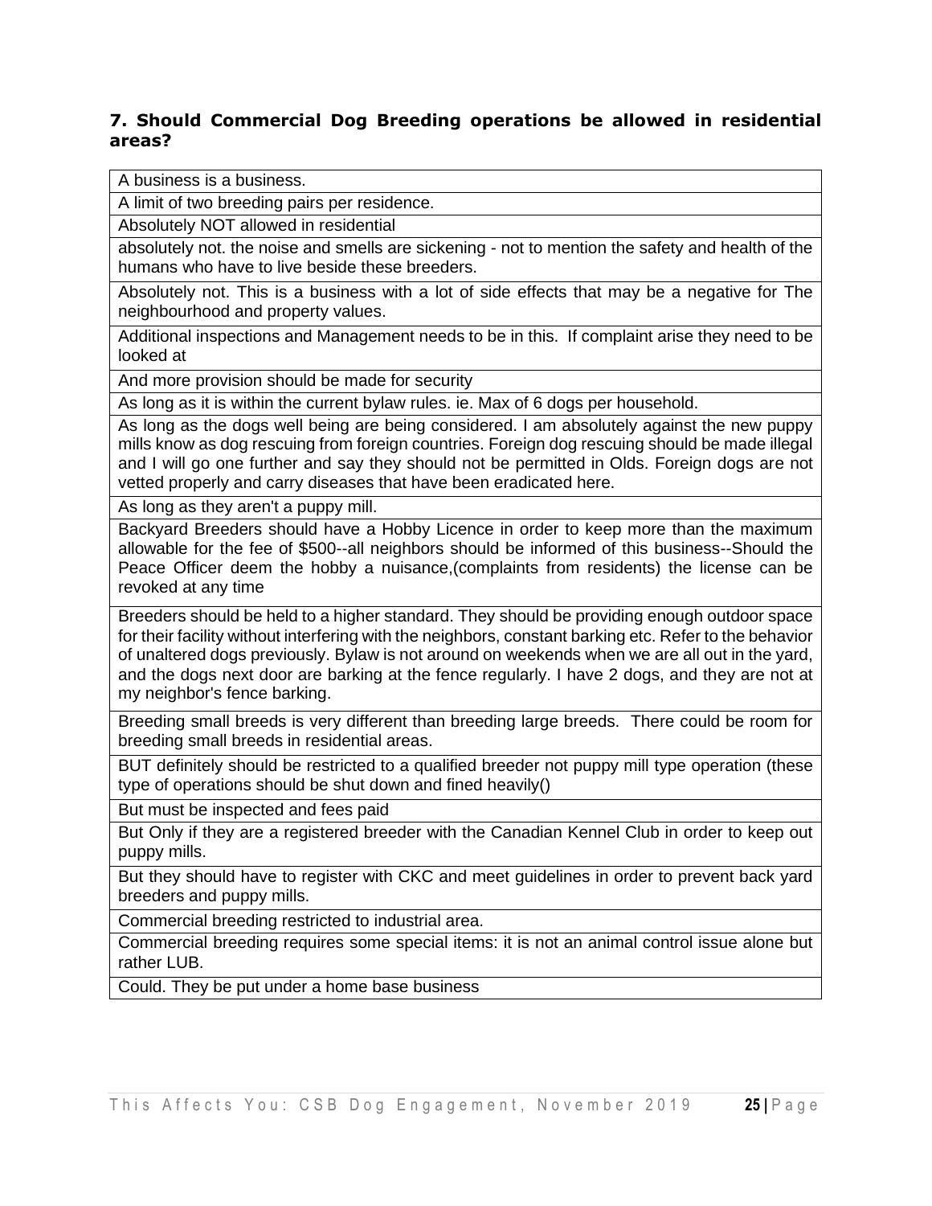### 7. Should Commercial Dog Breeding operations be allowed in residential areas?

| A business is a business. |
|---|
| A limit of two breeding pairs per residence. |
| Absolutely NOT allowed in residential |
| absolutely not. the noise and smells are sickening - not to mention the safety and health of the humans who have to live beside these breeders. |
| Absolutely not. This is a business with a lot of side effects that may be a negative for The neighbourhood and property values. |
| Additional inspections and Management needs to be in this. If complaint arise they need to be looked at |
| And more provision should be made for security |
| As long as it is within the current bylaw rules. ie. Max of 6 dogs per household. |
| As long as the dogs well being are being considered. I am absolutely against the new puppy mills know as dog rescuing from foreign countries. Foreign dog rescuing should be made illegal and I will go one further and say they should not be permitted in Olds. Foreign dogs are not vetted properly and carry diseases that have been eradicated here. |
| As long as they aren't a puppy mill. |
| Backyard Breeders should have a Hobby Licence in order to keep more than the maximum allowable for the fee of $500--all neighbors should be informed of this business--Should the Peace Officer deem the hobby a nuisance,(complaints from residents) the license can be revoked at any time |
| Breeders should be held to a higher standard. They should be providing enough outdoor space for their facility without interfering with the neighbors, constant barking etc. Refer to the behavior of unaltered dogs previously. Bylaw is not around on weekends when we are all out in the yard, and the dogs next door are barking at the fence regularly. I have 2 dogs, and they are not at my neighbor's fence barking. |
| Breeding small breeds is very different than breeding large breeds. There could be room for breeding small breeds in residential areas. |
| BUT definitely should be restricted to a qualified breeder not puppy mill type operation (these type of operations should be shut down and fined heavily() |
| But must be inspected and fees paid |
| But Only if they are a registered breeder with the Canadian Kennel Club in order to keep out puppy mills. |
| But they should have to register with CKC and meet guidelines in order to prevent back yard breeders and puppy mills. |
| Commercial breeding restricted to industrial area. |
| Commercial breeding requires some special items: it is not an animal control issue alone but rather LUB. |
| Could. They be put under a home base business |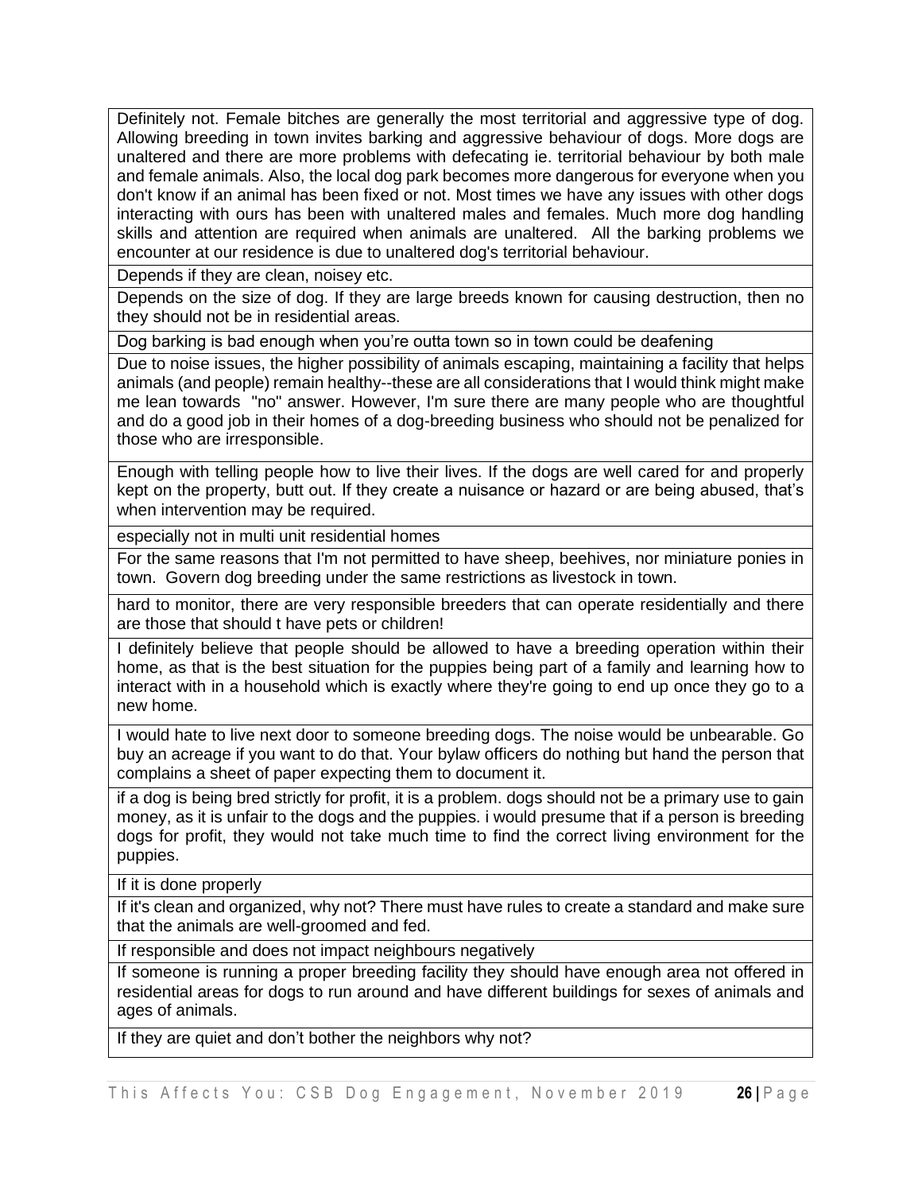| |
|---|
| Definitely not. Female bitches are generally the most territorial and aggressive type of dog. Allowing breeding in town invites barking and aggressive behaviour of dogs. More dogs are unaltered and there are more problems with defecating ie. territorial behaviour by both male and female animals. Also, the local dog park becomes more dangerous for everyone when you don't know if an animal has been fixed or not. Most times we have any issues with other dogs interacting with ours has been with unaltered males and females. Much more dog handling skills and attention are required when animals are unaltered. All the barking problems we encounter at our residence is due to unaltered dog's territorial behaviour. |
| Depends if they are clean, noisey etc. |
| Depends on the size of dog. If they are large breeds known for causing destruction, then no they should not be in residential areas. |
| Dog barking is bad enough when you're outta town so in town could be deafening |
| Due to noise issues, the higher possibility of animals escaping, maintaining a facility that helps animals (and people) remain healthy--these are all considerations that I would think might make me lean towards "no" answer. However, I'm sure there are many people who are thoughtful and do a good job in their homes of a dog-breeding business who should not be penalized for those who are irresponsible. |
| Enough with telling people how to live their lives. If the dogs are well cared for and properly kept on the property, butt out. If they create a nuisance or hazard or are being abused, that's when intervention may be required. |
| especially not in multi unit residential homes |
| For the same reasons that I'm not permitted to have sheep, beehives, nor miniature ponies in town. Govern dog breeding under the same restrictions as livestock in town. |
| hard to monitor, there are very responsible breeders that can operate residentially and there are those that should t have pets or children! |
| I definitely believe that people should be allowed to have a breeding operation within their home, as that is the best situation for the puppies being part of a family and learning how to interact with in a household which is exactly where they're going to end up once they go to a new home. |
| I would hate to live next door to someone breeding dogs. The noise would be unbearable. Go buy an acreage if you want to do that. Your bylaw officers do nothing but hand the person that complains a sheet of paper expecting them to document it. |
| if a dog is being bred strictly for profit, it is a problem. dogs should not be a primary use to gain money, as it is unfair to the dogs and the puppies. i would presume that if a person is breeding dogs for profit, they would not take much time to find the correct living environment for the puppies. |
| If it is done properly |
| If it's clean and organized, why not? There must have rules to create a standard and make sure that the animals are well-groomed and fed. |
| If responsible and does not impact neighbours negatively |
| If someone is running a proper breeding facility they should have enough area not offered in residential areas for dogs to run around and have different buildings for sexes of animals and ages of animals. |
| If they are quiet and don't bother the neighbors why not? |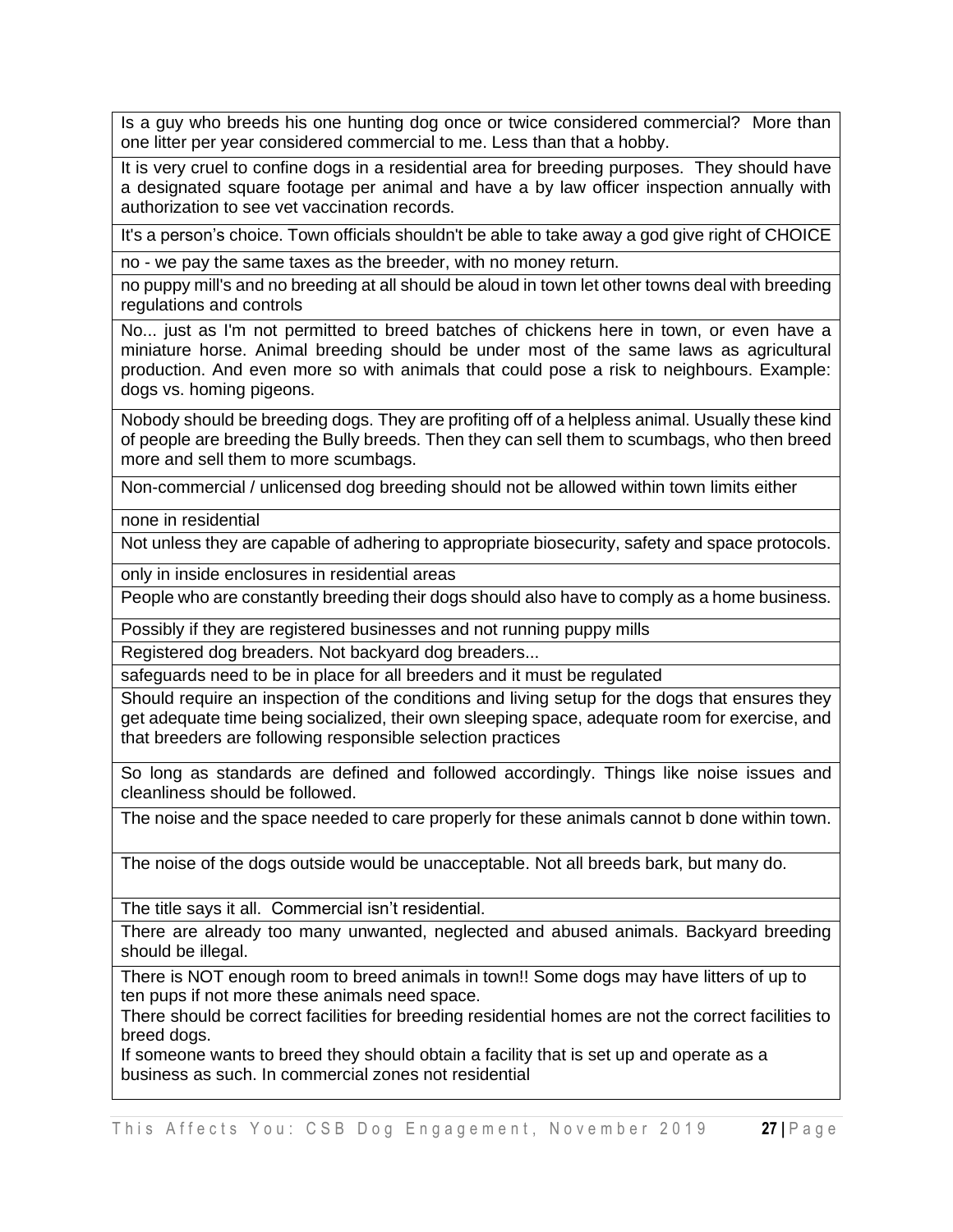| |
|---|
| Is a guy who breeds his one hunting dog once or twice considered commercial? More than one litter per year considered commercial to me. Less than that a hobby. |
| It is very cruel to confine dogs in a residential area for breeding purposes. They should have a designated square footage per animal and have a by law officer inspection annually with authorization to see vet vaccination records. |
| It's a person's choice. Town officials shouldn't be able to take away a god give right of CHOICE |
| no - we pay the same taxes as the breeder, with no money return. |
| no puppy mill's and no breeding at all should be aloud in town let other towns deal with breeding regulations and controls |
| No... just as I'm not permitted to breed batches of chickens here in town, or even have a miniature horse. Animal breeding should be under most of the same laws as agricultural production. And even more so with animals that could pose a risk to neighbours. Example: dogs vs. homing pigeons. |
| Nobody should be breeding dogs. They are profiting off of a helpless animal. Usually these kind of people are breeding the Bully breeds. Then they can sell them to scumbags, who then breed more and sell them to more scumbags. |
| Non-commercial / unlicensed dog breeding should not be allowed within town limits either |
| none in residential |
| Not unless they are capable of adhering to appropriate biosecurity, safety and space protocols. |
| only in inside enclosures in residential areas |
| People who are constantly breeding their dogs should also have to comply as a home business. |
| Possibly if they are registered businesses and not running puppy mills |
| Registered dog breaders. Not backyard dog breeders... |
| safeguards need to be in place for all breeders and it must be regulated |
| Should require an inspection of the conditions and living setup for the dogs that ensures they get adequate time being socialized, their own sleeping space, adequate room for exercise, and that breeders are following responsible selection practices |
| So long as standards are defined and followed accordingly. Things like noise issues and cleanliness should be followed. |
| The noise and the space needed to care properly for these animals cannot b done within town. |
| The noise of the dogs outside would be unacceptable. Not all breeds bark, but many do. |
| The title says it all. Commercial isn't residential. |
| There are already too many unwanted, neglected and abused animals. Backyard breeding should be illegal. |
| There is NOT enough room to breed animals in town!! Some dogs may have litters of up to ten pups if not more these animals need space. There should be correct facilities for breeding residential homes are not the correct facilities to breed dogs. If someone wants to breed they should obtain a facility that is set up and operate as a business as such. In commercial zones not residential |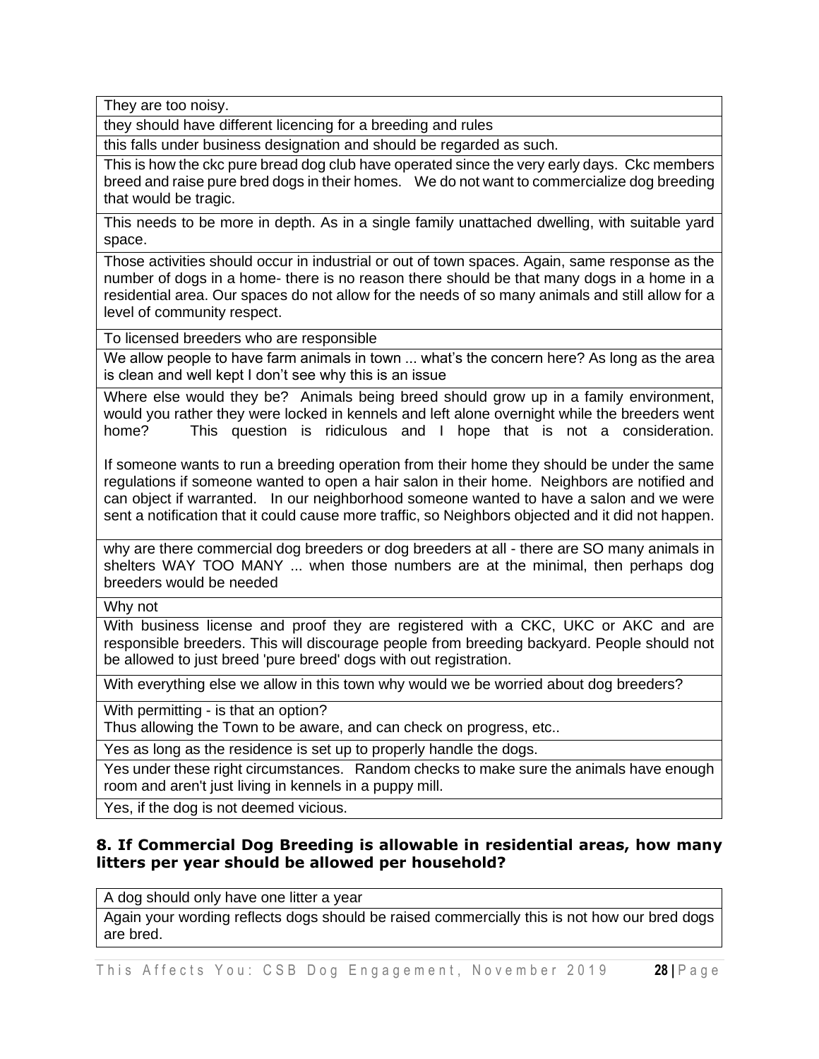| |
|---|
| They are too noisy. |
| they should have different licencing for a breeding and rules |
| this falls under business designation and should be regarded as such. |
| This is how the ckc pure bread dog club have operated since the very early days. Ckc members breed and raise pure bred dogs in their homes. We do not want to commercialize dog breeding that would be tragic. |
| This needs to be more in depth. As in a single family unattached dwelling, with suitable yard space. |
| Those activities should occur in industrial or out of town spaces. Again, same response as the number of dogs in a home- there is no reason there should be that many dogs in a home in a residential area. Our spaces do not allow for the needs of so many animals and still allow for a level of community respect. |
| To licensed breeders who are responsible |
| We allow people to have farm animals in town ... what's the concern here? As long as the area is clean and well kept I don't see why this is an issue |
| Where else would they be? Animals being breed should grow up in a family environment, would you rather they were locked in kennels and left alone overnight while the breeders went home? This question is ridiculous and I hope that is not a consideration. If someone wants to run a breeding operation from their home they should be under the same regulations if someone wanted to open a hair salon in their home. Neighbors are notified and can object if warranted. In our neighborhood someone wanted to have a salon and we were sent a notification that it could cause more traffic, so Neighbors objected and it did not happen. |
| why are there commercial dog breeders or dog breeders at all - there are SO many animals in shelters WAY TOO MANY ... when those numbers are at the minimal, then perhaps dog breeders would be needed |
| Why not |
| With business license and proof they are registered with a CKC, UKC or AKC and are responsible breeders. This will discourage people from breeding backyard. People should not be allowed to just breed 'pure breed' dogs with out registration. |
| With everything else we allow in this town why would we be worried about dog breeders? |
| With permitting - is that an option? Thus allowing the Town to be aware, and can check on progress, etc.. |
| Yes as long as the residence is set up to properly handle the dogs. |
| Yes under these right circumstances. Random checks to make sure the animals have enough room and aren't just living in kennels in a puppy mill. |
| Yes, if the dog is not deemed vicious. |

### 8. If Commercial Dog Breeding is allowable in residential areas, how many litters per year should be allowed per household?

| |
|---|
| A dog should only have one litter a year |
| Again your wording reflects dogs should be raised commercially this is not how our bred dogs are bred. |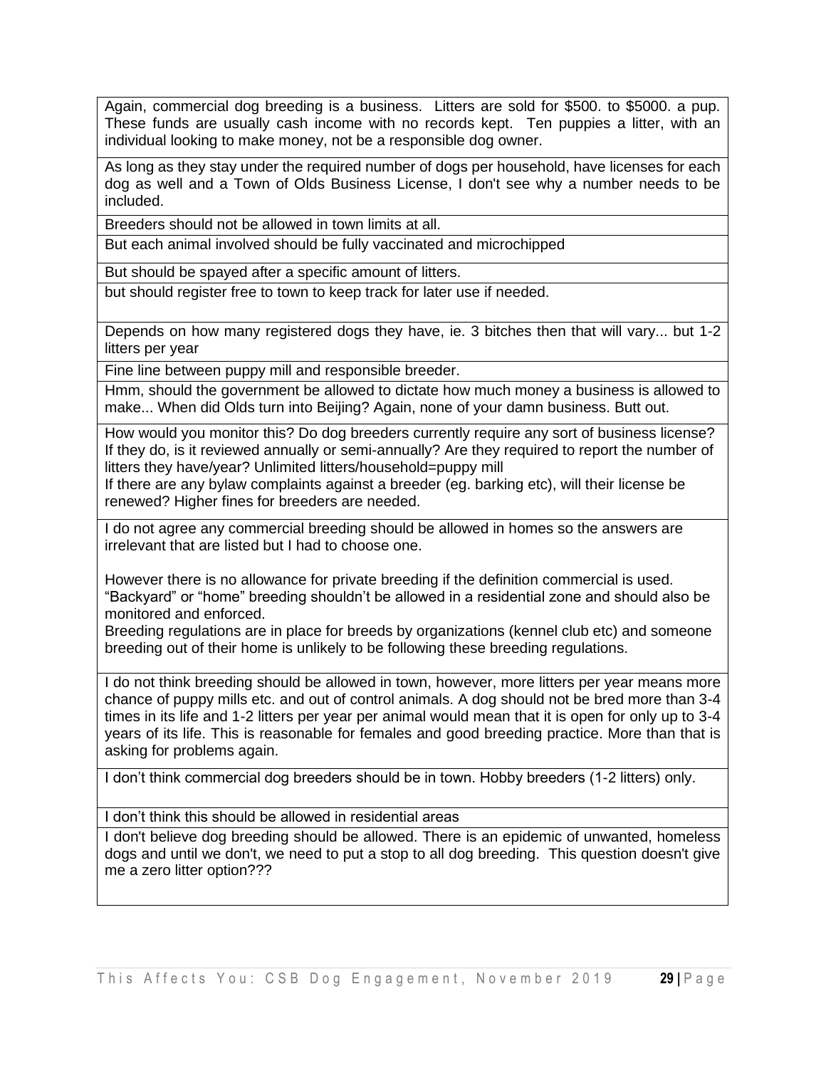| |
|---|
| Again, commercial dog breeding is a business. Litters are sold for $500. to $5000. a pup. These funds are usually cash income with no records kept. Ten puppies a litter, with an individual looking to make money, not be a responsible dog owner. |
| As long as they stay under the required number of dogs per household, have licenses for each dog as well and a Town of Olds Business License, I don't see why a number needs to be included. |
| Breeders should not be allowed in town limits at all. |
| But each animal involved should be fully vaccinated and microchipped |
| But should be spayed after a specific amount of litters. |
| but should register free to town to keep track for later use if needed. |
| Depends on how many registered dogs they have, ie. 3 bitches then that will vary... but 1-2 litters per year |
| Fine line between puppy mill and responsible breeder. |
| Hmm, should the government be allowed to dictate how much money a business is allowed to make... When did Olds turn into Beijing? Again, none of your damn business. Butt out. |
| How would you monitor this? Do dog breeders currently require any sort of business license? If they do, is it reviewed annually or semi-annually? Are they required to report the number of litters they have/year? Unlimited litters/household=puppy mill<br>If there are any bylaw complaints against a breeder (eg. barking etc), will their license be renewed? Higher fines for breeders are needed. |
| I do not agree any commercial breeding should be allowed in homes so the answers are irrelevant that are listed but I had to choose one.<br><br>However there is no allowance for private breeding if the definition commercial is used. "Backyard" or "home" breeding shouldn't be allowed in a residential zone and should also be monitored and enforced.<br>Breeding regulations are in place for breeds by organizations (kennel club etc) and someone breeding out of their home is unlikely to be following these breeding regulations. |
| I do not think breeding should be allowed in town, however, more litters per year means more chance of puppy mills etc. and out of control animals. A dog should not be bred more than 3-4 times in its life and 1-2 litters per year per animal would mean that it is open for only up to 3-4 years of its life. This is reasonable for females and good breeding practice. More than that is asking for problems again. |
| I don't think commercial dog breeders should be in town. Hobby breeders (1-2 litters) only. |
| I don't think this should be allowed in residential areas |
| I don't believe dog breeding should be allowed. There is an epidemic of unwanted, homeless dogs and until we don't, we need to put a stop to all dog breeding. This question doesn't give me a zero litter option??? |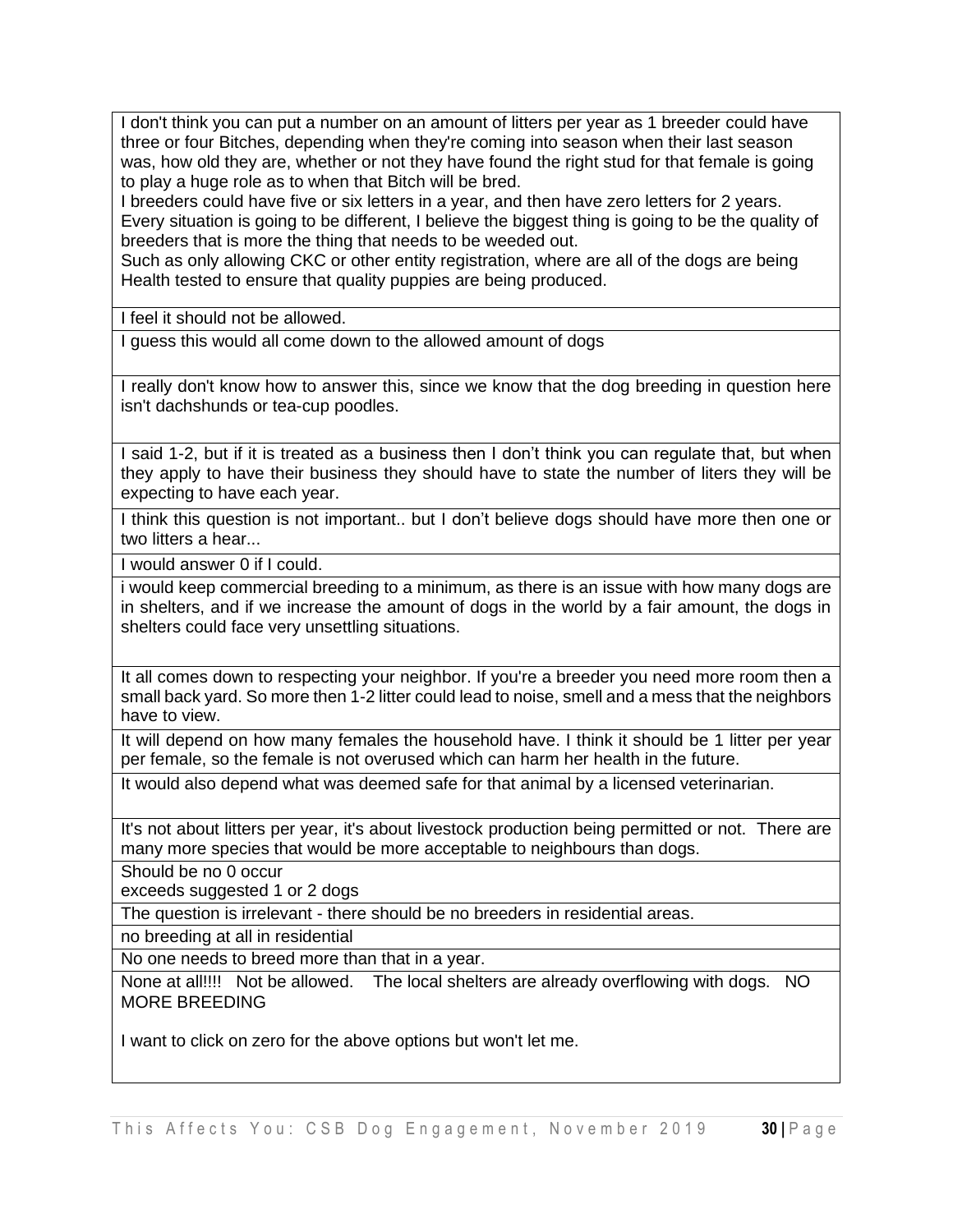| |
|---|
| I don't think you can put a number on an amount of litters per year as 1 breeder could have three or four Bitches, depending when they're coming into season when their last season was, how old they are, whether or not they have found the right stud for that female is going to play a huge role as to when that Bitch will be bred.<br>I breeders could have five or six letters in a year, and then have zero letters for 2 years. Every situation is going to be different, I believe the biggest thing is going to be the quality of breeders that is more the thing that needs to be weeded out.<br>Such as only allowing CKC or other entity registration, where are all of the dogs are being Health tested to ensure that quality puppies are being produced. |
| I feel it should not be allowed. |
| I guess this would all come down to the allowed amount of dogs |
| I really don't know how to answer this, since we know that the dog breeding in question here isn't dachshunds or tea-cup poodles. |
| I said 1-2, but if it is treated as a business then I don't think you can regulate that, but when they apply to have their business they should have to state the number of liters they will be expecting to have each year. |
| I think this question is not important.. but I don't believe dogs should have more then one or two litters a hear... |
| I would answer 0 if I could. |
| i would keep commercial breeding to a minimum, as there is an issue with how many dogs are in shelters, and if we increase the amount of dogs in the world by a fair amount, the dogs in shelters could face very unsettling situations. |
| It all comes down to respecting your neighbor. If you're a breeder you need more room then a small back yard. So more then 1-2 litter could lead to noise, smell and a mess that the neighbors have to view. |
| It will depend on how many females the household have. I think it should be 1 litter per year per female, so the female is not overused which can harm her health in the future. |
| It would also depend what was deemed safe for that animal by a licensed veterinarian. |
| It's not about litters per year, it's about livestock production being permitted or not. There are many more species that would be more acceptable to neighbours than dogs. |
| Should be no 0 occur<br>exceeds suggested 1 or 2 dogs |
| The question is irrelevant - there should be no breeders in residential areas. |
| no breeding at all in residential |
| No one needs to breed more than that in a year. |
| None at all!!!! Not be allowed. The local shelters are already overflowing with dogs. NO MORE BREEDING<br><br>I want to click on zero for the above options but won't let me. |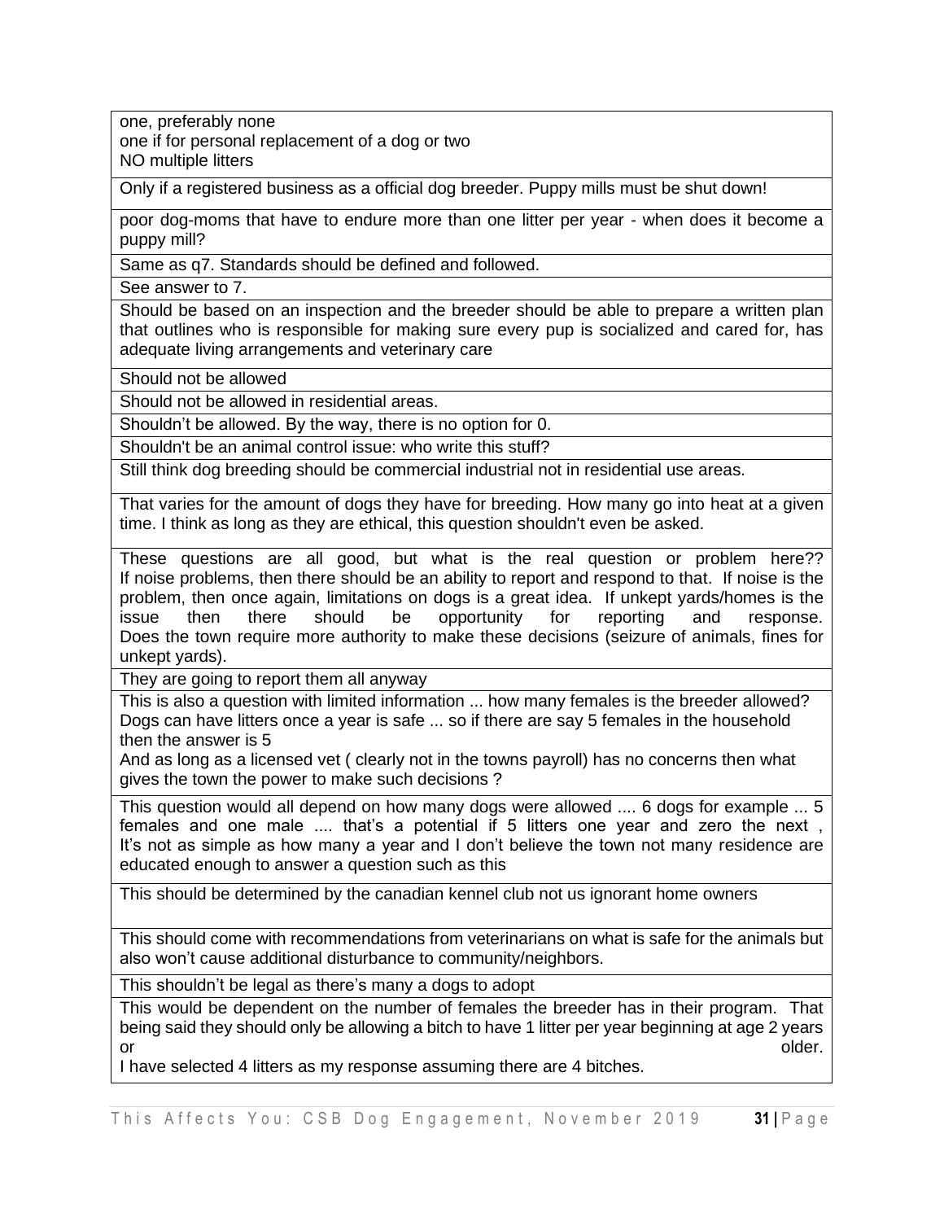| |
|---|
| one, preferably none<br>one if for personal replacement of a dog or two<br>NO multiple litters |
| Only if a registered business as a official dog breeder. Puppy mills must be shut down! |
| poor dog-moms that have to endure more than one litter per year - when does it become a puppy mill? |
| Same as q7. Standards should be defined and followed. |
| See answer to 7. |
| Should be based on an inspection and the breeder should be able to prepare a written plan that outlines who is responsible for making sure every pup is socialized and cared for, has adequate living arrangements and veterinary care |
| Should not be allowed |
| Should not be allowed in residential areas. |
| Shouldn't be allowed. By the way, there is no option for 0. |
| Shouldn't be an animal control issue: who write this stuff? |
| Still think dog breeding should be commercial industrial not in residential use areas. |
| That varies for the amount of dogs they have for breeding. How many go into heat at a given time. I think as long as they are ethical, this question shouldn't even be asked. |
| These questions are all good, but what is the real question or problem here?? If noise problems, then there should be an ability to report and respond to that. If noise is the problem, then once again, limitations on dogs is a great idea. If unkept yards/homes is the issue then there should be opportunity for reporting and response. Does the town require more authority to make these decisions (seizure of animals, fines for unkept yards). |
| They are going to report them all anyway |
| This is also a question with limited information ... how many females is the breeder allowed? Dogs can have litters once a year is safe ... so if there are say 5 females in the household then the answer is 5<br>And as long as a licensed vet ( clearly not in the towns payroll) has no concerns then what gives the town the power to make such decisions ? |
| This question would all depend on how many dogs were allowed .... 6 dogs for example ... 5 females and one male .... that's a potential if 5 litters one year and zero the next , It's not as simple as how many a year and I don't believe the town not many residence are educated enough to answer a question such as this |
| This should be determined by the canadian kennel club not us ignorant home owners |
| This should come with recommendations from veterinarians on what is safe for the animals but also won't cause additional disturbance to community/neighbors. |
| This shouldn't be legal as there's many a dogs to adopt |
| This would be dependent on the number of females the breeder has in their program. That being said they should only be allowing a bitch to have 1 litter per year beginning at age 2 years or older.<br>I have selected 4 litters as my response assuming there are 4 bitches. |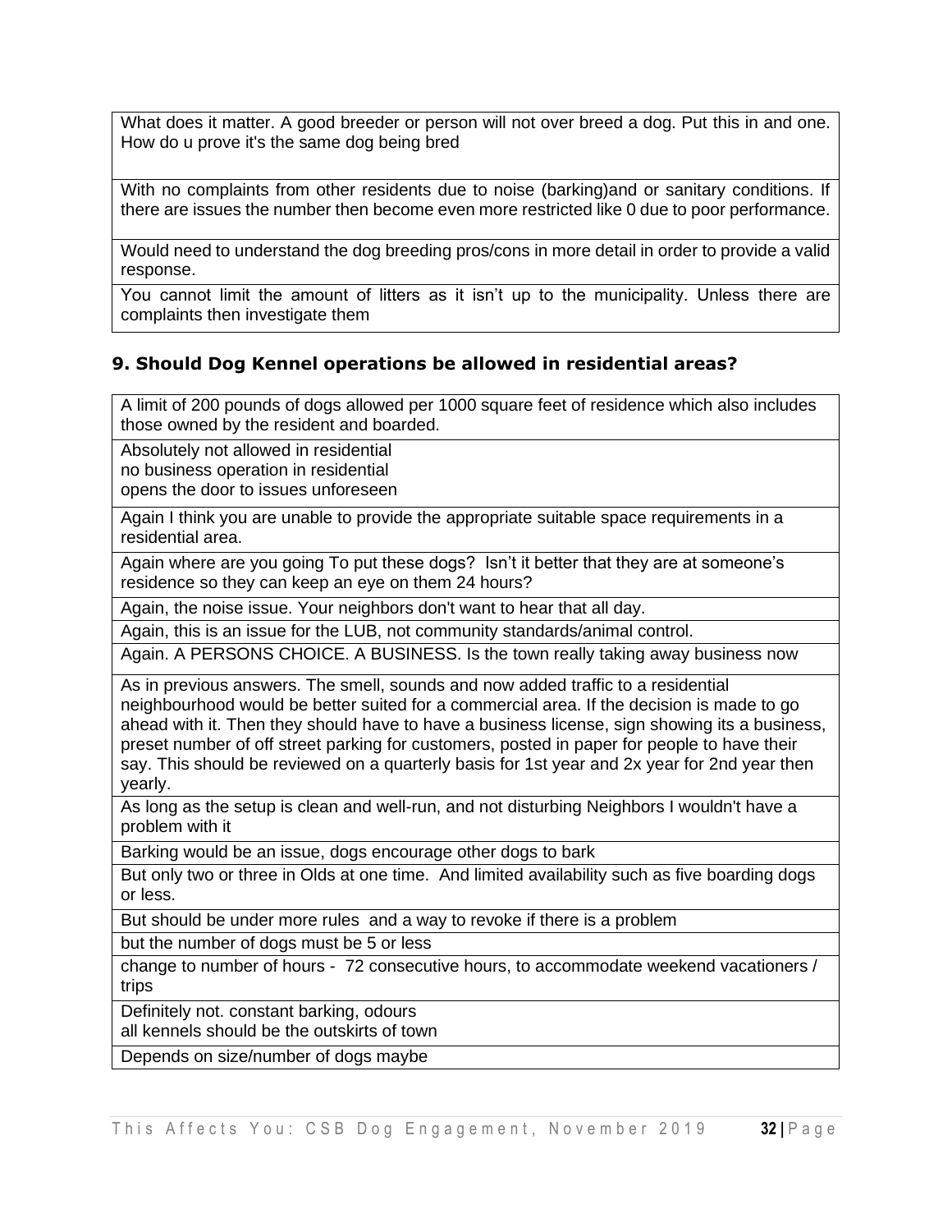| What does it matter. A good breeder or person will not over breed a dog. Put this in and one. How do u prove it's the same dog being bred |
|---|
| With no complaints from other residents due to noise (barking)and or sanitary conditions. If there are issues the number then become even more restricted like 0 due to poor performance. |
| Would need to understand the dog breeding pros/cons in more detail in order to provide a valid response. |
| You cannot limit the amount of litters as it isn't up to the municipality. Unless there are complaints then investigate them |

### 9. Should Dog Kennel operations be allowed in residential areas?

| A limit of 200 pounds of dogs allowed per 1000 square feet of residence which also includes those owned by the resident and boarded. |
|---|
| Absolutely not allowed in residential<br>no business operation in residential<br>opens the door to issues unforeseen |
| Again I think you are unable to provide the appropriate suitable space requirements in a residential area. |
| Again where are you going To put these dogs? Isn't it better that they are at someone's residence so they can keep an eye on them 24 hours? |
| Again, the noise issue. Your neighbors don't want to hear that all day. |
| Again, this is an issue for the LUB, not community standards/animal control. |
| Again. A PERSONS CHOICE. A BUSINESS. Is the town really taking away business now |
| As in previous answers. The smell, sounds and now added traffic to a residential neighbourhood would be better suited for a commercial area. If the decision is made to go ahead with it. Then they should have to have a business license, sign showing its a business, preset number of off street parking for customers, posted in paper for people to have their say. This should be reviewed on a quarterly basis for 1st year and 2x year for 2nd year then yearly. |
| As long as the setup is clean and well-run, and not disturbing Neighbors I wouldn't have a problem with it |
| Barking would be an issue, dogs encourage other dogs to bark |
| But only two or three in Olds at one time. And limited availability such as five boarding dogs or less. |
| But should be under more rules and a way to revoke if there is a problem |
| but the number of dogs must be 5 or less |
| change to number of hours - 72 consecutive hours, to accommodate weekend vacationers / trips |
| Definitely not. constant barking, odours<br>all kennels should be the outskirts of town |
| Depends on size/number of dogs maybe |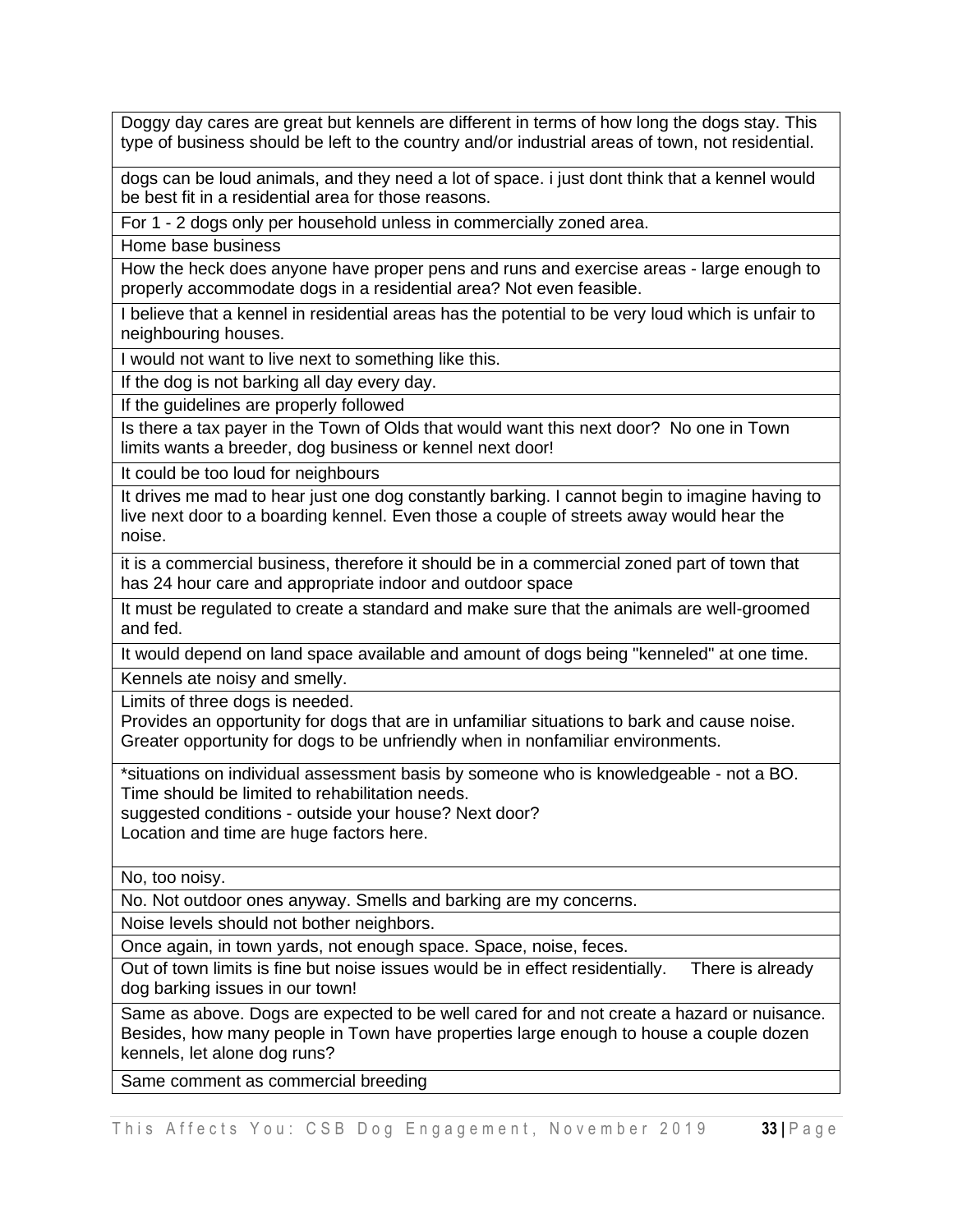| |
|---|
| Doggy day cares are great but kennels are different in terms of how long the dogs stay. This type of business should be left to the country and/or industrial areas of town, not residential. |
| dogs can be loud animals, and they need a lot of space. i just dont think that a kennel would be best fit in a residential area for those reasons. |
| For 1 - 2 dogs only per household unless in commercially zoned area. |
| Home base business |
| How the heck does anyone have proper pens and runs and exercise areas - large enough to properly accommodate dogs in a residential area? Not even feasible. |
| I believe that a kennel in residential areas has the potential to be very loud which is unfair to neighbouring houses. |
| I would not want to live next to something like this. |
| If the dog is not barking all day every day. |
| If the guidelines are properly followed |
| Is there a tax payer in the Town of Olds that would want this next door? No one in Town limits wants a breeder, dog business or kennel next door! |
| It could be too loud for neighbours |
| It drives me mad to hear just one dog constantly barking. I cannot begin to imagine having to live next door to a boarding kennel. Even those a couple of streets away would hear the noise. |
| it is a commercial business, therefore it should be in a commercial zoned part of town that has 24 hour care and appropriate indoor and outdoor space |
| It must be regulated to create a standard and make sure that the animals are well-groomed and fed. |
| It would depend on land space available and amount of dogs being "kenneled" at one time. |
| Kennels ate noisy and smelly. |
| Limits of three dogs is needed.<br>Provides an opportunity for dogs that are in unfamiliar situations to bark and cause noise.<br>Greater opportunity for dogs to be unfriendly when in nonfamiliar environments. |
| *situations on individual assessment basis by someone who is knowledgeable - not a BO.<br>Time should be limited to rehabilitation needs.<br>suggested conditions - outside your house? Next door?<br>Location and time are huge factors here. |
| No, too noisy. |
| No. Not outdoor ones anyway. Smells and barking are my concerns. |
| Noise levels should not bother neighbors. |
| Once again, in town yards, not enough space. Space, noise, feces. |
| Out of town limits is fine but noise issues would be in effect residentially. There is already dog barking issues in our town! |
| Same as above. Dogs are expected to be well cared for and not create a hazard or nuisance. Besides, how many people in Town have properties large enough to house a couple dozen kennels, let alone dog runs? |
| Same comment as commercial breeding |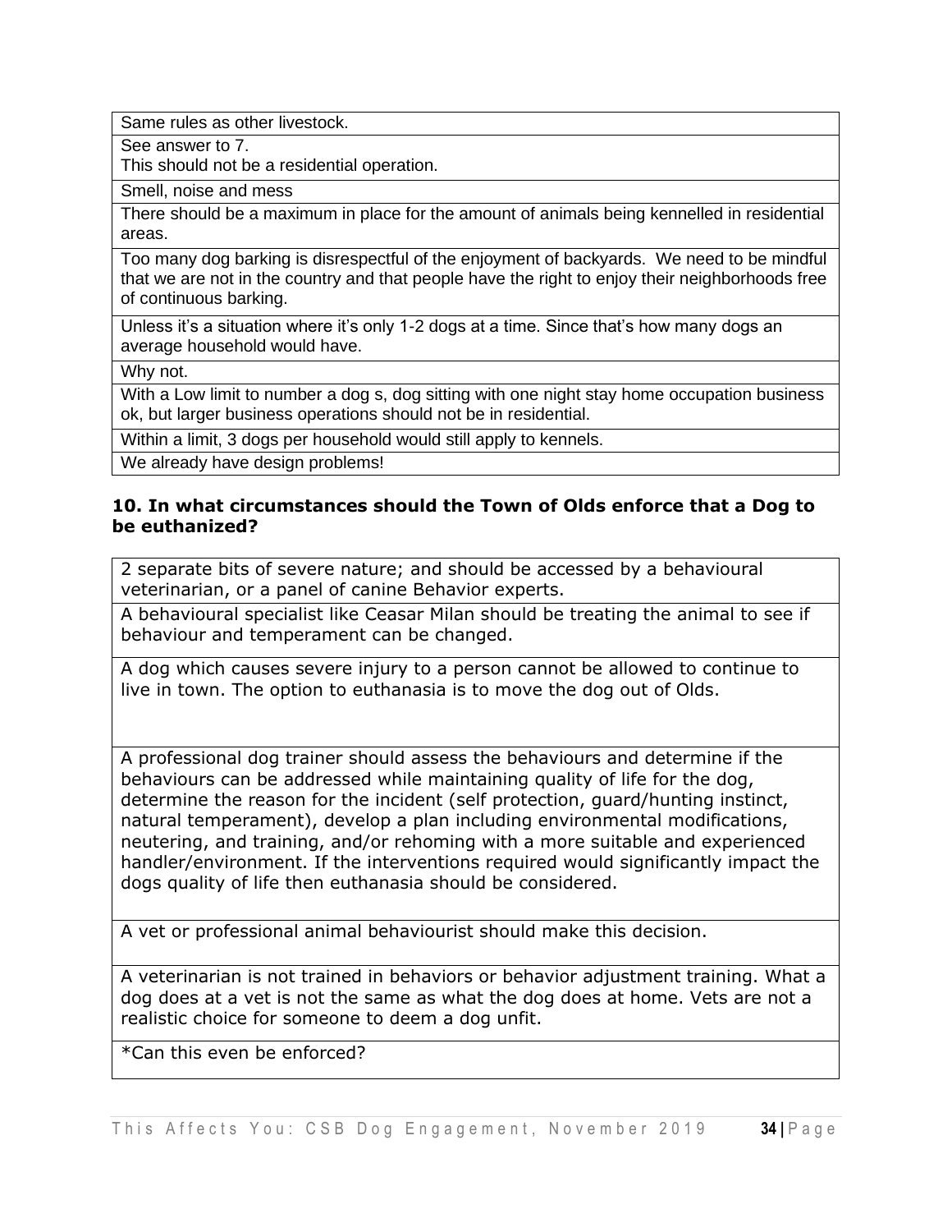| Same rules as other livestock. |
|---|
| See answer to 7.<br>This should not be a residential operation. |
| Smell, noise and mess |
| There should be a maximum in place for the amount of animals being kennelled in residential areas. |
| Too many dog barking is disrespectful of the enjoyment of backyards. We need to be mindful that we are not in the country and that people have the right to enjoy their neighborhoods free of continuous barking. |
| Unless it's a situation where it's only 1-2 dogs at a time. Since that's how many dogs an average household would have. |
| Why not. |
| With a Low limit to number a dog s, dog sitting with one night stay home occupation business ok, but larger business operations should not be in residential. |
| Within a limit, 3 dogs per household would still apply to kennels. |
| We already have design problems! |

### 10. In what circumstances should the Town of Olds enforce that a Dog to be euthanized?

| 2 separate bits of severe nature; and should be accessed by a behavioural veterinarian, or a panel of canine Behavior experts. |
|---|
| A behavioural specialist like Ceasar Milan should be treating the animal to see if behaviour and temperament can be changed. |
| A dog which causes severe injury to a person cannot be allowed to continue to live in town. The option to euthanasia is to move the dog out of Olds. |
| A professional dog trainer should assess the behaviours and determine if the behaviours can be addressed while maintaining quality of life for the dog, determine the reason for the incident (self protection, guard/hunting instinct, natural temperament), develop a plan including environmental modifications, neutering, and training, and/or rehoming with a more suitable and experienced handler/environment. If the interventions required would significantly impact the dogs quality of life then euthanasia should be considered. |
| A vet or professional animal behaviourist should make this decision. |
| A veterinarian is not trained in behaviors or behavior adjustment training. What a dog does at a vet is not the same as what the dog does at home. Vets are not a realistic choice for someone to deem a dog unfit. |
| *Can this even be enforced? |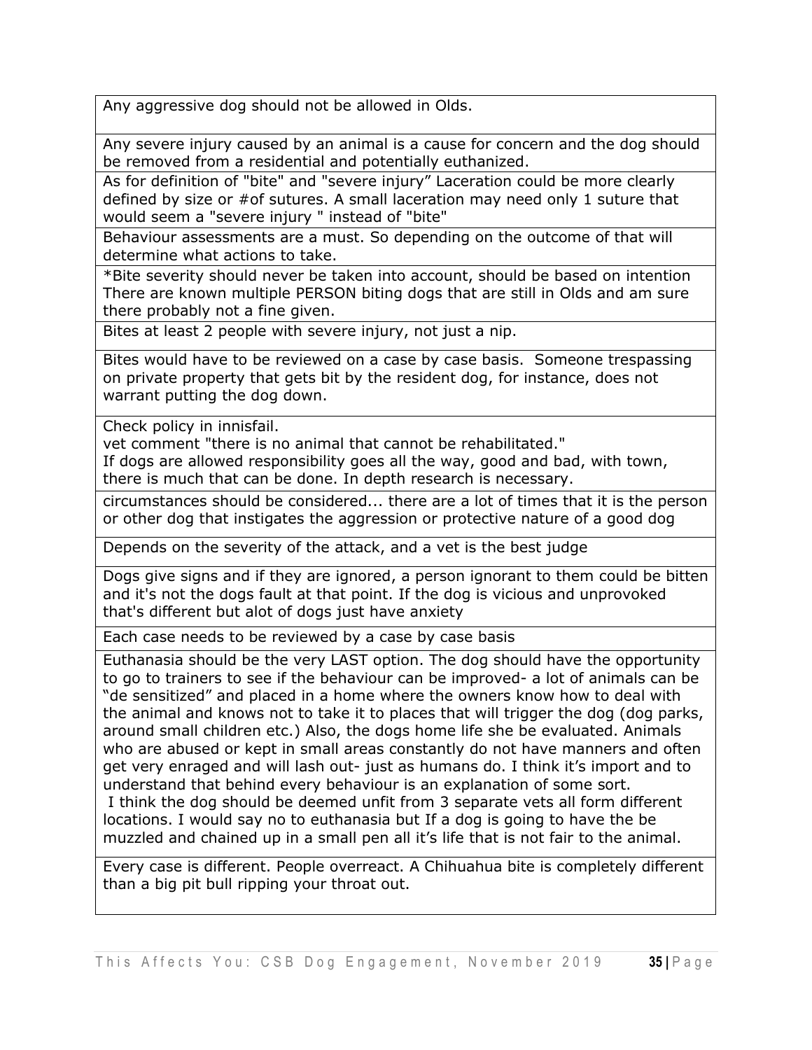| |
|---|
| Any aggressive dog should not be allowed in Olds. |
| Any severe injury caused by an animal is a cause for concern and the dog should be removed from a residential and potentially euthanized. |
| As for definition of "bite" and "severe injury" Laceration could be more clearly defined by size or #of sutures. A small laceration may need only 1 suture that would seem a "severe injury " instead of "bite" |
| Behaviour assessments are a must. So depending on the outcome of that will determine what actions to take. |
| *Bite severity should never be taken into account, should be based on intention There are known multiple PERSON biting dogs that are still in Olds and am sure there probably not a fine given. |
| Bites at least 2 people with severe injury, not just a nip. |
| Bites would have to be reviewed on a case by case basis. Someone trespassing on private property that gets bit by the resident dog, for instance, does not warrant putting the dog down. |
| Check policy in innisfail.<br>vet comment "there is no animal that cannot be rehabilitated."<br>If dogs are allowed responsibility goes all the way, good and bad, with town, there is much that can be done. In depth research is necessary. |
| circumstances should be considered... there are a lot of times that it is the person or other dog that instigates the aggression or protective nature of a good dog |
| Depends on the severity of the attack, and a vet is the best judge |
| Dogs give signs and if they are ignored, a person ignorant to them could be bitten and it's not the dogs fault at that point. If the dog is vicious and unprovoked that's different but alot of dogs just have anxiety |
| Each case needs to be reviewed by a case by case basis |
| Euthanasia should be the very LAST option. The dog should have the opportunity to go to trainers to see if the behaviour can be improved- a lot of animals can be "de sensitized" and placed in a home where the owners know how to deal with the animal and knows not to take it to places that will trigger the dog (dog parks, around small children etc.) Also, the dogs home life she be evaluated. Animals who are abused or kept in small areas constantly do not have manners and often get very enraged and will lash out- just as humans do. I think it's import and to understand that behind every behaviour is an explanation of some sort.<br>I think the dog should be deemed unfit from 3 separate vets all form different locations. I would say no to euthanasia but If a dog is going to have the be muzzled and chained up in a small pen all it's life that is not fair to the animal. |
| Every case is different. People overreact. A Chihuahua bite is completely different than a big pit bull ripping your throat out. |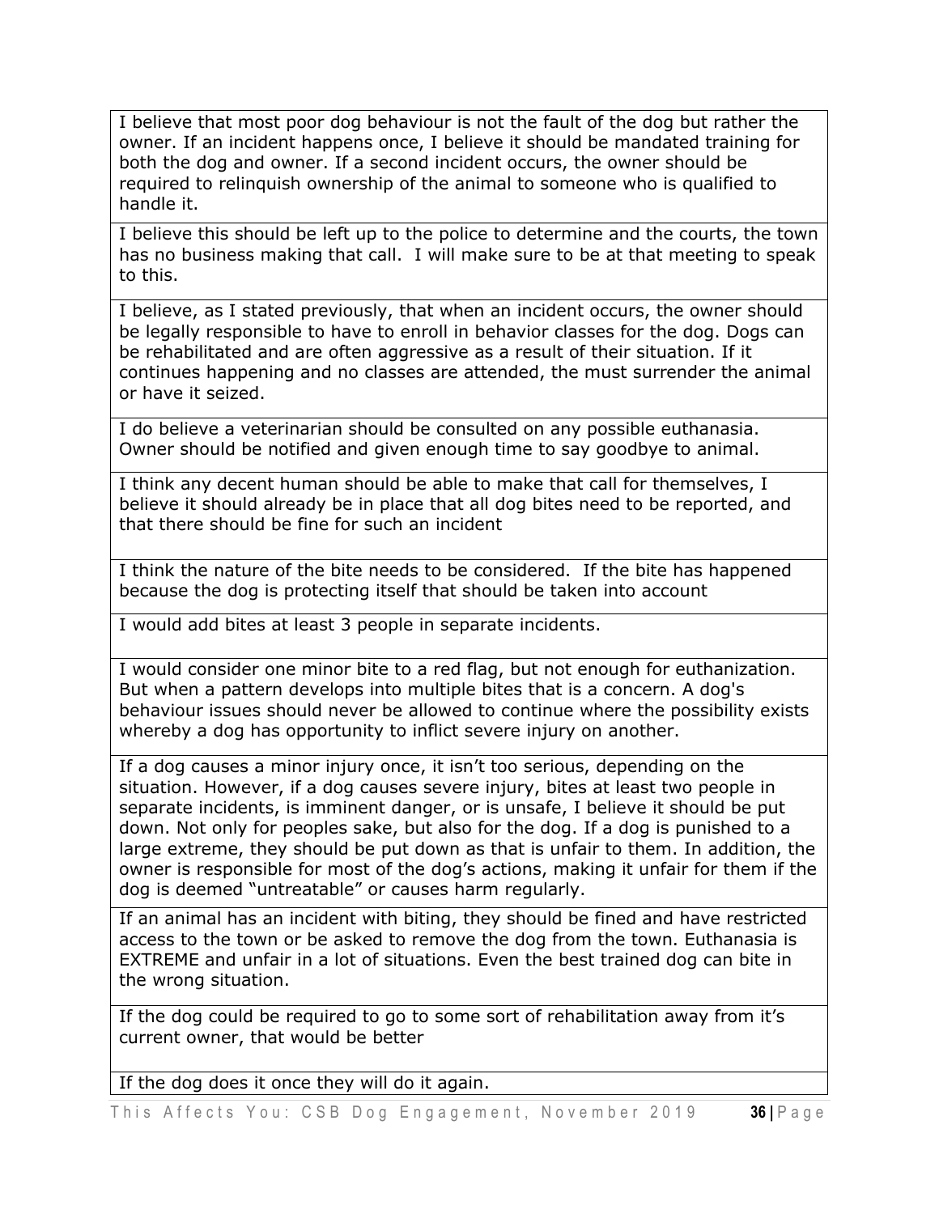| |
|---|
| I believe that most poor dog behaviour is not the fault of the dog but rather the owner. If an incident happens once, I believe it should be mandated training for both the dog and owner. If a second incident occurs, the owner should be required to relinquish ownership of the animal to someone who is qualified to handle it. |
| I believe this should be left up to the police to determine and the courts, the town has no business making that call.  I will make sure to be at that meeting to speak to this. |
| I believe, as I stated previously, that when an incident occurs, the owner should be legally responsible to have to enroll in behavior classes for the dog. Dogs can be rehabilitated and are often aggressive as a result of their situation. If it continues happening and no classes are attended, the must surrender the animal or have it seized. |
| I do believe a veterinarian should be consulted on any possible euthanasia. Owner should be notified and given enough time to say goodbye to animal. |
| I think any decent human should be able to make that call for themselves, I believe it should already be in place that all dog bites need to be reported, and that there should be fine for such an incident |
| I think the nature of the bite needs to be considered.  If the bite has happened because the dog is protecting itself that should be taken into account |
| I would add bites at least 3 people in separate incidents. |
| I would consider one minor bite to a red flag, but not enough for euthanization. But when a pattern develops into multiple bites that is a concern. A dog's behaviour issues should never be allowed to continue where the possibility exists whereby a dog has opportunity to inflict severe injury on another. |
| If a dog causes a minor injury once, it isn't too serious, depending on the situation. However, if a dog causes severe injury, bites at least two people in separate incidents, is imminent danger, or is unsafe, I believe it should be put down. Not only for peoples sake, but also for the dog. If a dog is punished to a large extreme, they should be put down as that is unfair to them. In addition, the owner is responsible for most of the dog's actions, making it unfair for them if the dog is deemed "untreatable" or causes harm regularly. |
| If an animal has an incident with biting, they should be fined and have restricted access to the town or be asked to remove the dog from the town. Euthanasia is EXTREME and unfair in a lot of situations. Even the best trained dog can bite in the wrong situation. |
| If the dog could be required to go to some sort of rehabilitation away from it's current owner, that would be better |
| If the dog does it once they will do it again. |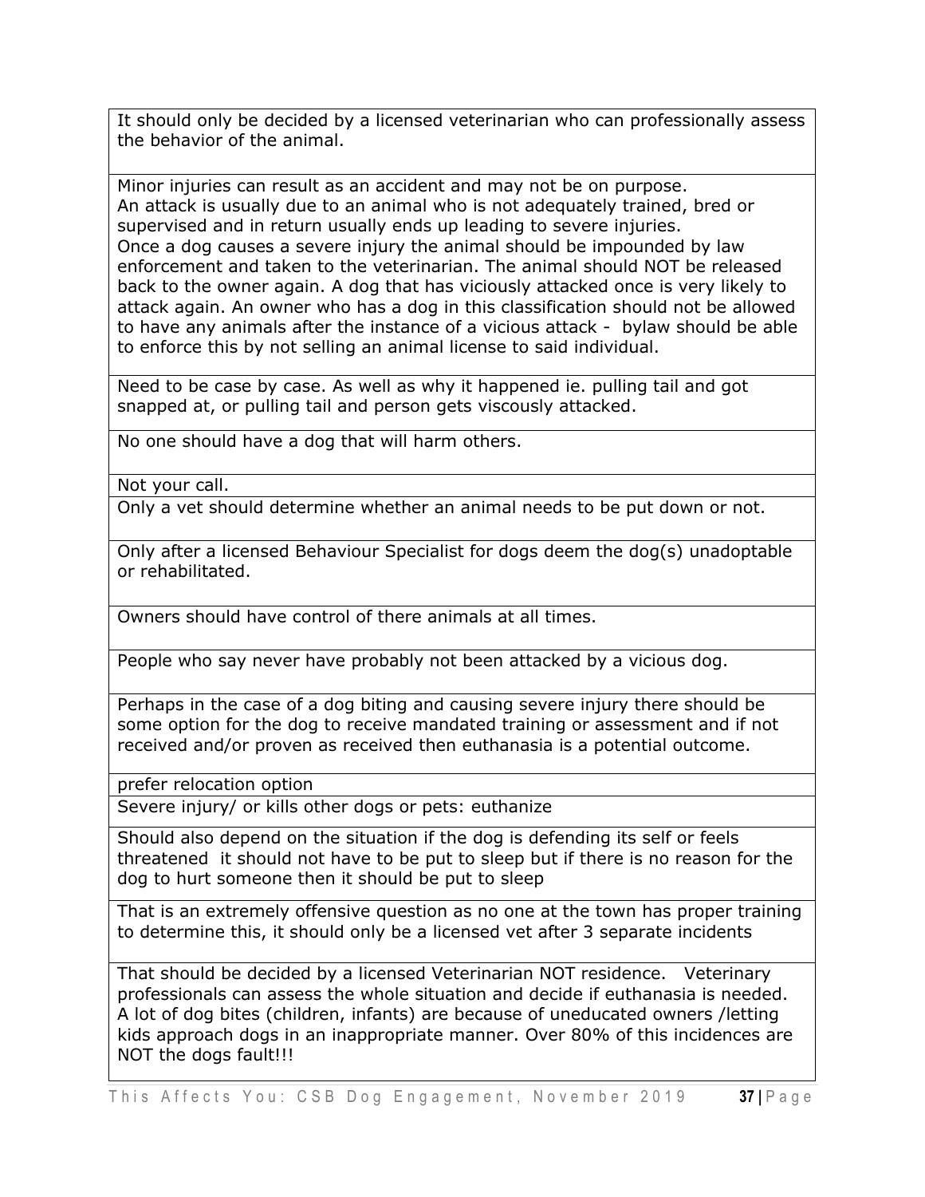| |
|---|
| It should only be decided by a licensed veterinarian who can professionally assess the behavior of the animal. |
| Minor injuries can result as an accident and may not be on purpose. An attack is usually due to an animal who is not adequately trained, bred or supervised and in return usually ends up leading to severe injuries. Once a dog causes a severe injury the animal should be impounded by law enforcement and taken to the veterinarian. The animal should NOT be released back to the owner again. A dog that has viciously attacked once is very likely to attack again. An owner who has a dog in this classification should not be allowed to have any animals after the instance of a vicious attack - bylaw should be able to enforce this by not selling an animal license to said individual. |
| Need to be case by case. As well as why it happened ie. pulling tail and got snapped at, or pulling tail and person gets viscously attacked. |
| No one should have a dog that will harm others. |
| Not your call. |
| Only a vet should determine whether an animal needs to be put down or not. |
| Only after a licensed Behaviour Specialist for dogs deem the dog(s) unadoptable or rehabilitated. |
| Owners should have control of there animals at all times. |
| People who say never have probably not been attacked by a vicious dog. |
| Perhaps in the case of a dog biting and causing severe injury there should be some option for the dog to receive mandated training or assessment and if not received and/or proven as received then euthanasia is a potential outcome. |
| prefer relocation option |
| Severe injury/ or kills other dogs or pets: euthanize |
| Should also depend on the situation if the dog is defending its self or feels threatened it should not have to be put to sleep but if there is no reason for the dog to hurt someone then it should be put to sleep |
| That is an extremely offensive question as no one at the town has proper training to determine this, it should only be a licensed vet after 3 separate incidents |
| That should be decided by a licensed Veterinarian NOT residence. Veterinary professionals can assess the whole situation and decide if euthanasia is needed. A lot of dog bites (children, infants) are because of uneducated owners /letting kids approach dogs in an inappropriate manner. Over 80% of this incidences are NOT the dogs fault!!! |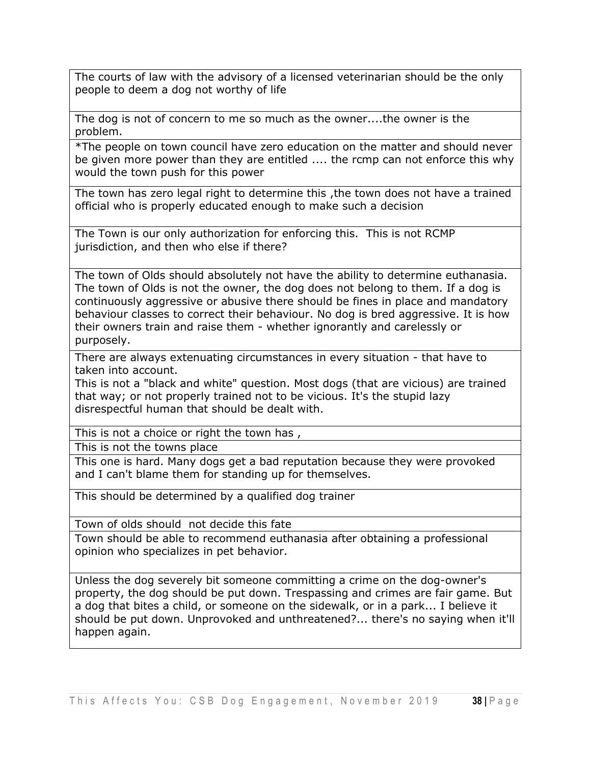| |
|---|
| The courts of law with the advisory of a licensed veterinarian should be the only people to deem a dog not worthy of life |
| The dog is not of concern to me so much as the owner....the owner is the problem. |
| *The people on town council have zero education on the matter and should never be given more power than they are entitled .... the rcmp can not enforce this why would the town push for this power |
| The town has zero legal right to determine this ,the town does not have a trained official who is properly educated enough to make such a decision |
| The Town is our only authorization for enforcing this. This is not RCMP jurisdiction, and then who else if there? |
| The town of Olds should absolutely not have the ability to determine euthanasia. The town of Olds is not the owner, the dog does not belong to them. If a dog is continuously aggressive or abusive there should be fines in place and mandatory behaviour classes to correct their behaviour. No dog is bred aggressive. It is how their owners train and raise them - whether ignorantly and carelessly or purposely. |
| There are always extenuating circumstances in every situation - that have to taken into account.<br>This is not a "black and white" question. Most dogs (that are vicious) are trained that way; or not properly trained not to be vicious. It's the stupid lazy disrespectful human that should be dealt with. |
| This is not a choice or right the town has , |
| This is not the towns place |
| This one is hard. Many dogs get a bad reputation because they were provoked and I can't blame them for standing up for themselves. |
| This should be determined by a qualified dog trainer |
| Town of olds should not decide this fate |
| Town should be able to recommend euthanasia after obtaining a professional opinion who specializes in pet behavior. |
| Unless the dog severely bit someone committing a crime on the dog-owner's property, the dog should be put down. Trespassing and crimes are fair game. But a dog that bites a child, or someone on the sidewalk, or in a park... I believe it should be put down. Unprovoked and unthreatened?... there's no saying when it'll happen again. |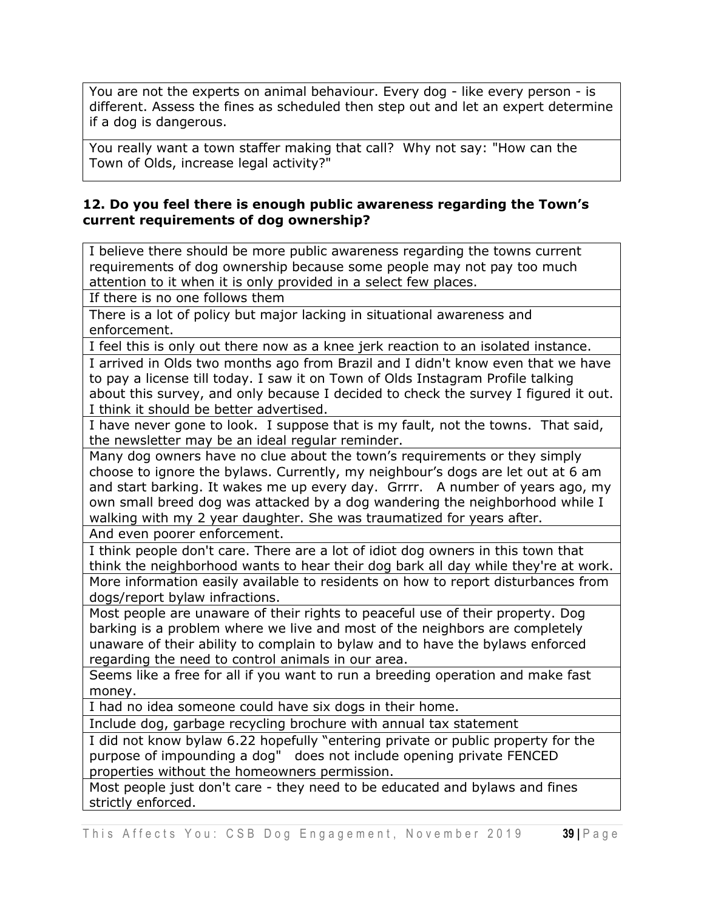| You are not the experts on animal behaviour. Every dog - like every person - is different. Assess the fines as scheduled then step out and let an expert determine if a dog is dangerous. |
|---|
| You really want a town staffer making that call? Why not say: "How can the Town of Olds, increase legal activity?" |

**12. Do you feel there is enough public awareness regarding the Town's current requirements of dog ownership?**

| I believe there should be more public awareness regarding the towns current requirements of dog ownership because some people may not pay too much attention to it when it is only provided in a select few places. |
|---|
| If there is no one follows them |
| There is a lot of policy but major lacking in situational awareness and enforcement. |
| I feel this is only out there now as a knee jerk reaction to an isolated instance. |
| I arrived in Olds two months ago from Brazil and I didn't know even that we have to pay a license till today. I saw it on Town of Olds Instagram Profile talking about this survey, and only because I decided to check the survey I figured it out. I think it should be better advertised. |
| I have never gone to look. I suppose that is my fault, not the towns. That said, the newsletter may be an ideal regular reminder. |
| Many dog owners have no clue about the town's requirements or they simply choose to ignore the bylaws. Currently, my neighbour's dogs are let out at 6 am and start barking. It wakes me up every day. Grrrr. A number of years ago, my own small breed dog was attacked by a dog wandering the neighborhood while I walking with my 2 year daughter. She was traumatized for years after. |
| And even poorer enforcement. |
| I think people don't care. There are a lot of idiot dog owners in this town that think the neighborhood wants to hear their dog bark all day while they're at work. |
| More information easily available to residents on how to report disturbances from dogs/report bylaw infractions. |
| Most people are unaware of their rights to peaceful use of their property. Dog barking is a problem where we live and most of the neighbors are completely unaware of their ability to complain to bylaw and to have the bylaws enforced regarding the need to control animals in our area. |
| Seems like a free for all if you want to run a breeding operation and make fast money. |
| I had no idea someone could have six dogs in their home. |
| Include dog, garbage recycling brochure with annual tax statement |
| I did not know bylaw 6.22 hopefully "entering private or public property for the purpose of impounding a dog" does not include opening private FENCED properties without the homeowners permission. |
| Most people just don't care - they need to be educated and bylaws and fines strictly enforced. |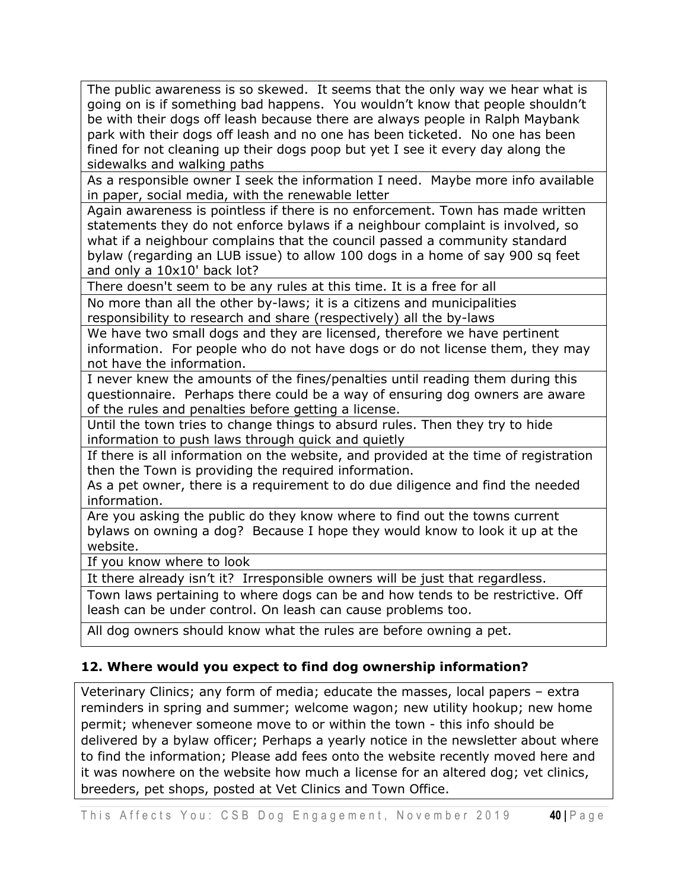| The public awareness is so skewed. It seems that the only way we hear what is going on is if something bad happens. You wouldn't know that people shouldn't be with their dogs off leash because there are always people in Ralph Maybank park with their dogs off leash and no one has been ticketed. No one has been fined for not cleaning up their dogs poop but yet I see it every day along the sidewalks and walking paths |
|---|
| As a responsible owner I seek the information I need. Maybe more info available in paper, social media, with the renewable letter |
| Again awareness is pointless if there is no enforcement. Town has made written statements they do not enforce bylaws if a neighbour complaint is involved, so what if a neighbour complains that the council passed a community standard bylaw (regarding an LUB issue) to allow 100 dogs in a home of say 900 sq feet and only a 10x10' back lot? |
| There doesn't seem to be any rules at this time. It is a free for all |
| No more than all the other by-laws; it is a citizens and municipalities responsibility to research and share (respectively) all the by-laws |
| We have two small dogs and they are licensed, therefore we have pertinent information. For people who do not have dogs or do not license them, they may not have the information. |
| I never knew the amounts of the fines/penalties until reading them during this questionnaire. Perhaps there could be a way of ensuring dog owners are aware of the rules and penalties before getting a license. |
| Until the town tries to change things to absurd rules. Then they try to hide information to push laws through quick and quietly |
| If there is all information on the website, and provided at the time of registration then the Town is providing the required information. As a pet owner, there is a requirement to do due diligence and find the needed information. |
| Are you asking the public do they know where to find out the towns current bylaws on owning a dog? Because I hope they would know to look it up at the website. |
| If you know where to look |
| It there already isn't it? Irresponsible owners will be just that regardless. |
| Town laws pertaining to where dogs can be and how tends to be restrictive. Off leash can be under control. On leash can cause problems too. |
| All dog owners should know what the rules are before owning a pet. |

### 12. Where would you expect to find dog ownership information?

| Veterinary Clinics; any form of media; educate the masses, local papers – extra reminders in spring and summer; welcome wagon; new utility hookup; new home permit; whenever someone move to or within the town - this info should be delivered by a bylaw officer; Perhaps a yearly notice in the newsletter about where to find the information; Please add fees onto the website recently moved here and it was nowhere on the website how much a license for an altered dog; vet clinics, breeders, pet shops, posted at Vet Clinics and Town Office. |
|---|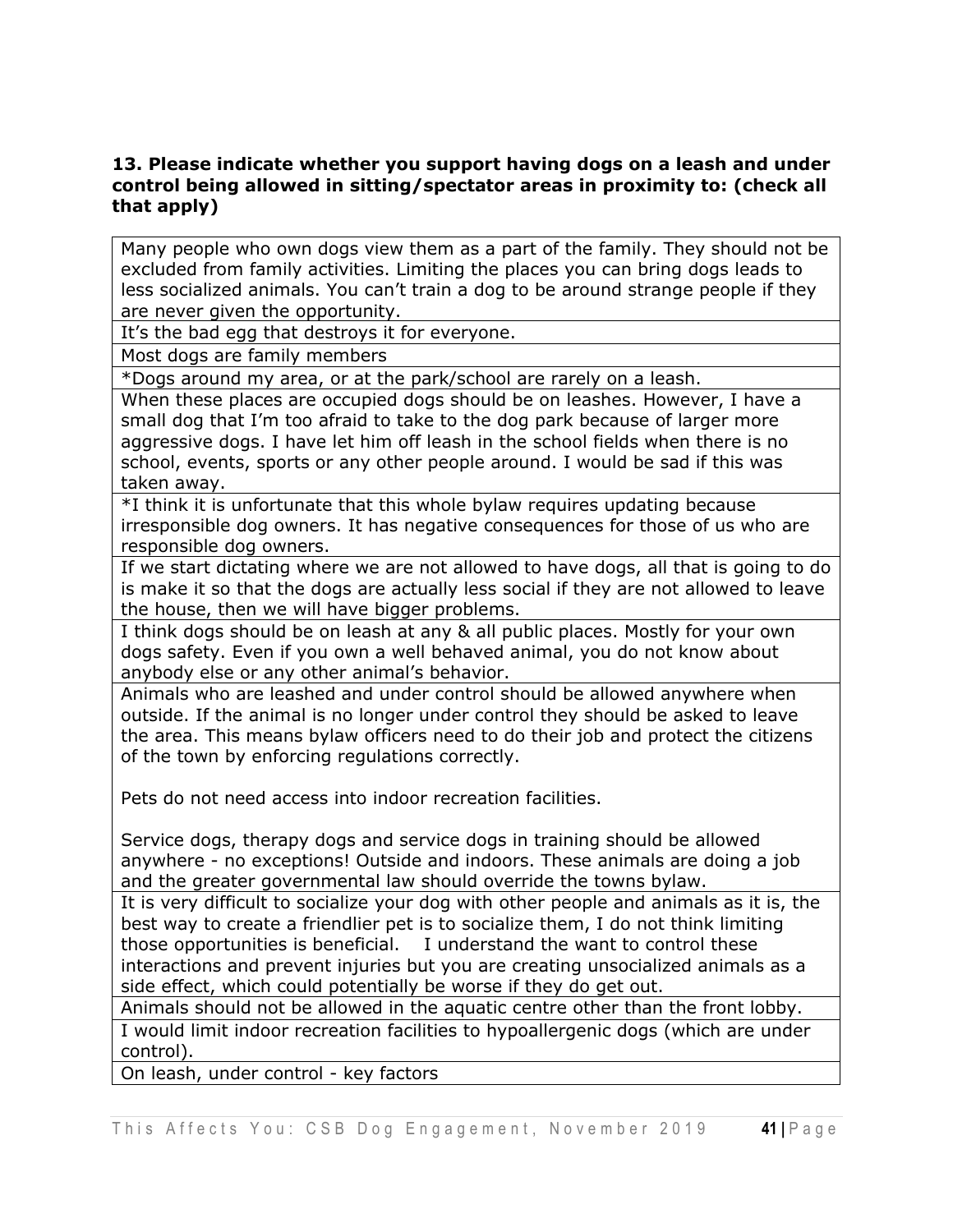**13. Please indicate whether you support having dogs on a leash and under control being allowed in sitting/spectator areas in proximity to: (check all that apply)**

| |
|---|
| Many people who own dogs view them as a part of the family. They should not be excluded from family activities. Limiting the places you can bring dogs leads to less socialized animals. You can't train a dog to be around strange people if they are never given the opportunity. |
| It's the bad egg that destroys it for everyone. |
| Most dogs are family members |
| *Dogs around my area, or at the park/school are rarely on a leash. |
| When these places are occupied dogs should be on leashes. However, I have a small dog that I'm too afraid to take to the dog park because of larger more aggressive dogs. I have let him off leash in the school fields when there is no school, events, sports or any other people around. I would be sad if this was taken away. |
| *I think it is unfortunate that this whole bylaw requires updating because irresponsible dog owners. It has negative consequences for those of us who are responsible dog owners. |
| If we start dictating where we are not allowed to have dogs, all that is going to do is make it so that the dogs are actually less social if they are not allowed to leave the house, then we will have bigger problems. |
| I think dogs should be on leash at any & all public places. Mostly for your own dogs safety. Even if you own a well behaved animal, you do not know about anybody else or any other animal's behavior. |
| Animals who are leashed and under control should be allowed anywhere when outside. If the animal is no longer under control they should be asked to leave the area. This means bylaw officers need to do their job and protect the citizens of the town by enforcing regulations correctly. <br><br> Pets do not need access into indoor recreation facilities. <br><br> Service dogs, therapy dogs and service dogs in training should be allowed anywhere - no exceptions! Outside and indoors. These animals are doing a job and the greater governmental law should override the towns bylaw. |
| It is very difficult to socialize your dog with other people and animals as it is, the best way to create a friendlier pet is to socialize them, I do not think limiting those opportunities is beneficial. I understand the want to control these interactions and prevent injuries but you are creating unsocialized animals as a side effect, which could potentially be worse if they do get out. |
| Animals should not be allowed in the aquatic centre other than the front lobby. |
| I would limit indoor recreation facilities to hypoallergenic dogs (which are under control). |
| On leash, under control - key factors |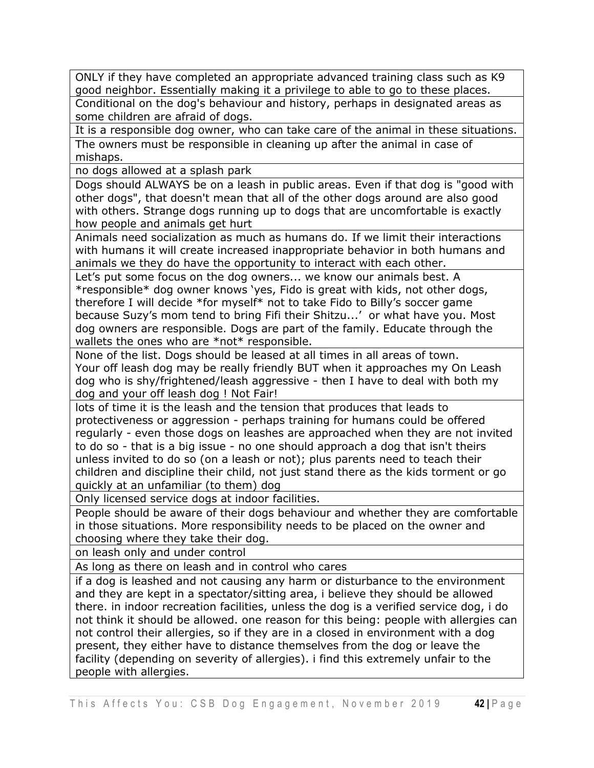| |
|---|
| ONLY if they have completed an appropriate advanced training class such as K9 good neighbor. Essentially making it a privilege to able to go to these places. |
| Conditional on the dog's behaviour and history, perhaps in designated areas as some children are afraid of dogs. |
| It is a responsible dog owner, who can take care of the animal in these situations. |
| The owners must be responsible in cleaning up after the animal in case of mishaps. |
| no dogs allowed at a splash park |
| Dogs should ALWAYS be on a leash in public areas. Even if that dog is "good with other dogs", that doesn't mean that all of the other dogs around are also good with others. Strange dogs running up to dogs that are uncomfortable is exactly how people and animals get hurt |
| Animals need socialization as much as humans do. If we limit their interactions with humans it will create increased inappropriate behavior in both humans and animals we they do have the opportunity to interact with each other. |
| Let's put some focus on the dog owners... we know our animals best. A *responsible* dog owner knows 'yes, Fido is great with kids, not other dogs, therefore I will decide *for myself* not to take Fido to Billy's soccer game because Suzy's mom tend to bring Fifi their Shitzu...' or what have you. Most dog owners are responsible. Dogs are part of the family. Educate through the wallets the ones who are *not* responsible. |
| None of the list. Dogs should be leased at all times in all areas of town. Your off leash dog may be really friendly BUT when it approaches my On Leash dog who is shy/frightened/leash aggressive - then I have to deal with both my dog and your off leash dog ! Not Fair! |
| lots of time it is the leash and the tension that produces that leads to protectiveness or aggression - perhaps training for humans could be offered regularly - even those dogs on leashes are approached when they are not invited to do so - that is a big issue - no one should approach a dog that isn't theirs unless invited to do so (on a leash or not); plus parents need to teach their children and discipline their child, not just stand there as the kids torment or go quickly at an unfamiliar (to them) dog |
| Only licensed service dogs at indoor facilities. |
| People should be aware of their dogs behaviour and whether they are comfortable in those situations. More responsibility needs to be placed on the owner and choosing where they take their dog. |
| on leash only and under control |
| As long as there on leash and in control who cares |
| if a dog is leashed and not causing any harm or disturbance to the environment and they are kept in a spectator/sitting area, i believe they should be allowed there. in indoor recreation facilities, unless the dog is a verified service dog, i do not think it should be allowed. one reason for this being: people with allergies can not control their allergies, so if they are in a closed in environment with a dog present, they either have to distance themselves from the dog or leave the facility (depending on severity of allergies). i find this extremely unfair to the people with allergies. |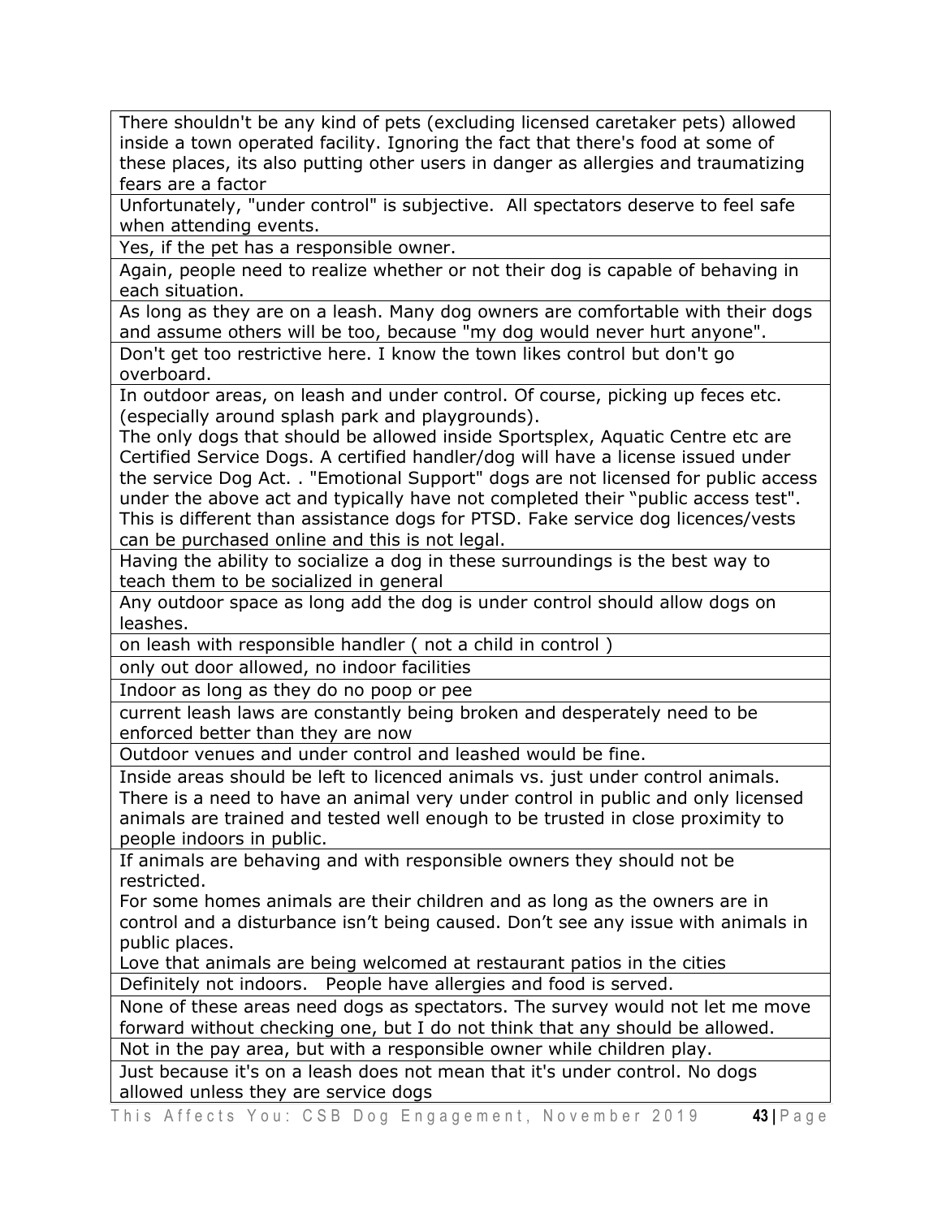| |
|---|
| There shouldn't be any kind of pets (excluding licensed caretaker pets) allowed inside a town operated facility. Ignoring the fact that there's food at some of these places, its also putting other users in danger as allergies and traumatizing fears are a factor |
| Unfortunately, "under control" is subjective. All spectators deserve to feel safe when attending events. |
| Yes, if the pet has a responsible owner. |
| Again, people need to realize whether or not their dog is capable of behaving in each situation. |
| As long as they are on a leash. Many dog owners are comfortable with their dogs and assume others will be too, because "my dog would never hurt anyone". |
| Don't get too restrictive here. I know the town likes control but don't go overboard. |
| In outdoor areas, on leash and under control. Of course, picking up feces etc. (especially around splash park and playgrounds).<br>The only dogs that should be allowed inside Sportsplex, Aquatic Centre etc are Certified Service Dogs. A certified handler/dog will have a license issued under the service Dog Act. . "Emotional Support" dogs are not licensed for public access under the above act and typically have not completed their "public access test". This is different than assistance dogs for PTSD. Fake service dog licences/vests can be purchased online and this is not legal. |
| Having the ability to socialize a dog in these surroundings is the best way to teach them to be socialized in general |
| Any outdoor space as long add the dog is under control should allow dogs on leashes. |
| on leash with responsible handler ( not a child in control ) |
| only out door allowed, no indoor facilities |
| Indoor as long as they do no poop or pee |
| current leash laws are constantly being broken and desperately need to be enforced better than they are now |
| Outdoor venues and under control and leashed would be fine. |
| Inside areas should be left to licenced animals vs. just under control animals. There is a need to have an animal very under control in public and only licensed animals are trained and tested well enough to be trusted in close proximity to people indoors in public. |
| If animals are behaving and with responsible owners they should not be restricted.<br>For some homes animals are their children and as long as the owners are in control and a disturbance isn't being caused. Don't see any issue with animals in public places.<br>Love that animals are being welcomed at restaurant patios in the cities |
| Definitely not indoors. People have allergies and food is served. |
| None of these areas need dogs as spectators. The survey would not let me move forward without checking one, but I do not think that any should be allowed. |
| Not in the pay area, but with a responsible owner while children play. |
| Just because it's on a leash does not mean that it's under control. No dogs allowed unless they are service dogs |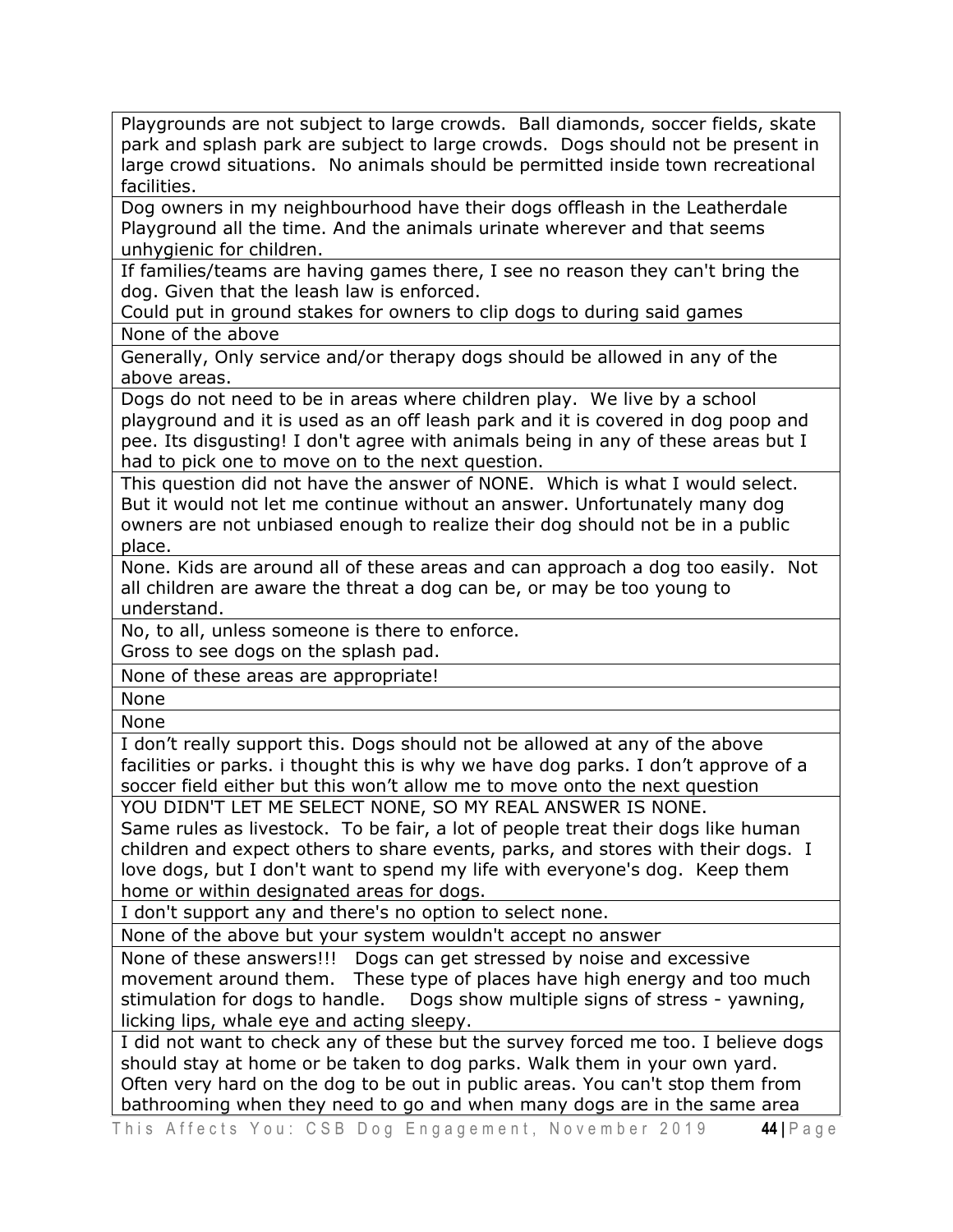| |
|---|
| Playgrounds are not subject to large crowds. Ball diamonds, soccer fields, skate park and splash park are subject to large crowds. Dogs should not be present in large crowd situations. No animals should be permitted inside town recreational facilities. |
| Dog owners in my neighbourhood have their dogs offleash in the Leatherdale Playground all the time. And the animals urinate wherever and that seems unhygienic for children. |
| If families/teams are having games there, I see no reason they can't bring the dog. Given that the leash law is enforced.<br>Could put in ground stakes for owners to clip dogs to during said games |
| None of the above |
| Generally, Only service and/or therapy dogs should be allowed in any of the above areas. |
| Dogs do not need to be in areas where children play. We live by a school playground and it is used as an off leash park and it is covered in dog poop and pee. Its disgusting! I don't agree with animals being in any of these areas but I had to pick one to move on to the next question. |
| This question did not have the answer of NONE. Which is what I would select. But it would not let me continue without an answer. Unfortunately many dog owners are not unbiased enough to realize their dog should not be in a public place. |
| None. Kids are around all of these areas and can approach a dog too easily. Not all children are aware the threat a dog can be, or may be too young to understand. |
| No, to all, unless someone is there to enforce.<br>Gross to see dogs on the splash pad. |
| None of these areas are appropriate! |
| None |
| None |
| I don't really support this. Dogs should not be allowed at any of the above facilities or parks. i thought this is why we have dog parks. I don't approve of a soccer field either but this won't allow me to move onto the next question |
| YOU DIDN'T LET ME SELECT NONE, SO MY REAL ANSWER IS NONE.<br>Same rules as livestock. To be fair, a lot of people treat their dogs like human children and expect others to share events, parks, and stores with their dogs. I love dogs, but I don't want to spend my life with everyone's dog. Keep them home or within designated areas for dogs. |
| I don't support any and there's no option to select none. |
| None of the above but your system wouldn't accept no answer |
| None of these answers!!! Dogs can get stressed by noise and excessive movement around them. These type of places have high energy and too much stimulation for dogs to handle. Dogs show multiple signs of stress - yawning, licking lips, whale eye and acting sleepy. |
| I did not want to check any of these but the survey forced me too. I believe dogs should stay at home or be taken to dog parks. Walk them in your own yard. Often very hard on the dog to be out in public areas. You can't stop them from bathrooming when they need to go and when many dogs are in the same area |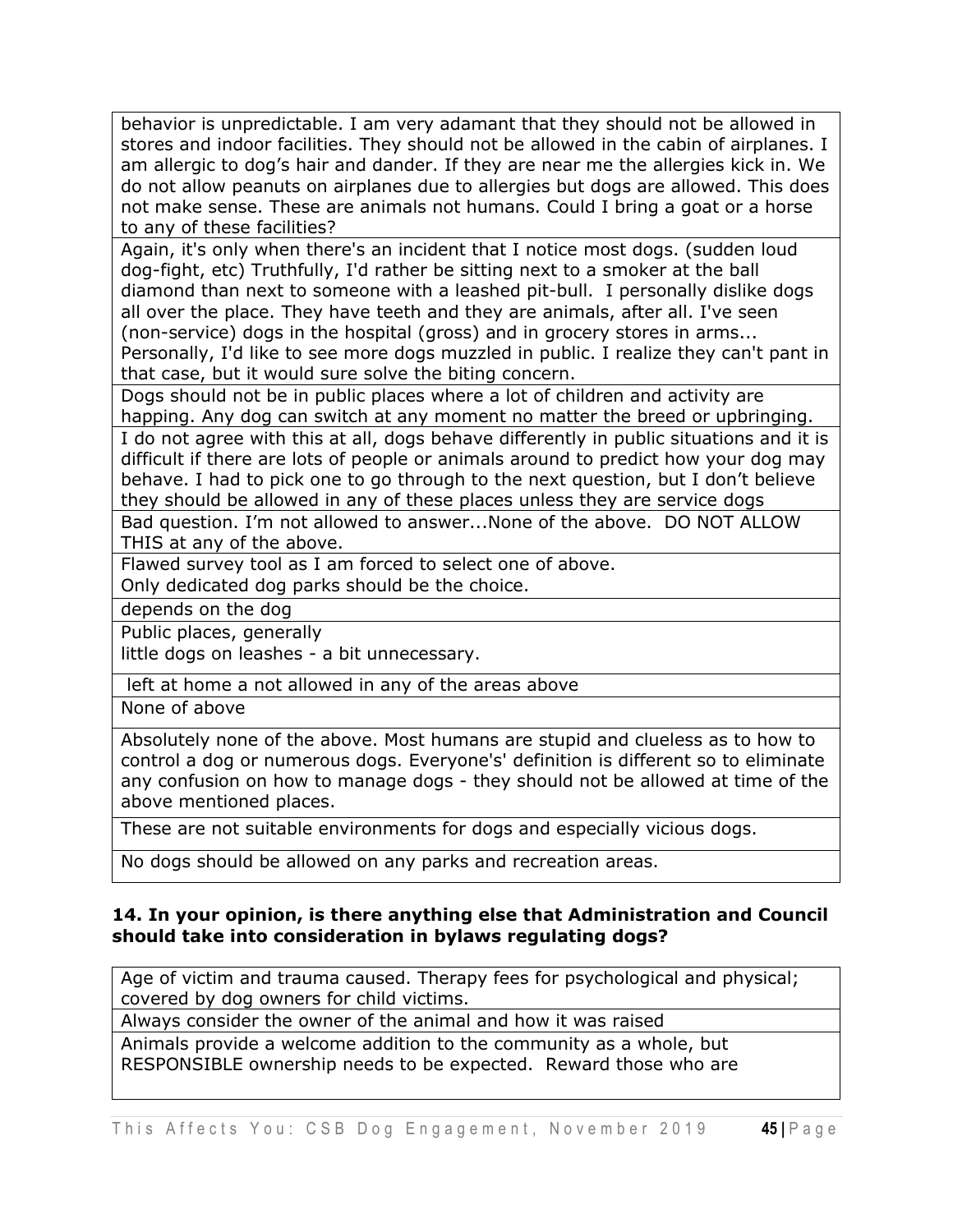| |
|---|
| behavior is unpredictable. I am very adamant that they should not be allowed in stores and indoor facilities. They should not be allowed in the cabin of airplanes. I am allergic to dog's hair and dander. If they are near me the allergies kick in. We do not allow peanuts on airplanes due to allergies but dogs are allowed. This does not make sense. These are animals not humans. Could I bring a goat or a horse to any of these facilities? |
| Again, it's only when there's an incident that I notice most dogs. (sudden loud dog-fight, etc) Truthfully, I'd rather be sitting next to a smoker at the ball diamond than next to someone with a leashed pit-bull. I personally dislike dogs all over the place. They have teeth and they are animals, after all. I've seen (non-service) dogs in the hospital (gross) and in grocery stores in arms... Personally, I'd like to see more dogs muzzled in public. I realize they can't pant in that case, but it would sure solve the biting concern. |
| Dogs should not be in public places where a lot of children and activity are happing. Any dog can switch at any moment no matter the breed or upbringing. |
| I do not agree with this at all, dogs behave differently in public situations and it is difficult if there are lots of people or animals around to predict how your dog may behave. I had to pick one to go through to the next question, but I don't believe they should be allowed in any of these places unless they are service dogs |
| Bad question. I'm not allowed to answer...None of the above. DO NOT ALLOW THIS at any of the above. |
| Flawed survey tool as I am forced to select one of above. Only dedicated dog parks should be the choice. |
| depends on the dog |
| Public places, generally little dogs on leashes - a bit unnecessary. |
| left at home a not allowed in any of the areas above |
| None of above |
| Absolutely none of the above. Most humans are stupid and clueless as to how to control a dog or numerous dogs. Everyone's' definition is different so to eliminate any confusion on how to manage dogs - they should not be allowed at time of the above mentioned places. |
| These are not suitable environments for dogs and especially vicious dogs. |
| No dogs should be allowed on any parks and recreation areas. |

**14. In your opinion, is there anything else that Administration and Council should take into consideration in bylaws regulating dogs?**

| |
|---|
| Age of victim and trauma caused. Therapy fees for psychological and physical; covered by dog owners for child victims. |
| Always consider the owner of the animal and how it was raised |
| Animals provide a welcome addition to the community as a whole, but RESPONSIBLE ownership needs to be expected. Reward those who are |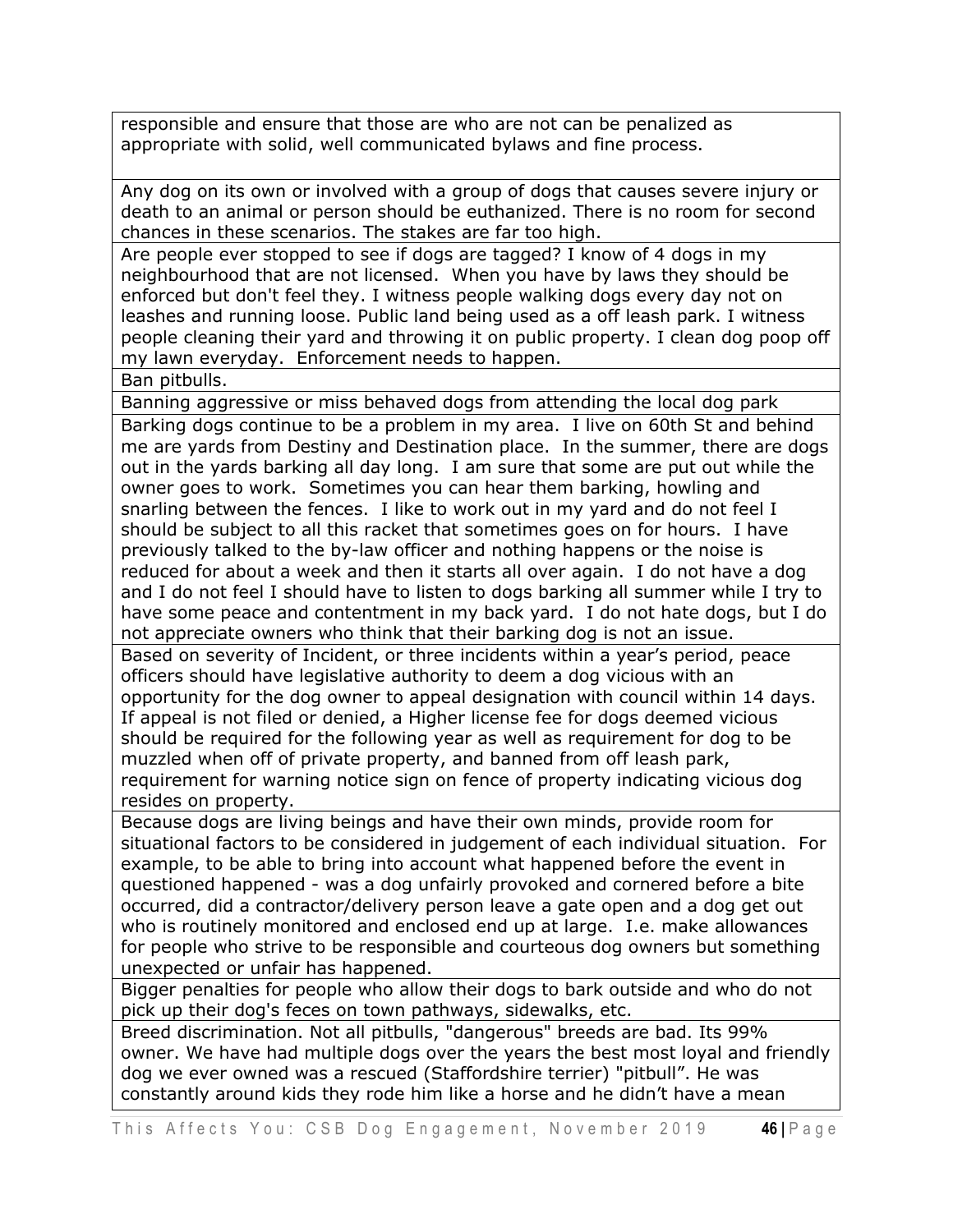| |
|---|
| responsible and ensure that those are who are not can be penalized as appropriate with solid, well communicated bylaws and fine process. |
| Any dog on its own or involved with a group of dogs that causes severe injury or death to an animal or person should be euthanized. There is no room for second chances in these scenarios. The stakes are far too high. |
| Are people ever stopped to see if dogs are tagged? I know of 4 dogs in my neighbourhood that are not licensed. When you have by laws they should be enforced but don't feel they. I witness people walking dogs every day not on leashes and running loose. Public land being used as a off leash park. I witness people cleaning their yard and throwing it on public property. I clean dog poop off my lawn everyday. Enforcement needs to happen. |
| Ban pitbulls. |
| Banning aggressive or miss behaved dogs from attending the local dog park |
| Barking dogs continue to be a problem in my area. I live on 60th St and behind me are yards from Destiny and Destination place. In the summer, there are dogs out in the yards barking all day long. I am sure that some are put out while the owner goes to work. Sometimes you can hear them barking, howling and snarling between the fences. I like to work out in my yard and do not feel I should be subject to all this racket that sometimes goes on for hours. I have previously talked to the by-law officer and nothing happens or the noise is reduced for about a week and then it starts all over again. I do not have a dog and I do not feel I should have to listen to dogs barking all summer while I try to have some peace and contentment in my back yard. I do not hate dogs, but I do not appreciate owners who think that their barking dog is not an issue. |
| Based on severity of Incident, or three incidents within a year's period, peace officers should have legislative authority to deem a dog vicious with an opportunity for the dog owner to appeal designation with council within 14 days. If appeal is not filed or denied, a Higher license fee for dogs deemed vicious should be required for the following year as well as requirement for dog to be muzzled when off of private property, and banned from off leash park, requirement for warning notice sign on fence of property indicating vicious dog resides on property. |
| Because dogs are living beings and have their own minds, provide room for situational factors to be considered in judgement of each individual situation. For example, to be able to bring into account what happened before the event in questioned happened - was a dog unfairly provoked and cornered before a bite occurred, did a contractor/delivery person leave a gate open and a dog get out who is routinely monitored and enclosed end up at large. I.e. make allowances for people who strive to be responsible and courteous dog owners but something unexpected or unfair has happened. |
| Bigger penalties for people who allow their dogs to bark outside and who do not pick up their dog's feces on town pathways, sidewalks, etc. |
| Breed discrimination. Not all pitbulls, "dangerous" breeds are bad. Its 99% owner. We have had multiple dogs over the years the best most loyal and friendly dog we ever owned was a rescued (Staffordshire terrier) "pitbull". He was constantly around kids they rode him like a horse and he didn't have a mean |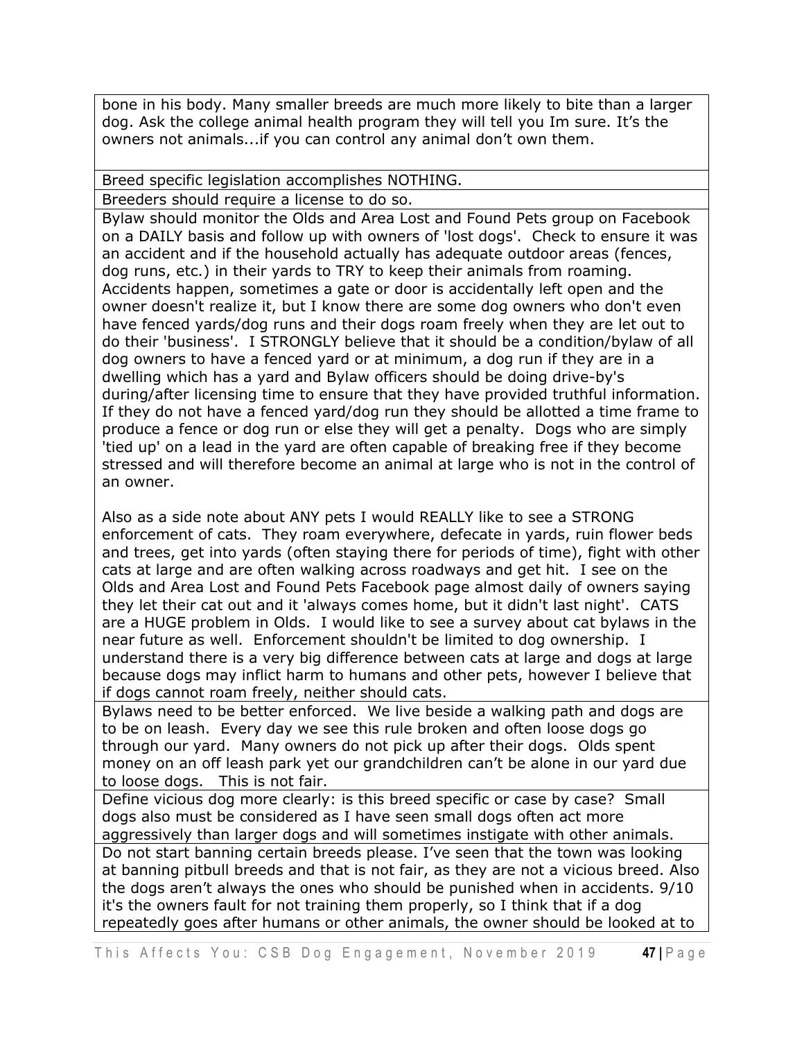| |
|---|
| bone in his body. Many smaller breeds are much more likely to bite than a larger dog. Ask the college animal health program they will tell you Im sure. It's the owners not animals...if you can control any animal don't own them. |
| Breed specific legislation accomplishes NOTHING. |
| Breeders should require a license to do so. |
| Bylaw should monitor the Olds and Area Lost and Found Pets group on Facebook on a DAILY basis and follow up with owners of 'lost dogs'. Check to ensure it was an accident and if the household actually has adequate outdoor areas (fences, dog runs, etc.) in their yards to TRY to keep their animals from roaming. Accidents happen, sometimes a gate or door is accidentally left open and the owner doesn't realize it, but I know there are some dog owners who don't even have fenced yards/dog runs and their dogs roam freely when they are let out to do their 'business'. I STRONGLY believe that it should be a condition/bylaw of all dog owners to have a fenced yard or at minimum, a dog run if they are in a dwelling which has a yard and Bylaw officers should be doing drive-by's during/after licensing time to ensure that they have provided truthful information. If they do not have a fenced yard/dog run they should be allotted a time frame to produce a fence or dog run or else they will get a penalty. Dogs who are simply 'tied up' on a lead in the yard are often capable of breaking free if they become stressed and will therefore become an animal at large who is not in the control of an owner.<br><br>Also as a side note about ANY pets I would REALLY like to see a STRONG enforcement of cats. They roam everywhere, defecate in yards, ruin flower beds and trees, get into yards (often staying there for periods of time), fight with other cats at large and are often walking across roadways and get hit. I see on the Olds and Area Lost and Found Pets Facebook page almost daily of owners saying they let their cat out and it 'always comes home, but it didn't last night'. CATS are a HUGE problem in Olds. I would like to see a survey about cat bylaws in the near future as well. Enforcement shouldn't be limited to dog ownership. I understand there is a very big difference between cats at large and dogs at large because dogs may inflict harm to humans and other pets, however I believe that if dogs cannot roam freely, neither should cats. |
| Bylaws need to be better enforced. We live beside a walking path and dogs are to be on leash. Every day we see this rule broken and often loose dogs go through our yard. Many owners do not pick up after their dogs. Olds spent money on an off leash park yet our grandchildren can't be alone in our yard due to loose dogs. This is not fair. |
| Define vicious dog more clearly: is this breed specific or case by case? Small dogs also must be considered as I have seen small dogs often act more aggressively than larger dogs and will sometimes instigate with other animals. |
| Do not start banning certain breeds please. I've seen that the town was looking at banning pitbull breeds and that is not fair, as they are not a vicious breed. Also the dogs aren't always the ones who should be punished when in accidents. 9/10 it's the owners fault for not training them properly, so I think that if a dog repeatedly goes after humans or other animals, the owner should be looked at to |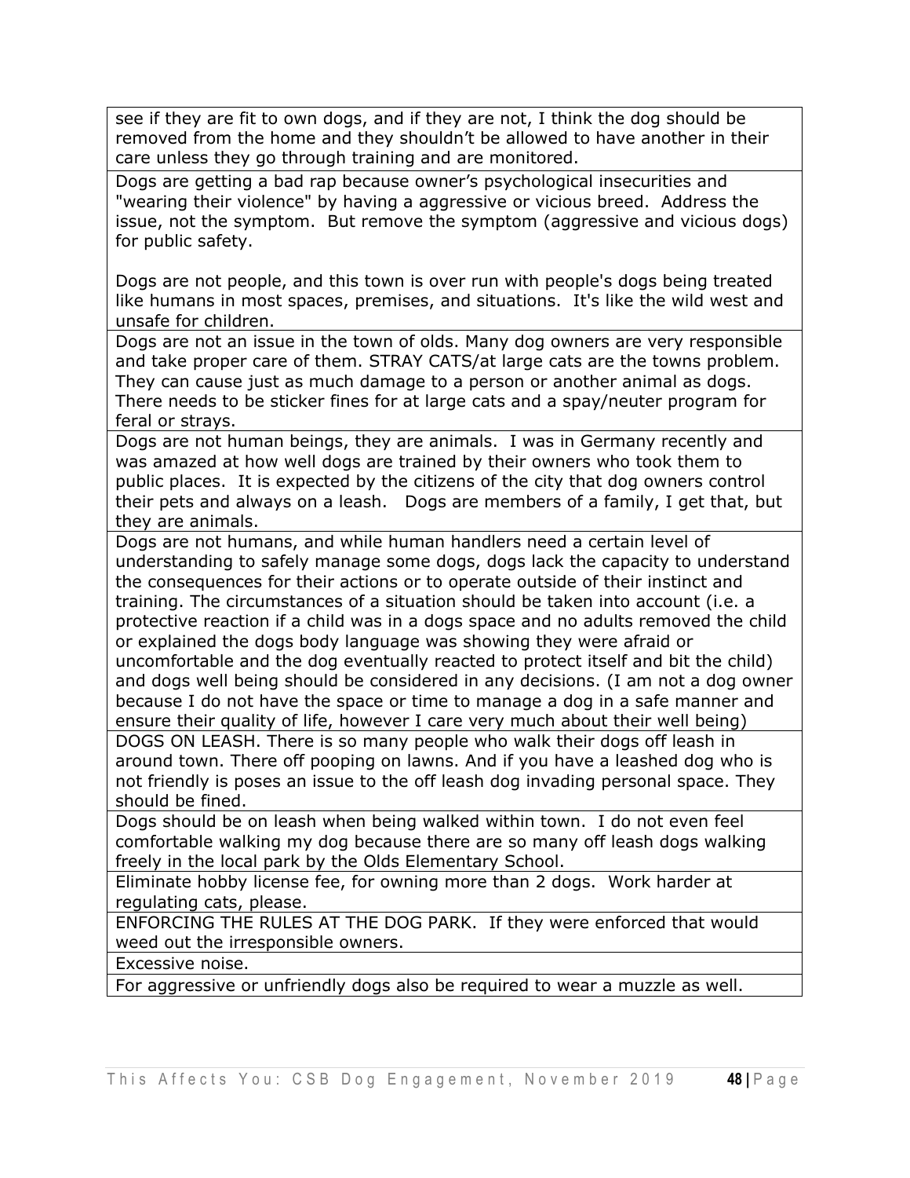| |
|---|
| see if they are fit to own dogs, and if they are not, I think the dog should be removed from the home and they shouldn't be allowed to have another in their care unless they go through training and are monitored. |
| Dogs are getting a bad rap because owner's psychological insecurities and "wearing their violence" by having a aggressive or vicious breed. Address the issue, not the symptom. But remove the symptom (aggressive and vicious dogs) for public safety.<br><br>Dogs are not people, and this town is over run with people's dogs being treated like humans in most spaces, premises, and situations. It's like the wild west and unsafe for children. |
| Dogs are not an issue in the town of olds. Many dog owners are very responsible and take proper care of them. STRAY CATS/at large cats are the towns problem. They can cause just as much damage to a person or another animal as dogs. There needs to be sticker fines for at large cats and a spay/neuter program for feral or strays. |
| Dogs are not human beings, they are animals. I was in Germany recently and was amazed at how well dogs are trained by their owners who took them to public places. It is expected by the citizens of the city that dog owners control their pets and always on a leash. Dogs are members of a family, I get that, but they are animals. |
| Dogs are not humans, and while human handlers need a certain level of understanding to safely manage some dogs, dogs lack the capacity to understand the consequences for their actions or to operate outside of their instinct and training. The circumstances of a situation should be taken into account (i.e. a protective reaction if a child was in a dogs space and no adults removed the child or explained the dogs body language was showing they were afraid or uncomfortable and the dog eventually reacted to protect itself and bit the child) and dogs well being should be considered in any decisions. (I am not a dog owner because I do not have the space or time to manage a dog in a safe manner and ensure their quality of life, however I care very much about their well being) |
| DOGS ON LEASH. There is so many people who walk their dogs off leash in around town. There off pooping on lawns. And if you have a leashed dog who is not friendly is poses an issue to the off leash dog invading personal space. They should be fined. |
| Dogs should be on leash when being walked within town. I do not even feel comfortable walking my dog because there are so many off leash dogs walking freely in the local park by the Olds Elementary School. |
| Eliminate hobby license fee, for owning more than 2 dogs. Work harder at regulating cats, please. |
| ENFORCING THE RULES AT THE DOG PARK. If they were enforced that would weed out the irresponsible owners. |
| Excessive noise. |
| For aggressive or unfriendly dogs also be required to wear a muzzle as well. |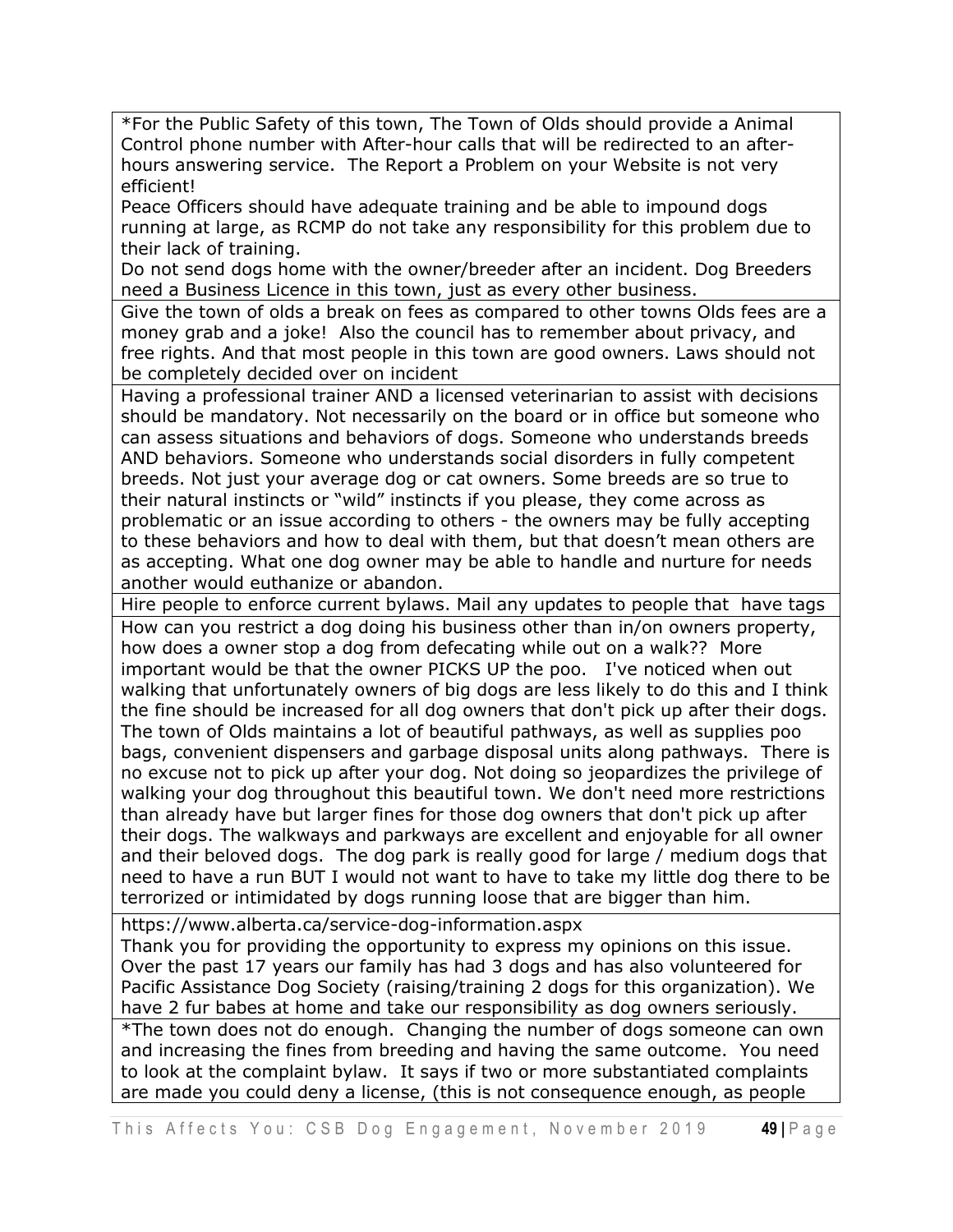| |
|---|
| *For the Public Safety of this town, The Town of Olds should provide a Animal Control phone number with After-hour calls that will be redirected to an after-hours answering service. The Report a Problem on your Website is not very efficient!<br>Peace Officers should have adequate training and be able to impound dogs running at large, as RCMP do not take any responsibility for this problem due to their lack of training.<br>Do not send dogs home with the owner/breeder after an incident. Dog Breeders need a Business Licence in this town, just as every other business. |
| Give the town of olds a break on fees as compared to other towns Olds fees are a money grab and a joke! Also the council has to remember about privacy, and free rights. And that most people in this town are good owners. Laws should not be completely decided over on incident |
| Having a professional trainer AND a licensed veterinarian to assist with decisions should be mandatory. Not necessarily on the board or in office but someone who can assess situations and behaviors of dogs. Someone who understands breeds AND behaviors. Someone who understands social disorders in fully competent breeds. Not just your average dog or cat owners. Some breeds are so true to their natural instincts or "wild" instincts if you please, they come across as problematic or an issue according to others - the owners may be fully accepting to these behaviors and how to deal with them, but that doesn't mean others are as accepting. What one dog owner may be able to handle and nurture for needs another would euthanize or abandon. |
| Hire people to enforce current bylaws. Mail any updates to people that have tags |
| How can you restrict a dog doing his business other than in/on owners property, how does a owner stop a dog from defecating while out on a walk?? More important would be that the owner PICKS UP the poo. I've noticed when out walking that unfortunately owners of big dogs are less likely to do this and I think the fine should be increased for all dog owners that don't pick up after their dogs. The town of Olds maintains a lot of beautiful pathways, as well as supplies poo bags, convenient dispensers and garbage disposal units along pathways. There is no excuse not to pick up after your dog. Not doing so jeopardizes the privilege of walking your dog throughout this beautiful town. We don't need more restrictions than already have but larger fines for those dog owners that don't pick up after their dogs. The walkways and parkways are excellent and enjoyable for all owner and their beloved dogs. The dog park is really good for large / medium dogs that need to have a run BUT I would not want to have to take my little dog there to be terrorized or intimidated by dogs running loose that are bigger than him. |
| https://www.alberta.ca/service-dog-information.aspx<br>Thank you for providing the opportunity to express my opinions on this issue. Over the past 17 years our family has had 3 dogs and has also volunteered for Pacific Assistance Dog Society (raising/training 2 dogs for this organization). We have 2 fur babes at home and take our responsibility as dog owners seriously. |
| *The town does not do enough. Changing the number of dogs someone can own and increasing the fines from breeding and having the same outcome. You need to look at the complaint bylaw. It says if two or more substantiated complaints are made you could deny a license, (this is not consequence enough, as people |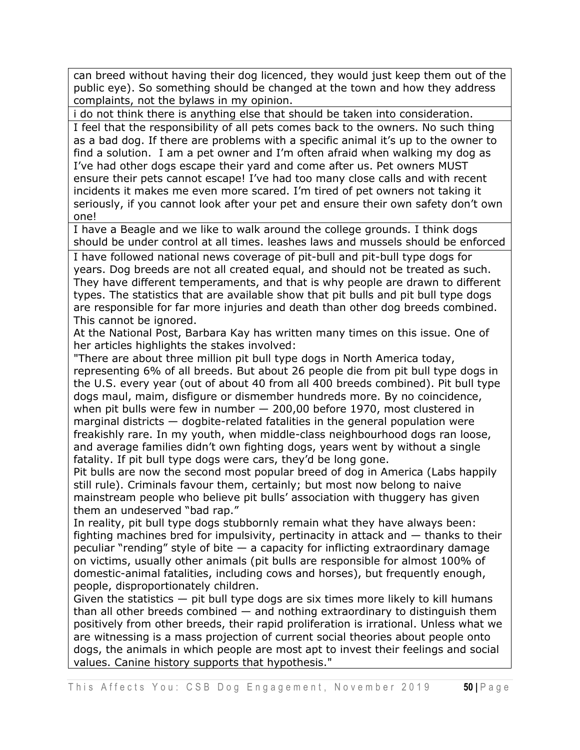| |
|---|
| can breed without having their dog licenced, they would just keep them out of the public eye). So something should be changed at the town and how they address complaints, not the bylaws in my opinion. |
| i do not think there is anything else that should be taken into consideration. |
| I feel that the responsibility of all pets comes back to the owners. No such thing as a bad dog. If there are problems with a specific animal it's up to the owner to find a solution. I am a pet owner and I'm often afraid when walking my dog as I've had other dogs escape their yard and come after us. Pet owners MUST ensure their pets cannot escape! I've had too many close calls and with recent incidents it makes me even more scared. I'm tired of pet owners not taking it seriously, if you cannot look after your pet and ensure their own safety don't own one! |
| I have a Beagle and we like to walk around the college grounds. I think dogs should be under control at all times. leashes laws and mussels should be enforced |
| I have followed national news coverage of pit-bull and pit-bull type dogs for years. Dog breeds are not all created equal, and should not be treated as such. They have different temperaments, and that is why people are drawn to different types. The statistics that are available show that pit bulls and pit bull type dogs are responsible for far more injuries and death than other dog breeds combined. This cannot be ignored.<br>At the National Post, Barbara Kay has written many times on this issue. One of her articles highlights the stakes involved:<br>"There are about three million pit bull type dogs in North America today, representing 6% of all breeds. But about 26 people die from pit bull type dogs in the U.S. every year (out of about 40 from all 400 breeds combined). Pit bull type dogs maul, maim, disfigure or dismember hundreds more. By no coincidence, when pit bulls were few in number — 200,00 before 1970, most clustered in marginal districts — dogbite-related fatalities in the general population were freakishly rare. In my youth, when middle-class neighbourhood dogs ran loose, and average families didn't own fighting dogs, years went by without a single fatality. If pit bull type dogs were cars, they'd be long gone.<br>Pit bulls are now the second most popular breed of dog in America (Labs happily still rule). Criminals favour them, certainly; but most now belong to naive mainstream people who believe pit bulls' association with thuggery has given them an undeserved "bad rap."<br>In reality, pit bull type dogs stubbornly remain what they have always been: fighting machines bred for impulsivity, pertinacity in attack and — thanks to their peculiar "rending" style of bite — a capacity for inflicting extraordinary damage on victims, usually other animals (pit bulls are responsible for almost 100% of domestic-animal fatalities, including cows and horses), but frequently enough, people, disproportionately children.<br>Given the statistics — pit bull type dogs are six times more likely to kill humans than all other breeds combined — and nothing extraordinary to distinguish them positively from other breeds, their rapid proliferation is irrational. Unless what we are witnessing is a mass projection of current social theories about people onto dogs, the animals in which people are most apt to invest their feelings and social values. Canine history supports that hypothesis." |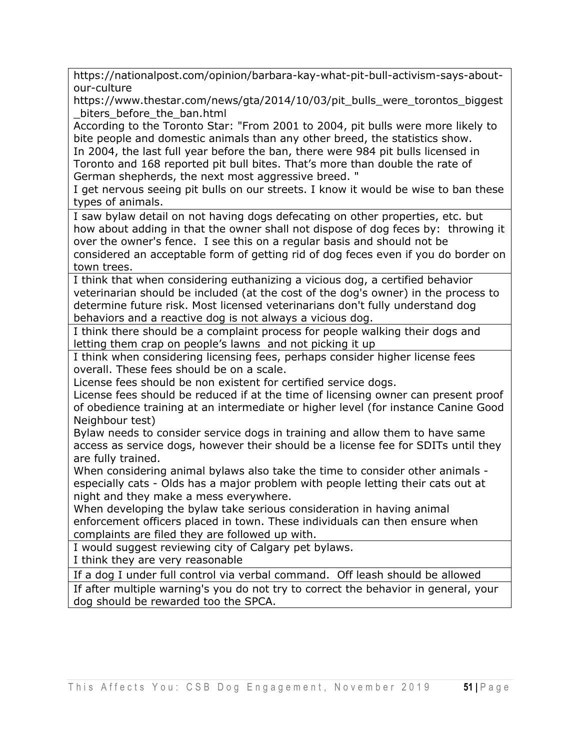| |
|---|
| https://nationalpost.com/opinion/barbara-kay-what-pit-bull-activism-says-about-our-culture<br>https://www.thestar.com/news/gta/2014/10/03/pit_bulls_were_torontos_biggest_biters_before_the_ban.html<br>According to the Toronto Star: "From 2001 to 2004, pit bulls were more likely to bite people and domestic animals than any other breed, the statistics show.<br>In 2004, the last full year before the ban, there were 984 pit bulls licensed in Toronto and 168 reported pit bull bites. That's more than double the rate of German shepherds, the next most aggressive breed. "<br>I get nervous seeing pit bulls on our streets. I know it would be wise to ban these types of animals. |
| I saw bylaw detail on not having dogs defecating on other properties, etc. but how about adding in that the owner shall not dispose of dog feces by: throwing it over the owner's fence. I see this on a regular basis and should not be considered an acceptable form of getting rid of dog feces even if you do border on town trees. |
| I think that when considering euthanizing a vicious dog, a certified behavior veterinarian should be included (at the cost of the dog's owner) in the process to determine future risk. Most licensed veterinarians don't fully understand dog behaviors and a reactive dog is not always a vicious dog. |
| I think there should be a complaint process for people walking their dogs and letting them crap on people's lawns and not picking it up |
| I think when considering licensing fees, perhaps consider higher license fees overall. These fees should be on a scale.<br>License fees should be non existent for certified service dogs.<br>License fees should be reduced if at the time of licensing owner can present proof of obedience training at an intermediate or higher level (for instance Canine Good Neighbour test)<br>Bylaw needs to consider service dogs in training and allow them to have same access as service dogs, however their should be a license fee for SDITs until they are fully trained.<br>When considering animal bylaws also take the time to consider other animals - especially cats - Olds has a major problem with people letting their cats out at night and they make a mess everywhere.<br>When developing the bylaw take serious consideration in having animal enforcement officers placed in town. These individuals can then ensure when complaints are filed they are followed up with. |
| I would suggest reviewing city of Calgary pet bylaws.<br>I think they are very reasonable |
| If a dog I under full control via verbal command. Off leash should be allowed |
| If after multiple warning's you do not try to correct the behavior in general, your dog should be rewarded too the SPCA. |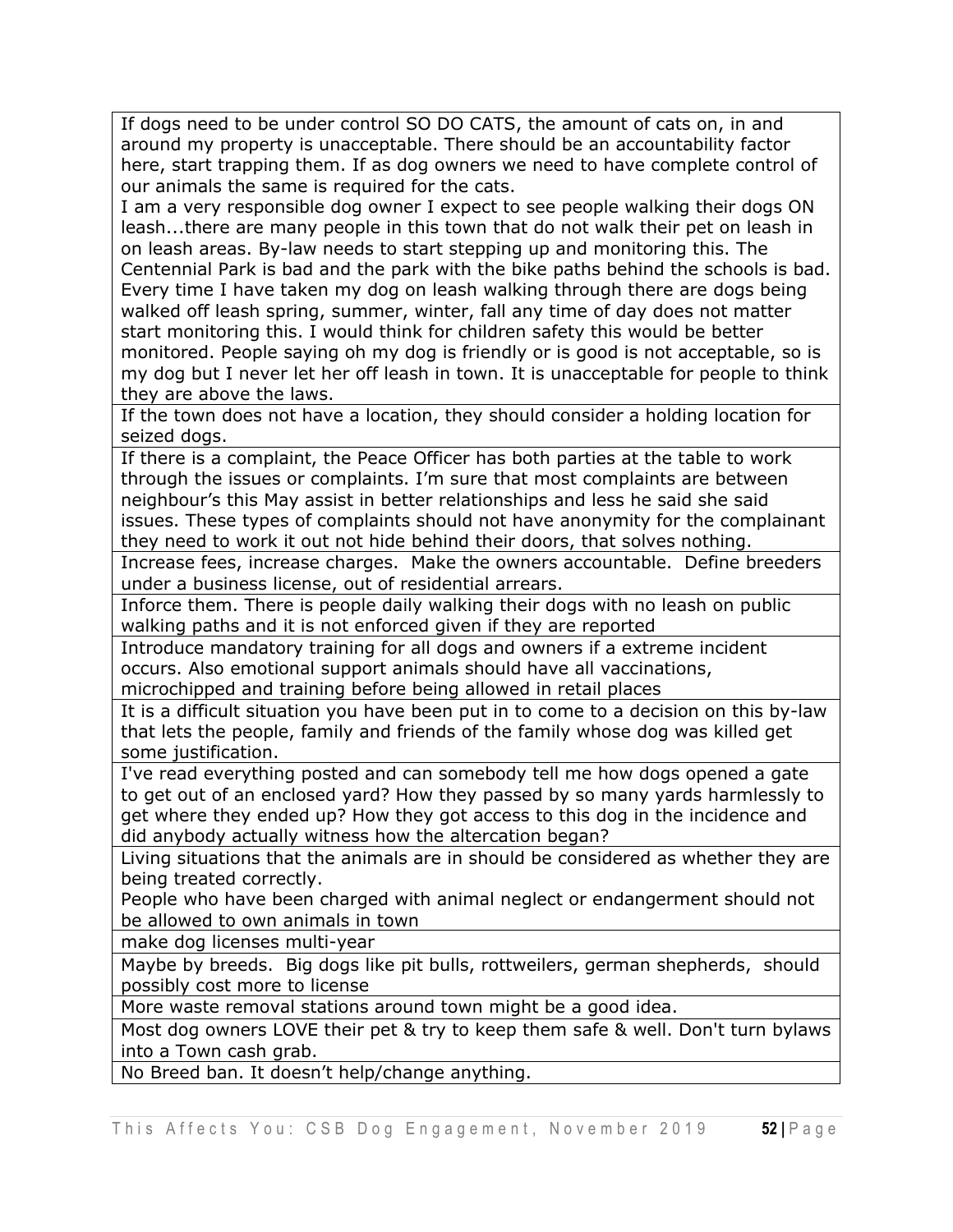| |
|---|
| If dogs need to be under control SO DO CATS, the amount of cats on, in and around my property is unacceptable. There should be an accountability factor here, start trapping them. If as dog owners we need to have complete control of our animals the same is required for the cats.<br>I am a very responsible dog owner I expect to see people walking their dogs ON leash...there are many people in this town that do not walk their pet on leash in on leash areas. By-law needs to start stepping up and monitoring this. The Centennial Park is bad and the park with the bike paths behind the schools is bad. Every time I have taken my dog on leash walking through there are dogs being walked off leash spring, summer, winter, fall any time of day does not matter start monitoring this. I would think for children safety this would be better monitored. People saying oh my dog is friendly or is good is not acceptable, so is my dog but I never let her off leash in town. It is unacceptable for people to think they are above the laws. |
| If the town does not have a location, they should consider a holding location for seized dogs. |
| If there is a complaint, the Peace Officer has both parties at the table to work through the issues or complaints. I'm sure that most complaints are between neighbour's this May assist in better relationships and less he said she said issues. These types of complaints should not have anonymity for the complainant they need to work it out not hide behind their doors, that solves nothing. |
| Increase fees, increase charges. Make the owners accountable. Define breeders under a business license, out of residential arrears. |
| Inforce them. There is people daily walking their dogs with no leash on public walking paths and it is not enforced given if they are reported |
| Introduce mandatory training for all dogs and owners if a extreme incident occurs. Also emotional support animals should have all vaccinations, microchipped and training before being allowed in retail places |
| It is a difficult situation you have been put in to come to a decision on this by-law that lets the people, family and friends of the family whose dog was killed get some justification. |
| I've read everything posted and can somebody tell me how dogs opened a gate to get out of an enclosed yard? How they passed by so many yards harmlessly to get where they ended up? How they got access to this dog in the incidence and did anybody actually witness how the altercation began? |
| Living situations that the animals are in should be considered as whether they are being treated correctly.<br>People who have been charged with animal neglect or endangerment should not be allowed to own animals in town |
| make dog licenses multi-year |
| Maybe by breeds. Big dogs like pit bulls, rottweilers, german shepherds, should possibly cost more to license |
| More waste removal stations around town might be a good idea. |
| Most dog owners LOVE their pet & try to keep them safe & well. Don't turn bylaws into a Town cash grab. |
| No Breed ban. It doesn't help/change anything. |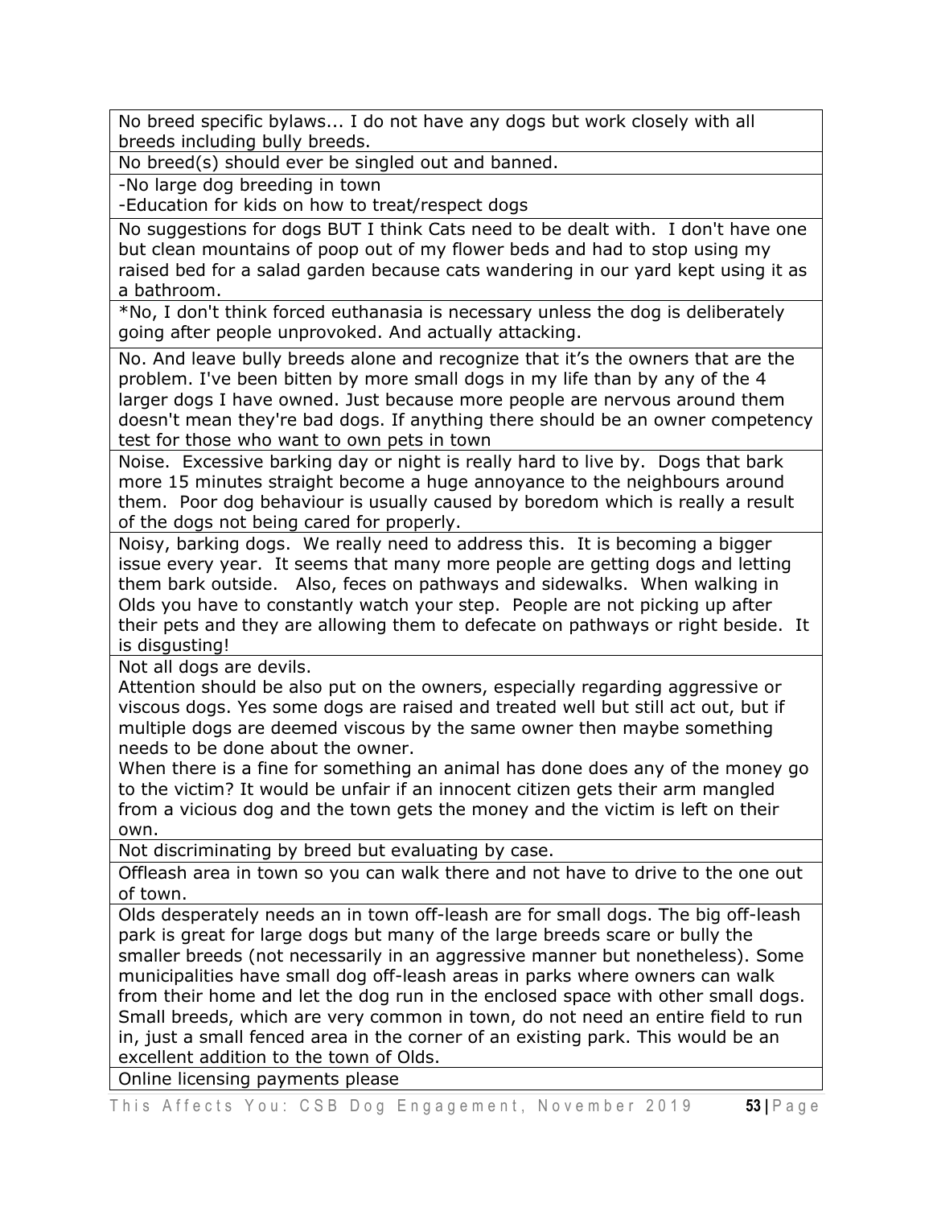| |
|---|
| No breed specific bylaws... I do not have any dogs but work closely with all breeds including bully breeds. |
| No breed(s) should ever be singled out and banned. |
| -No large dog breeding in town<br>-Education for kids on how to treat/respect dogs |
| No suggestions for dogs BUT I think Cats need to be dealt with. I don't have one but clean mountains of poop out of my flower beds and had to stop using my raised bed for a salad garden because cats wandering in our yard kept using it as a bathroom. |
| *No, I don't think forced euthanasia is necessary unless the dog is deliberately going after people unprovoked. And actually attacking. |
| No. And leave bully breeds alone and recognize that it's the owners that are the problem. I've been bitten by more small dogs in my life than by any of the 4 larger dogs I have owned. Just because more people are nervous around them doesn't mean they're bad dogs. If anything there should be an owner competency test for those who want to own pets in town |
| Noise. Excessive barking day or night is really hard to live by. Dogs that bark more 15 minutes straight become a huge annoyance to the neighbours around them. Poor dog behaviour is usually caused by boredom which is really a result of the dogs not being cared for properly. |
| Noisy, barking dogs. We really need to address this. It is becoming a bigger issue every year. It seems that many more people are getting dogs and letting them bark outside. Also, feces on pathways and sidewalks. When walking in Olds you have to constantly watch your step. People are not picking up after their pets and they are allowing them to defecate on pathways or right beside. It is disgusting! |
| Not all dogs are devils.<br>Attention should be also put on the owners, especially regarding aggressive or viscous dogs. Yes some dogs are raised and treated well but still act out, but if multiple dogs are deemed viscous by the same owner then maybe something needs to be done about the owner.<br>When there is a fine for something an animal has done does any of the money go to the victim? It would be unfair if an innocent citizen gets their arm mangled from a vicious dog and the town gets the money and the victim is left on their own. |
| Not discriminating by breed but evaluating by case. |
| Offleash area in town so you can walk there and not have to drive to the one out of town. |
| Olds desperately needs an in town off-leash are for small dogs. The big off-leash park is great for large dogs but many of the large breeds scare or bully the smaller breeds (not necessarily in an aggressive manner but nonetheless). Some municipalities have small dog off-leash areas in parks where owners can walk from their home and let the dog run in the enclosed space with other small dogs. Small breeds, which are very common in town, do not need an entire field to run in, just a small fenced area in the corner of an existing park. This would be an excellent addition to the town of Olds. |
| Online licensing payments please |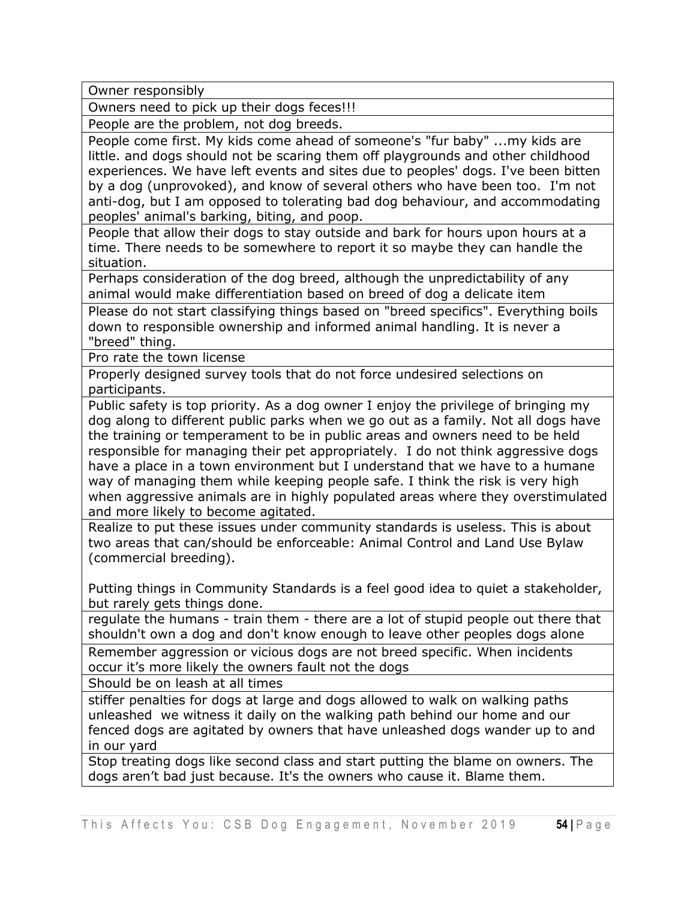| Owner responsibly |
| --- |
| Owners need to pick up their dogs feces!!! |
| People are the problem, not dog breeds. |
| People come first. My kids come ahead of someone's "fur baby" ...my kids are little. and dogs should not be scaring them off playgrounds and other childhood experiences. We have left events and sites due to peoples' dogs. I've been bitten by a dog (unprovoked), and know of several others who have been too. I'm not anti-dog, but I am opposed to tolerating bad dog behaviour, and accommodating peoples' animal's barking, biting, and poop. |
| People that allow their dogs to stay outside and bark for hours upon hours at a time. There needs to be somewhere to report it so maybe they can handle the situation. |
| Perhaps consideration of the dog breed, although the unpredictability of any animal would make differentiation based on breed of dog a delicate item |
| Please do not start classifying things based on "breed specifics". Everything boils down to responsible ownership and informed animal handling. It is never a "breed" thing. |
| Pro rate the town license |
| Properly designed survey tools that do not force undesired selections on participants. |
| Public safety is top priority. As a dog owner I enjoy the privilege of bringing my dog along to different public parks when we go out as a family. Not all dogs have the training or temperament to be in public areas and owners need to be held responsible for managing their pet appropriately. I do not think aggressive dogs have a place in a town environment but I understand that we have to a humane way of managing them while keeping people safe. I think the risk is very high when aggressive animals are in highly populated areas where they overstimulated and more likely to become agitated. |
| Realize to put these issues under community standards is useless. This is about two areas that can/should be enforceable: Animal Control and Land Use Bylaw (commercial breeding).<br><br>Putting things in Community Standards is a feel good idea to quiet a stakeholder, but rarely gets things done. |
| regulate the humans - train them - there are a lot of stupid people out there that shouldn't own a dog and don't know enough to leave other peoples dogs alone |
| Remember aggression or vicious dogs are not breed specific. When incidents occur it's more likely the owners fault not the dogs |
| Should be on leash at all times |
| stiffer penalties for dogs at large and dogs allowed to walk on walking paths unleashed we witness it daily on the walking path behind our home and our fenced dogs are agitated by owners that have unleashed dogs wander up to and in our yard |
| Stop treating dogs like second class and start putting the blame on owners. The dogs aren't bad just because. It's the owners who cause it. Blame them. |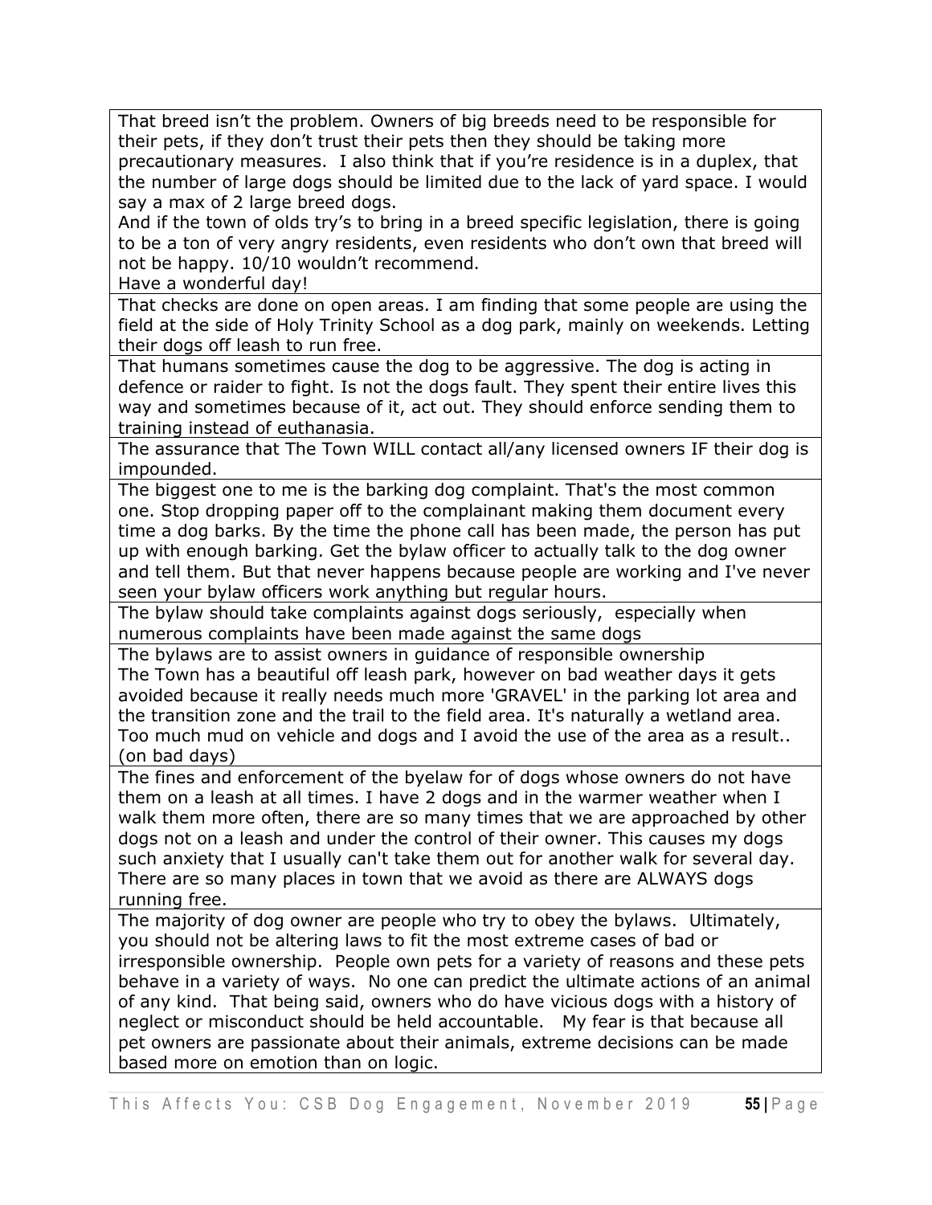| |
|---|
| That breed isn't the problem. Owners of big breeds need to be responsible for their pets, if they don't trust their pets then they should be taking more precautionary measures. I also think that if you're residence is in a duplex, that the number of large dogs should be limited due to the lack of yard space. I would say a max of 2 large breed dogs.<br>And if the town of olds try's to bring in a breed specific legislation, there is going to be a ton of very angry residents, even residents who don't own that breed will not be happy. 10/10 wouldn't recommend.<br>Have a wonderful day! |
| That checks are done on open areas. I am finding that some people are using the field at the side of Holy Trinity School as a dog park, mainly on weekends. Letting their dogs off leash to run free. |
| That humans sometimes cause the dog to be aggressive. The dog is acting in defence or raider to fight. Is not the dogs fault. They spent their entire lives this way and sometimes because of it, act out. They should enforce sending them to training instead of euthanasia. |
| The assurance that The Town WILL contact all/any licensed owners IF their dog is impounded. |
| The biggest one to me is the barking dog complaint. That's the most common one. Stop dropping paper off to the complainant making them document every time a dog barks. By the time the phone call has been made, the person has put up with enough barking. Get the bylaw officer to actually talk to the dog owner and tell them. But that never happens because people are working and I've never seen your bylaw officers work anything but regular hours. |
| The bylaw should take complaints against dogs seriously, especially when numerous complaints have been made against the same dogs |
| The bylaws are to assist owners in guidance of responsible ownership<br>The Town has a beautiful off leash park, however on bad weather days it gets avoided because it really needs much more 'GRAVEL' in the parking lot area and the transition zone and the trail to the field area. It's naturally a wetland area. Too much mud on vehicle and dogs and I avoid the use of the area as a result.. (on bad days) |
| The fines and enforcement of the byelaw for of dogs whose owners do not have them on a leash at all times. I have 2 dogs and in the warmer weather when I walk them more often, there are so many times that we are approached by other dogs not on a leash and under the control of their owner. This causes my dogs such anxiety that I usually can't take them out for another walk for several day. There are so many places in town that we avoid as there are ALWAYS dogs running free. |
| The majority of dog owner are people who try to obey the bylaws. Ultimately, you should not be altering laws to fit the most extreme cases of bad or irresponsible ownership. People own pets for a variety of reasons and these pets behave in a variety of ways. No one can predict the ultimate actions of an animal of any kind. That being said, owners who do have vicious dogs with a history of neglect or misconduct should be held accountable. My fear is that because all pet owners are passionate about their animals, extreme decisions can be made based more on emotion than on logic. |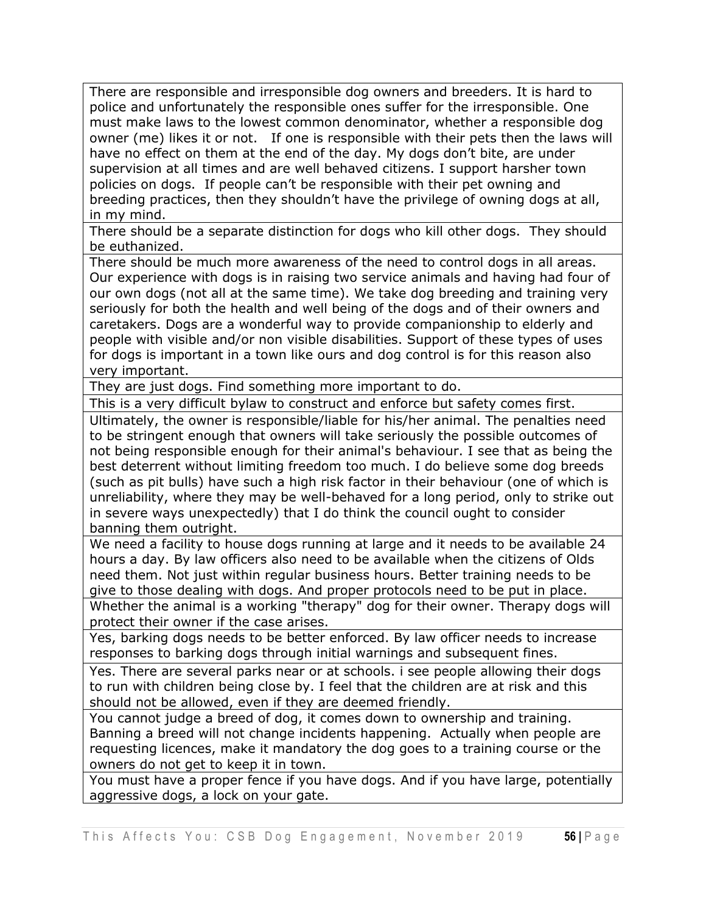| |
|---|
| There are responsible and irresponsible dog owners and breeders. It is hard to police and unfortunately the responsible ones suffer for the irresponsible. One must make laws to the lowest common denominator, whether a responsible dog owner (me) likes it or not. If one is responsible with their pets then the laws will have no effect on them at the end of the day. My dogs don't bite, are under supervision at all times and are well behaved citizens. I support harsher town policies on dogs. If people can't be responsible with their pet owning and breeding practices, then they shouldn't have the privilege of owning dogs at all, in my mind. |
| There should be a separate distinction for dogs who kill other dogs. They should be euthanized. |
| There should be much more awareness of the need to control dogs in all areas. Our experience with dogs is in raising two service animals and having had four of our own dogs (not all at the same time). We take dog breeding and training very seriously for both the health and well being of the dogs and of their owners and caretakers. Dogs are a wonderful way to provide companionship to elderly and people with visible and/or non visible disabilities. Support of these types of uses for dogs is important in a town like ours and dog control is for this reason also very important. |
| They are just dogs. Find something more important to do. |
| This is a very difficult bylaw to construct and enforce but safety comes first. |
| Ultimately, the owner is responsible/liable for his/her animal. The penalties need to be stringent enough that owners will take seriously the possible outcomes of not being responsible enough for their animal's behaviour. I see that as being the best deterrent without limiting freedom too much. I do believe some dog breeds (such as pit bulls) have such a high risk factor in their behaviour (one of which is unreliability, where they may be well-behaved for a long period, only to strike out in severe ways unexpectedly) that I do think the council ought to consider banning them outright. |
| We need a facility to house dogs running at large and it needs to be available 24 hours a day. By law officers also need to be available when the citizens of Olds need them. Not just within regular business hours. Better training needs to be give to those dealing with dogs. And proper protocols need to be put in place. |
| Whether the animal is a working "therapy" dog for their owner. Therapy dogs will protect their owner if the case arises. |
| Yes, barking dogs needs to be better enforced. By law officer needs to increase responses to barking dogs through initial warnings and subsequent fines. |
| Yes. There are several parks near or at schools. i see people allowing their dogs to run with children being close by. I feel that the children are at risk and this should not be allowed, even if they are deemed friendly. |
| You cannot judge a breed of dog, it comes down to ownership and training. Banning a breed will not change incidents happening. Actually when people are requesting licences, make it mandatory the dog goes to a training course or the owners do not get to keep it in town. |
| You must have a proper fence if you have dogs. And if you have large, potentially aggressive dogs, a lock on your gate. |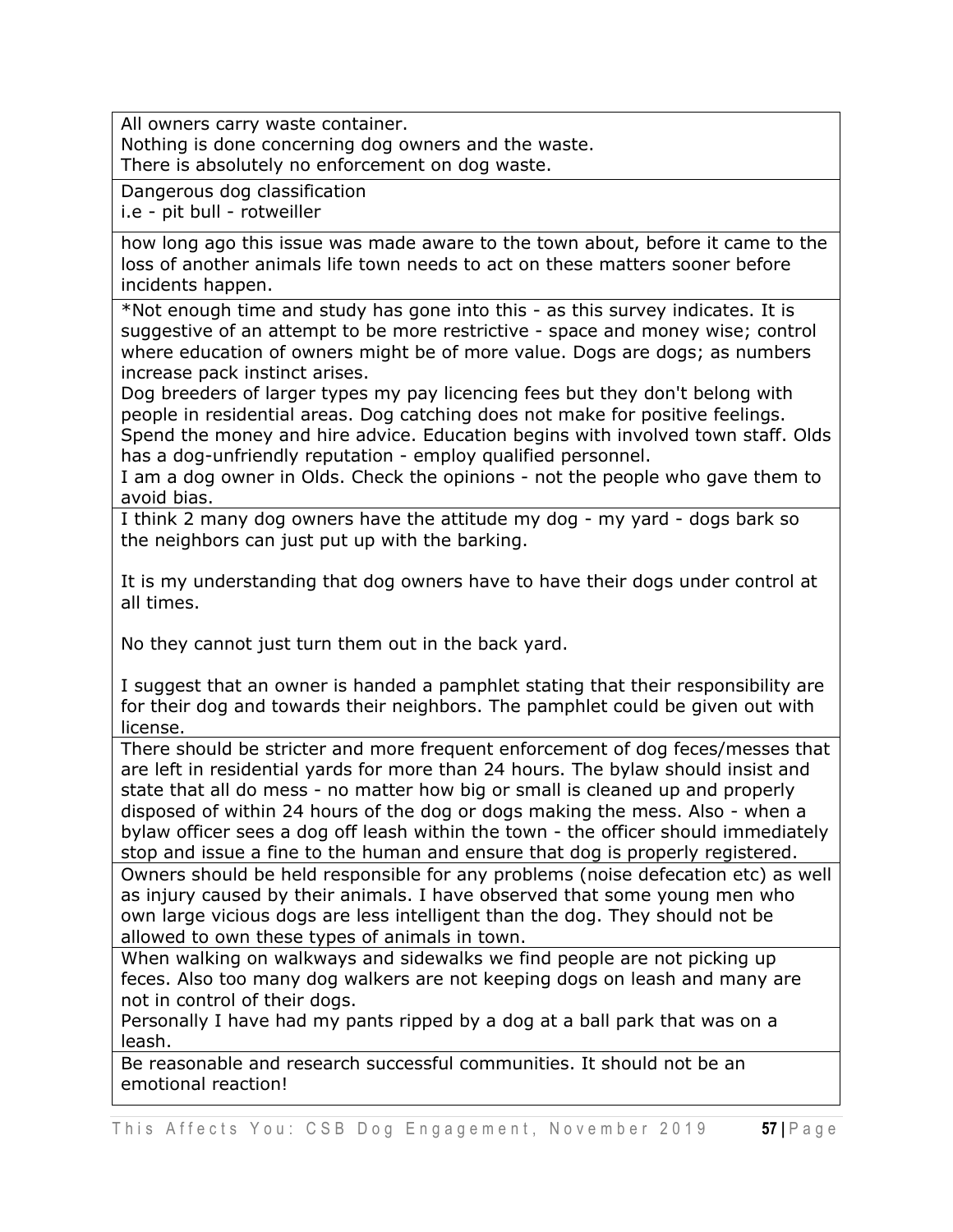| |
|---|
| All owners carry waste container.<br>Nothing is done concerning dog owners and the waste.<br>There is absolutely no enforcement on dog waste. |
| Dangerous dog classification<br>i.e - pit bull - rotweiller |
| how long ago this issue was made aware to the town about, before it came to the loss of another animals life town needs to act on these matters sooner before incidents happen. |
| *Not enough time and study has gone into this - as this survey indicates. It is suggestive of an attempt to be more restrictive - space and money wise; control where education of owners might be of more value. Dogs are dogs; as numbers increase pack instinct arises.<br>Dog breeders of larger types my pay licencing fees but they don't belong with people in residential areas. Dog catching does not make for positive feelings. Spend the money and hire advice. Education begins with involved town staff. Olds has a dog-unfriendly reputation - employ qualified personnel.<br>I am a dog owner in Olds. Check the opinions - not the people who gave them to avoid bias. |
| I think 2 many dog owners have the attitude my dog - my yard - dogs bark so the neighbors can just put up with the barking.<br><br>It is my understanding that dog owners have to have their dogs under control at all times.<br><br>No they cannot just turn them out in the back yard.<br><br>I suggest that an owner is handed a pamphlet stating that their responsibility are for their dog and towards their neighbors. The pamphlet could be given out with license. |
| There should be stricter and more frequent enforcement of dog feces/messes that are left in residential yards for more than 24 hours. The bylaw should insist and state that all do mess - no matter how big or small is cleaned up and properly disposed of within 24 hours of the dog or dogs making the mess. Also - when a bylaw officer sees a dog off leash within the town - the officer should immediately stop and issue a fine to the human and ensure that dog is properly registered. |
| Owners should be held responsible for any problems (noise defecation etc) as well as injury caused by their animals. I have observed that some young men who own large vicious dogs are less intelligent than the dog. They should not be allowed to own these types of animals in town. |
| When walking on walkways and sidewalks we find people are not picking up feces. Also too many dog walkers are not keeping dogs on leash and many are not in control of their dogs.<br>Personally I have had my pants ripped by a dog at a ball park that was on a leash. |
| Be reasonable and research successful communities. It should not be an emotional reaction! |